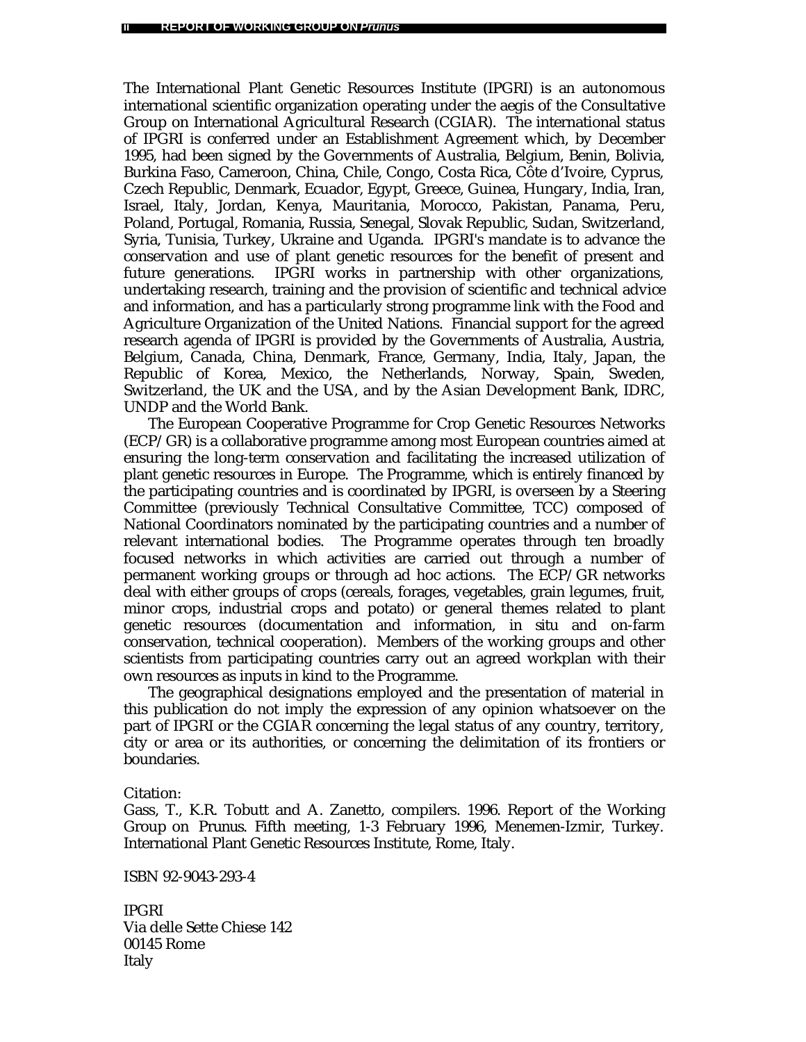The International Plant Genetic Resources Institute (IPGRI) is an autonomous international scientific organization operating under the aegis of the Consultative Group on International Agricultural Research (CGIAR). The international status of IPGRI is conferred under an Establishment Agreement which, by December 1995, had been signed by the Governments of Australia, Belgium, Benin, Bolivia, Burkina Faso, Cameroon, China, Chile, Congo, Costa Rica, Côte d'Ivoire, Cyprus, Czech Republic, Denmark, Ecuador, Egypt, Greece, Guinea, Hungary, India, Iran, Israel, Italy, Jordan, Kenya, Mauritania, Morocco, Pakistan, Panama, Peru, Poland, Portugal, Romania, Russia, Senegal, Slovak Republic, Sudan, Switzerland, Syria, Tunisia, Turkey, Ukraine and Uganda. IPGRI's mandate is to advance the conservation and use of plant genetic resources for the benefit of present and future generations. IPGRI works in partnership with other organizations, undertaking research, training and the provision of scientific and technical advice and information, and has a particularly strong programme link with the Food and Agriculture Organization of the United Nations. Financial support for the agreed research agenda of IPGRI is provided by the Governments of Australia, Austria, Belgium, Canada, China, Denmark, France, Germany, India, Italy, Japan, the Republic of Korea, Mexico, the Netherlands, Norway, Spain, Sweden, Switzerland, the UK and the USA, and by the Asian Development Bank, IDRC, UNDP and the World Bank.

The European Cooperative Programme for Crop Genetic Resources Networks (ECP/GR) is a collaborative programme among most European countries aimed at ensuring the long-term conservation and facilitating the increased utilization of plant genetic resources in Europe. The Programme, which is entirely financed by the participating countries and is coordinated by IPGRI, is overseen by a Steering Committee (previously Technical Consultative Committee, TCC) composed of National Coordinators nominated by the participating countries and a number of relevant international bodies. The Programme operates through ten broadly focused networks in which activities are carried out through a number of permanent working groups or through ad hoc actions. The ECP/GR networks deal with either groups of crops (cereals, forages, vegetables, grain legumes, fruit, minor crops, industrial crops and potato) or general themes related to plant genetic resources (documentation and information, in situ and on-farm conservation, technical cooperation). Members of the working groups and other scientists from participating countries carry out an agreed workplan with their own resources as inputs in kind to the Programme.

The geographical designations employed and the presentation of material in this publication do not imply the expression of any opinion whatsoever on the part of IPGRI or the CGIAR concerning the legal status of any country, territory, city or area or its authorities, or concerning the delimitation of its frontiers or boundaries.

Citation:
Gass, T., K.R. Tobutt and A. Zanetto, compilers. 1996. Report of the Working Group on *Prunus*. Fifth meeting, 1-3 February 1996, Menemen-Izmir, Turkey. International Plant Genetic Resources Institute, Rome, Italy.

ISBN 92-9043-293-4

IPGRI
Via delle Sette Chiese 142
00145 Rome
Italy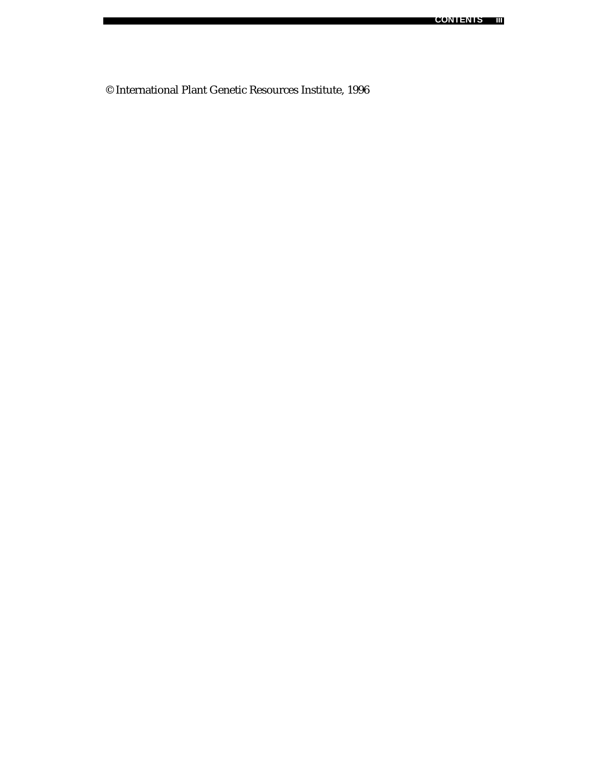© International Plant Genetic Resources Institute, 1996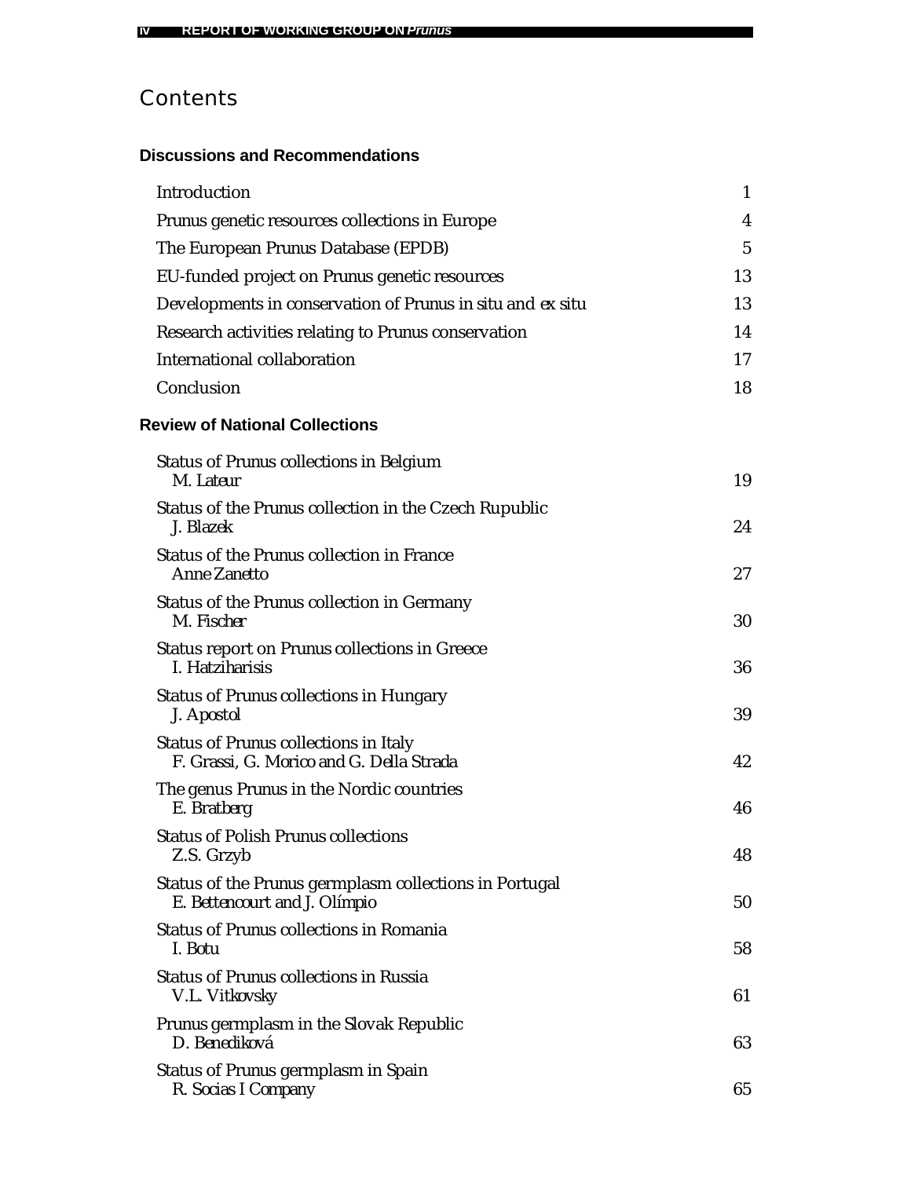# Contents

## Discussions and Recommendations

| | |
|---|---|
| Introduction | 1 |
| Prunus genetic resources collections in Europe | 4 |
| The European Prunus Database (EPDB) | 5 |
| EU-funded project on Prunus genetic resources | 13 |
| Developments in conservation of Prunus in situ and ex situ | 13 |
| Research activities relating to Prunus conservation | 14 |
| International collaboration | 17 |
| Conclusion | 18 |

## Review of National Collections

| | |
|---|---|
| Status of Prunus collections in Belgium<br>*M. Lateur* | 19 |
| Status of the Prunus collection in the Czech Rupublic<br>*J. Blazek* | 24 |
| Status of the Prunus collection in France<br>*Anne Zanetto* | 27 |
| Status of the Prunus collection in Germany<br>*M. Fischer* | 30 |
| Status report on Prunus collections in Greece<br>*I. Hatziharisis* | 36 |
| Status of Prunus collections in Hungary<br>*J. Apostol* | 39 |
| Status of Prunus collections in Italy<br>*F. Grassi, G. Morico and G. Della Strada* | 42 |
| The genus Prunus in the Nordic countries<br>*E. Bratberg* | 46 |
| Status of Polish Prunus collections<br>*Z.S. Grzyb* | 48 |
| Status of the Prunus germplasm collections in Portugal<br>*E. Bettencourt and J. Olímpio* | 50 |
| Status of Prunus collections in Romania<br>*I. Botu* | 58 |
| Status of Prunus collections in Russia<br>*V.L. Vitkovsky* | 61 |
| Prunus germplasm in the Slovak Republic<br>*D. Benediková* | 63 |
| Status of Prunus germplasm in Spain<br>*R. Socias I Company* | 65 |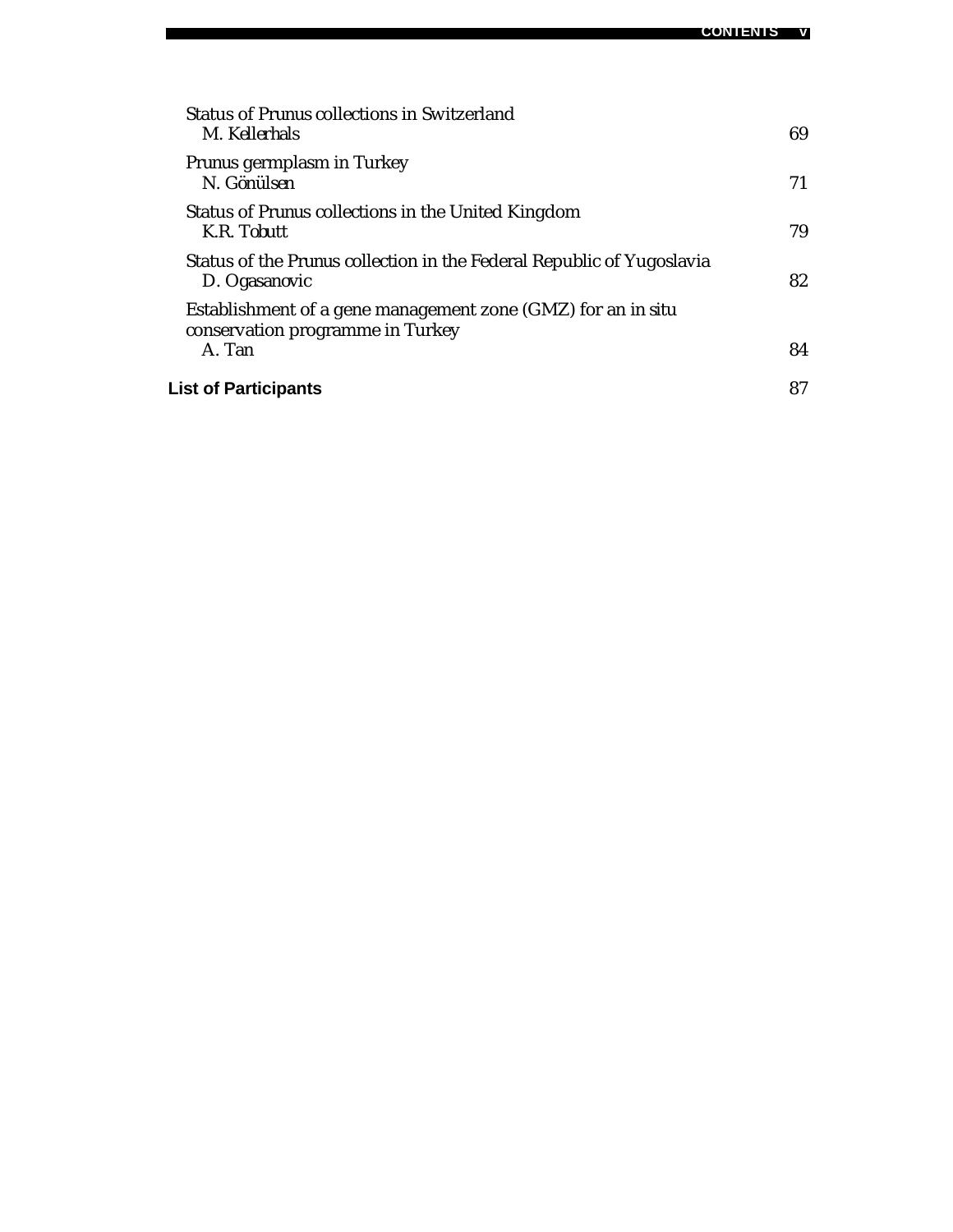Status of Prunus collections in Switzerland
*M. Kellerhals* 69

Prunus germplasm in Turkey
*N. Gönülsen* 71

Status of Prunus collections in the United Kingdom
*K.R. Tobutt* 79

Status of the Prunus collection in the Federal Republic of Yugoslavia
*D. Ogasanovic* 82

Establishment of a gene management zone (GMZ) for an in situ conservation programme in Turkey
*A. Tan* 84

**List of Participants** 87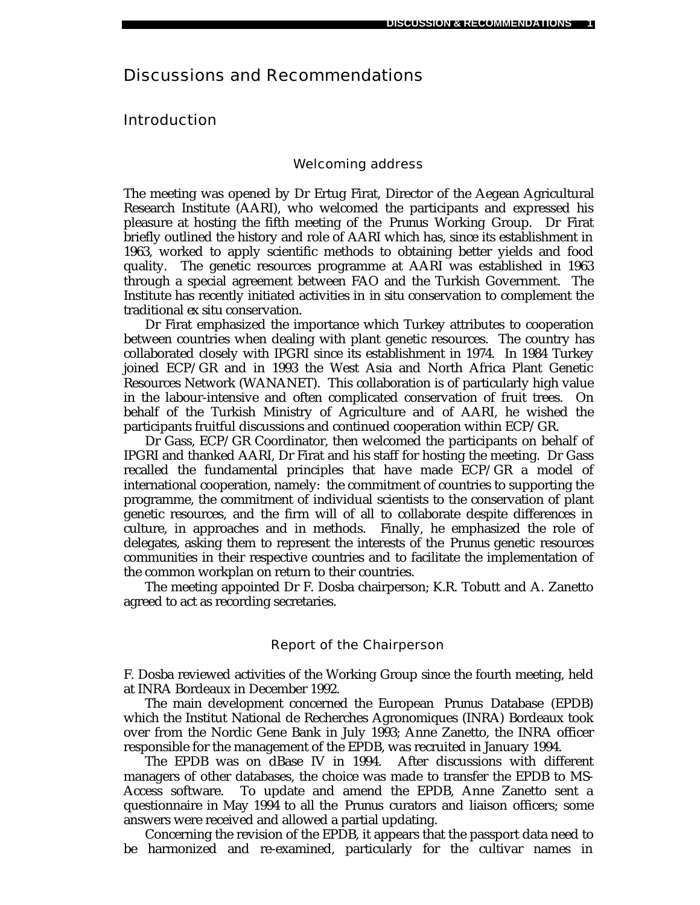# Discussions and Recommendations

## Introduction

### Welcoming address

The meeting was opened by Dr Ertug Firat, Director of the Aegean Agricultural Research Institute (AARI), who welcomed the participants and expressed his pleasure at hosting the fifth meeting of the *Prunus* Working Group. Dr Firat briefly outlined the history and role of AARI which has, since its establishment in 1963, worked to apply scientific methods to obtaining better yields and food quality. The genetic resources programme at AARI was established in 1963 through a special agreement between FAO and the Turkish Government. The Institute has recently initiated activities in *in situ* conservation to complement the traditional *ex situ* conservation.

Dr Firat emphasized the importance which Turkey attributes to cooperation between countries when dealing with plant genetic resources. The country has collaborated closely with IPGRI since its establishment in 1974. In 1984 Turkey joined ECP/GR and in 1993 the West Asia and North Africa Plant Genetic Resources Network (WANANET). This collaboration is of particularly high value in the labour-intensive and often complicated conservation of fruit trees. On behalf of the Turkish Ministry of Agriculture and of AARI, he wished the participants fruitful discussions and continued cooperation within ECP/GR.

Dr Gass, ECP/GR Coordinator, then welcomed the participants on behalf of IPGRI and thanked AARI, Dr Firat and his staff for hosting the meeting. Dr Gass recalled the fundamental principles that have made ECP/GR a model of international cooperation, namely: the commitment of countries to supporting the programme, the commitment of individual scientists to the conservation of plant genetic resources, and the firm will of all to collaborate despite differences in culture, in approaches and in methods. Finally, he emphasized the role of delegates, asking them to represent the interests of the *Prunus* genetic resources communities in their respective countries and to facilitate the implementation of the common workplan on return to their countries.

The meeting appointed Dr F. Dosba chairperson; K.R. Tobutt and A. Zanetto agreed to act as recording secretaries.

### Report of the Chairperson

F. Dosba reviewed activities of the Working Group since the fourth meeting, held at INRA Bordeaux in December 1992.

The main development concerned the European *Prunus* Database (EPDB) which the Institut National de Recherches Agronomiques (INRA) Bordeaux took over from the Nordic Gene Bank in July 1993; Anne Zanetto, the INRA officer responsible for the management of the EPDB, was recruited in January 1994.

The EPDB was on dBase IV in 1994. After discussions with different managers of other databases, the choice was made to transfer the EPDB to MS-Access software. To update and amend the EPDB, Anne Zanetto sent a questionnaire in May 1994 to all the *Prunus* curators and liaison officers; some answers were received and allowed a partial updating.

Concerning the revision of the EPDB, it appears that the passport data need to be harmonized and re-examined, particularly for the cultivar names in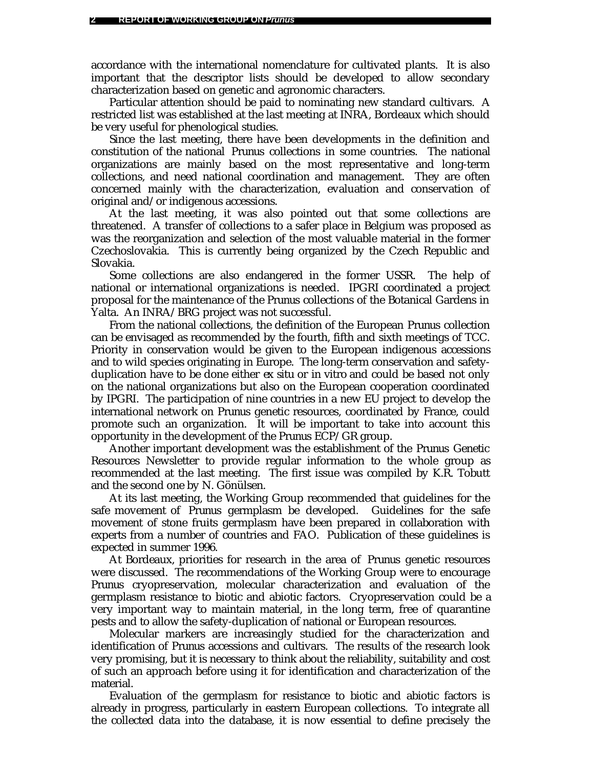accordance with the international nomenclature for cultivated plants. It is also important that the descriptor lists should be developed to allow secondary characterization based on genetic and agronomic characters.

Particular attention should be paid to nominating new standard cultivars. A restricted list was established at the last meeting at INRA, Bordeaux which should be very useful for phenological studies.

Since the last meeting, there have been developments in the definition and constitution of the national *Prunus* collections in some countries. The national organizations are mainly based on the most representative and long-term collections, and need national coordination and management. They are often concerned mainly with the characterization, evaluation and conservation of original and/or indigenous accessions.

At the last meeting, it was also pointed out that some collections are threatened. A transfer of collections to a safer place in Belgium was proposed as was the reorganization and selection of the most valuable material in the former Czechoslovakia. This is currently being organized by the Czech Republic and Slovakia.

Some collections are also endangered in the former USSR. The help of national or international organizations is needed. IPGRI coordinated a project proposal for the maintenance of the Prunus collections of the Botanical Gardens in Yalta. An INRA/BRG project was not successful.

From the national collections, the definition of the European Prunus collection can be envisaged as recommended by the fourth, fifth and sixth meetings of TCC. Priority in conservation would be given to the European indigenous accessions and to wild species originating in Europe. The long-term conservation and safety-duplication have to be done either *ex situ* or in vitro and could be based not only on the national organizations but also on the European cooperation coordinated by IPGRI. The participation of nine countries in a new EU project to develop the international network on Prunus genetic resources, coordinated by France, could promote such an organization. It will be important to take into account this opportunity in the development of the Prunus ECP/GR group.

Another important development was the establishment of the Prunus Genetic Resources Newsletter to provide regular information to the whole group as recommended at the last meeting. The first issue was compiled by K.R. Tobutt and the second one by N. Gönülsen.

At its last meeting, the Working Group recommended that guidelines for the safe movement of *Prunus* germplasm be developed. Guidelines for the safe movement of stone fruits germplasm have been prepared in collaboration with experts from a number of countries and FAO. Publication of these guidelines is expected in summer 1996.

At Bordeaux, priorities for research in the area of *Prunus* genetic resources were discussed. The recommendations of the Working Group were to encourage Prunus cryopreservation, molecular characterization and evaluation of the germplasm resistance to biotic and abiotic factors. Cryopreservation could be a very important way to maintain material, in the long term, free of quarantine pests and to allow the safety-duplication of national or European resources.

Molecular markers are increasingly studied for the characterization and identification of Prunus accessions and cultivars. The results of the research look very promising, but it is necessary to think about the reliability, suitability and cost of such an approach before using it for identification and characterization of the material.

Evaluation of the germplasm for resistance to biotic and abiotic factors is already in progress, particularly in eastern European collections. To integrate all the collected data into the database, it is now essential to define precisely the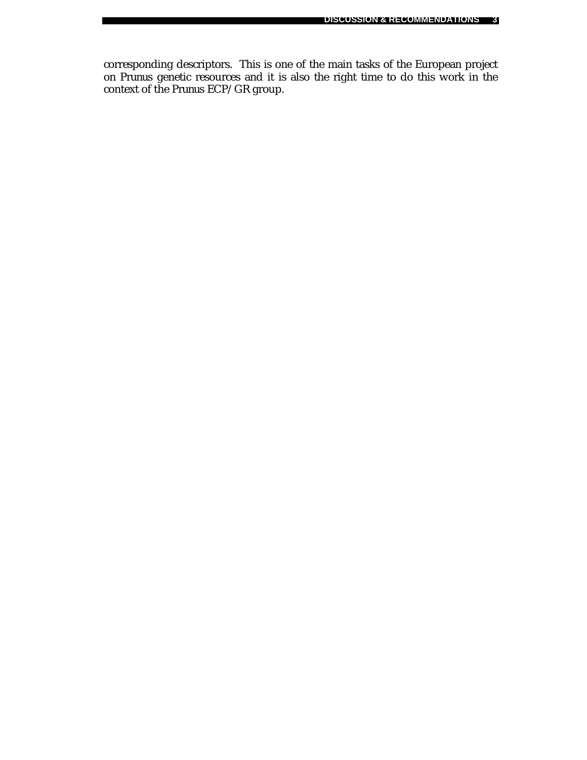corresponding descriptors. This is one of the main tasks of the European project on Prunus genetic resources and it is also the right time to do this work in the context of the Prunus ECP/GR group.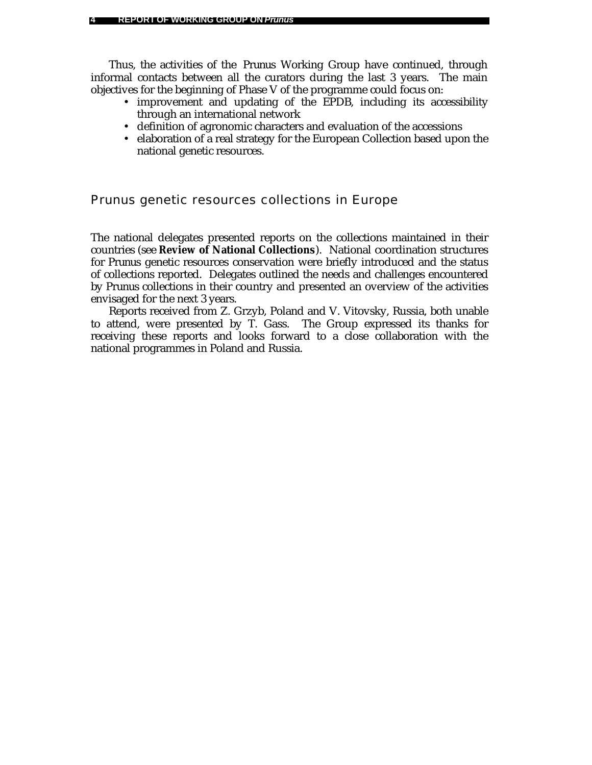Thus, the activities of the Prunus Working Group have continued, through informal contacts between all the curators during the last 3 years. The main objectives for the beginning of Phase V of the programme could focus on:

- improvement and updating of the EPDB, including its accessibility through an international network
- definition of agronomic characters and evaluation of the accessions
- elaboration of a real strategy for the European Collection based upon the national genetic resources.

## Prunus genetic resources collections in Europe

The national delegates presented reports on the collections maintained in their countries (see **Review of National Collections**). National coordination structures for Prunus genetic resources conservation were briefly introduced and the status of collections reported. Delegates outlined the needs and challenges encountered by Prunus collections in their country and presented an overview of the activities envisaged for the next 3 years.

Reports received from Z. Grzyb, Poland and V. Vitovsky, Russia, both unable to attend, were presented by T. Gass. The Group expressed its thanks for receiving these reports and looks forward to a close collaboration with the national programmes in Poland and Russia.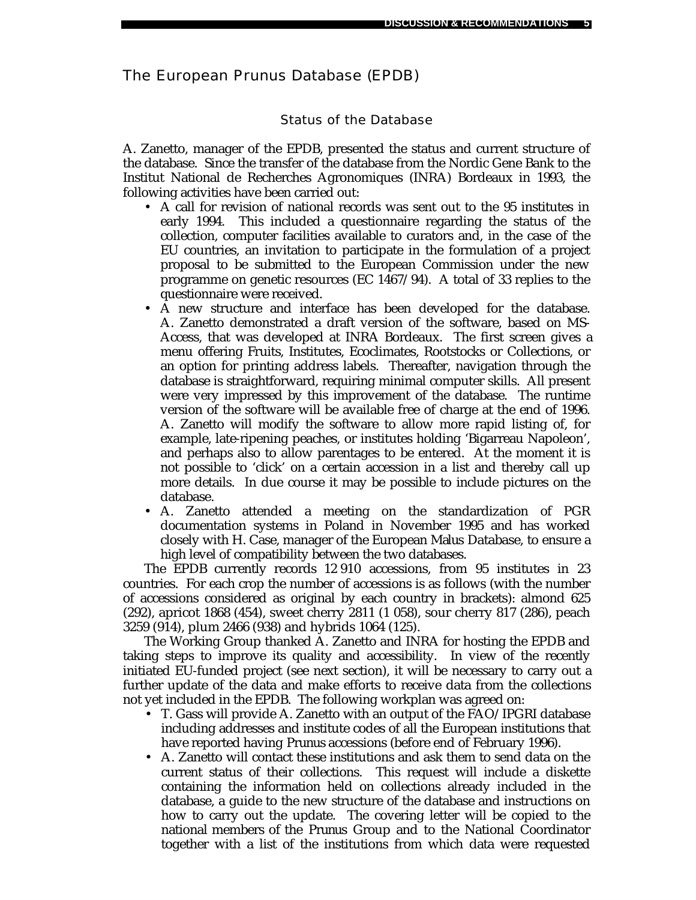## The European Prunus Database (EPDB)

### Status of the Database

A. Zanetto, manager of the EPDB, presented the status and current structure of the database. Since the transfer of the database from the Nordic Gene Bank to the Institut National de Recherches Agronomiques (INRA) Bordeaux in 1993, the following activities have been carried out:

- A call for revision of national records was sent out to the 95 institutes in early 1994. This included a questionnaire regarding the status of the collection, computer facilities available to curators and, in the case of the EU countries, an invitation to participate in the formulation of a project proposal to be submitted to the European Commission under the new programme on genetic resources (EC 1467/94). A total of 33 replies to the questionnaire were received.
- A new structure and interface has been developed for the database. A. Zanetto demonstrated a draft version of the software, based on MS-Access, that was developed at INRA Bordeaux. The first screen gives a menu offering Fruits, Institutes, Ecoclimates, Rootstocks or Collections, or an option for printing address labels. Thereafter, navigation through the database is straightforward, requiring minimal computer skills. All present were very impressed by this improvement of the database. The runtime version of the software will be available free of charge at the end of 1996. A. Zanetto will modify the software to allow more rapid listing of, for example, late-ripening peaches, or institutes holding 'Bigarreau Napoleon', and perhaps also to allow parentages to be entered. At the moment it is not possible to 'click' on a certain accession in a list and thereby call up more details. In due course it may be possible to include pictures on the database.
- A. Zanetto attended a meeting on the standardization of PGR documentation systems in Poland in November 1995 and has worked closely with H. Case, manager of the European Malus Database, to ensure a high level of compatibility between the two databases.

The EPDB currently records 12 910 accessions, from 95 institutes in 23 countries. For each crop the number of accessions is as follows (with the number of accessions considered as original by each country in brackets): almond 625 (292), apricot 1868 (454), sweet cherry 2811 (1 058), sour cherry 817 (286), peach 3259 (914), plum 2466 (938) and hybrids 1064 (125).

The Working Group thanked A. Zanetto and INRA for hosting the EPDB and taking steps to improve its quality and accessibility. In view of the recently initiated EU-funded project (see next section), it will be necessary to carry out a further update of the data and make efforts to receive data from the collections not yet included in the EPDB. The following workplan was agreed on:

- T. Gass will provide A. Zanetto with an output of the FAO/IPGRI database including addresses and institute codes of all the European institutions that have reported having Prunus accessions (before end of February 1996).
- A. Zanetto will contact these institutions and ask them to send data on the current status of their collections. This request will include a diskette containing the information held on collections already included in the database, a guide to the new structure of the database and instructions on how to carry out the update. The covering letter will be copied to the national members of the Prunus Group and to the National Coordinator together with a list of the institutions from which data were requested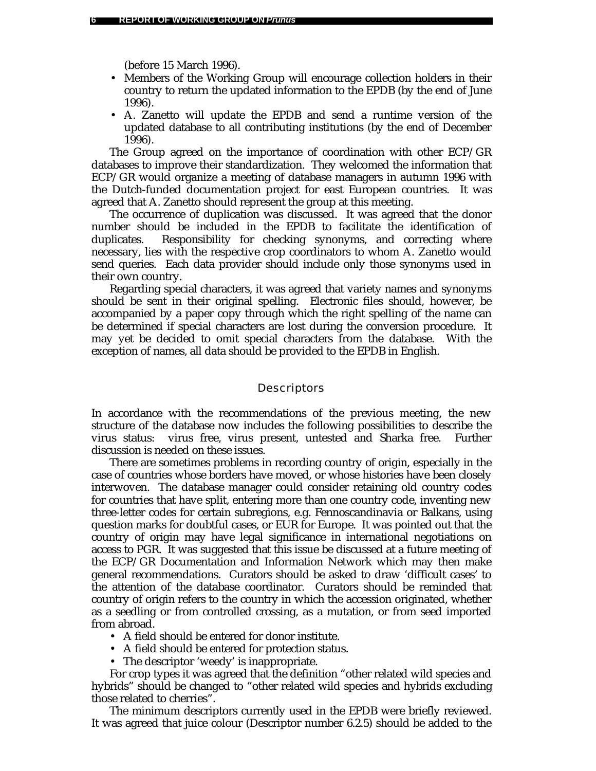(before 15 March 1996).

- Members of the Working Group will encourage collection holders in their country to return the updated information to the EPDB (by the end of June 1996).
- A. Zanetto will update the EPDB and send a runtime version of the updated database to all contributing institutions (by the end of December 1996).

The Group agreed on the importance of coordination with other ECP/GR databases to improve their standardization. They welcomed the information that ECP/GR would organize a meeting of database managers in autumn 1996 with the Dutch-funded documentation project for east European countries. It was agreed that A. Zanetto should represent the group at this meeting.

The occurrence of duplication was discussed. It was agreed that the donor number should be included in the EPDB to facilitate the identification of duplicates. Responsibility for checking synonyms, and correcting where necessary, lies with the respective crop coordinators to whom A. Zanetto would send queries. Each data provider should include only those synonyms used in their own country.

Regarding special characters, it was agreed that variety names and synonyms should be sent in their original spelling. Electronic files should, however, be accompanied by a paper copy through which the right spelling of the name can be determined if special characters are lost during the conversion procedure. It may yet be decided to omit special characters from the database. With the exception of names, all data should be provided to the EPDB in English.

## Descriptors

In accordance with the recommendations of the previous meeting, the new structure of the database now includes the following possibilities to describe the virus status: virus free, virus present, untested and Sharka free. Further discussion is needed on these issues.

There are sometimes problems in recording country of origin, especially in the case of countries whose borders have moved, or whose histories have been closely interwoven. The database manager could consider retaining old country codes for countries that have split, entering more than one country code, inventing new three-letter codes for certain subregions, e.g. Fennoscandinavia or Balkans, using question marks for doubtful cases, or EUR for Europe. It was pointed out that the country of origin may have legal significance in international negotiations on access to PGR. It was suggested that this issue be discussed at a future meeting of the ECP/GR Documentation and Information Network which may then make general recommendations. Curators should be asked to draw 'difficult cases' to the attention of the database coordinator. Curators should be reminded that country of origin refers to the country in which the accession originated, whether as a seedling or from controlled crossing, as a mutation, or from seed imported from abroad.

- A field should be entered for donor institute.
- A field should be entered for protection status.
- The descriptor 'weedy' is inappropriate.

For crop types it was agreed that the definition "other related wild species and hybrids" should be changed to "other related wild species and hybrids excluding those related to cherries".

The minimum descriptors currently used in the EPDB were briefly reviewed. It was agreed that juice colour (Descriptor number 6.2.5) should be added to the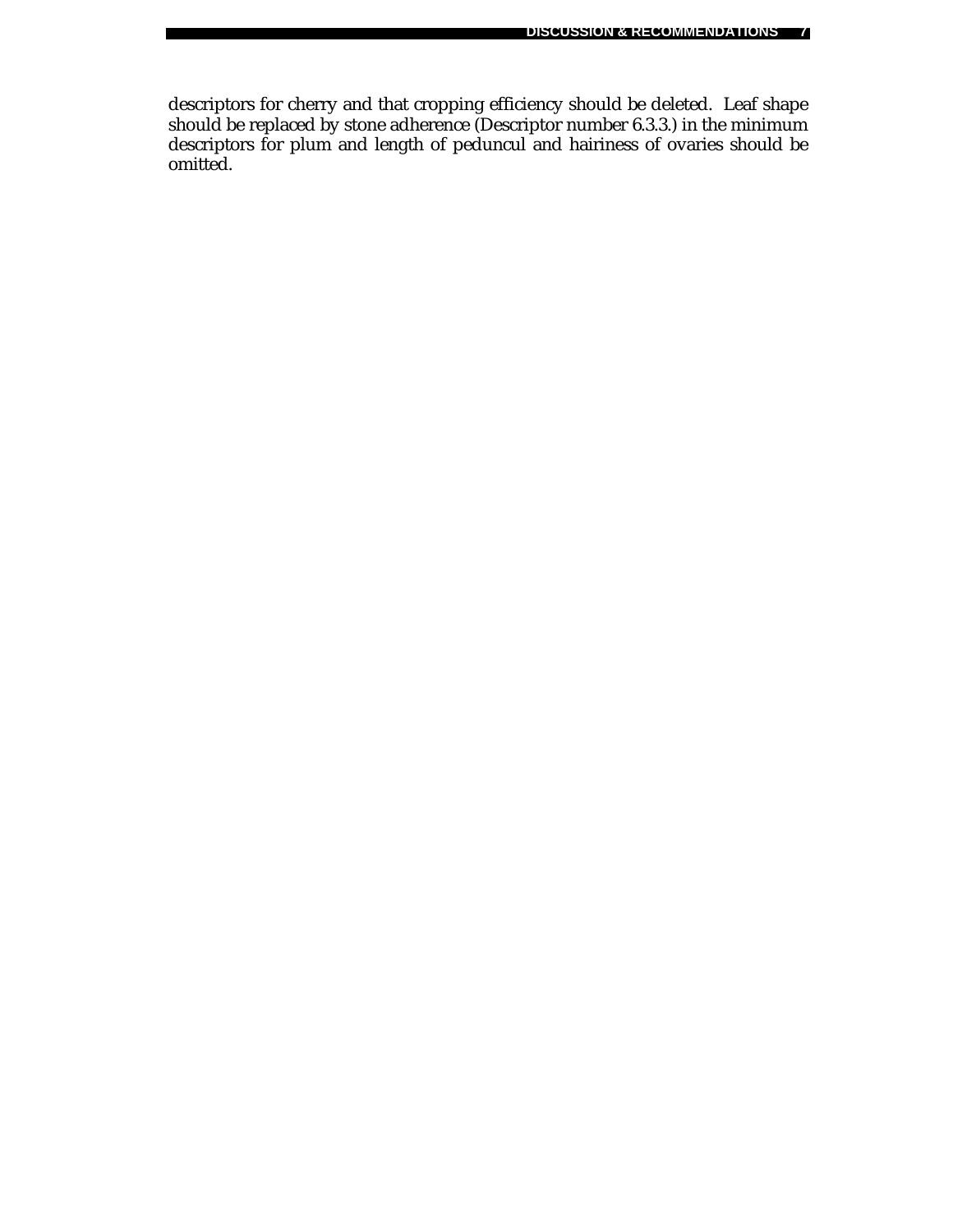descriptors for cherry and that cropping efficiency should be deleted. Leaf shape should be replaced by stone adherence (Descriptor number 6.3.3.) in the minimum descriptors for plum and length of peduncul and hairiness of ovaries should be omitted.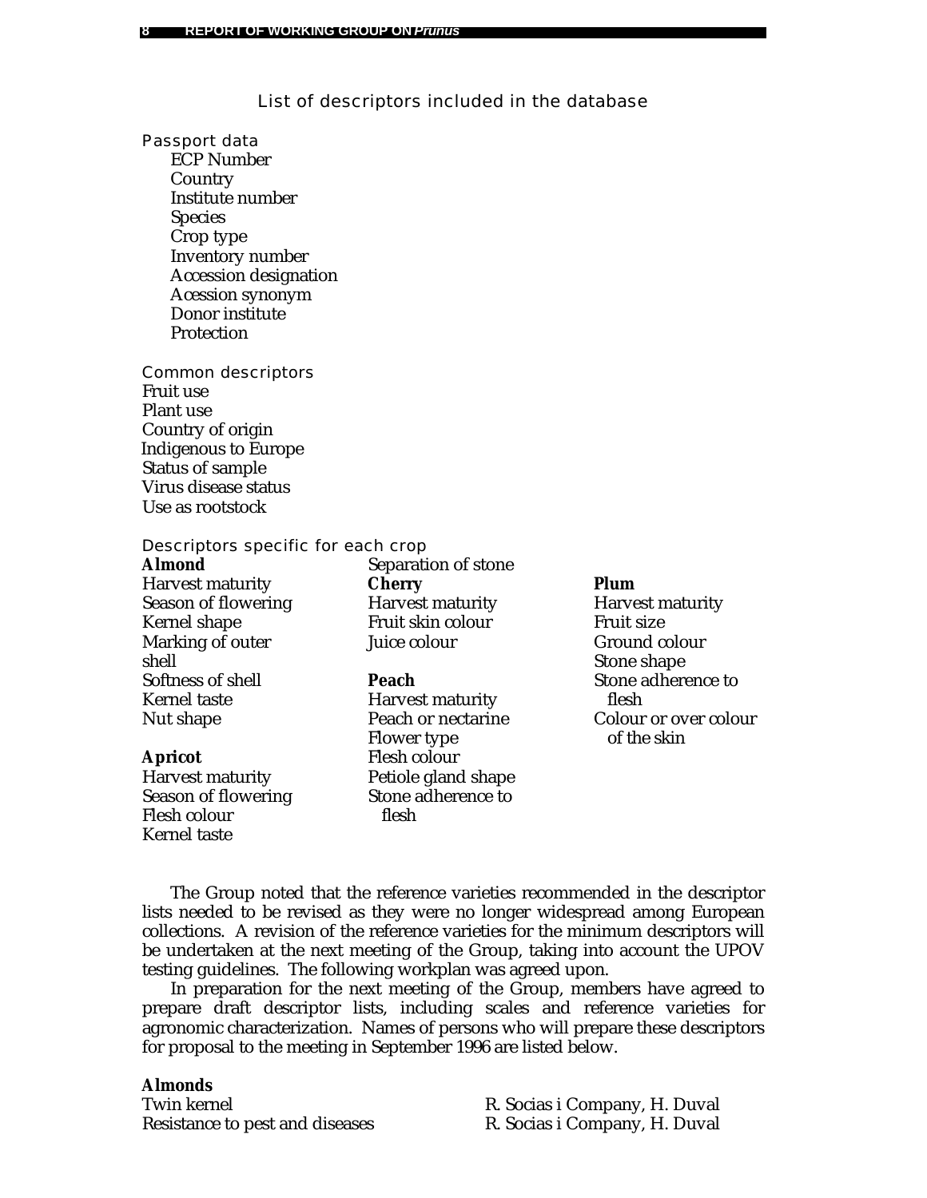## List of descriptors included in the database

### Passport data

- ECP Number
- Country
- Institute number
- Species
- Crop type
- Inventory number
- Accession designation
- Acession synonym
- Donor institute
- Protection

### Common descriptors

Fruit use
Plant use
Country of origin
Indigenous to Europe
Status of sample
Virus disease status
Use as rootstock

### Descriptors specific for each crop

**Almond**
Harvest maturity
Season of flowering
Kernel shape
Marking of outer shell
Softness of shell
Kernel taste
Nut shape

**Apricot**
Harvest maturity
Season of flowering
Flesh colour
Kernel taste
Separation of stone

**Cherry**
Harvest maturity
Fruit skin colour
Juice colour

**Peach**
Harvest maturity
Peach or nectarine
Flower type
Flesh colour
Petiole gland shape
Stone adherence to flesh

**Plum**
Harvest maturity
Fruit size
Ground colour
Stone shape
Stone adherence to flesh
Colour or over colour of the skin

The Group noted that the reference varieties recommended in the descriptor lists needed to be revised as they were no longer widespread among European collections. A revision of the reference varieties for the minimum descriptors will be undertaken at the next meeting of the Group, taking into account the UPOV testing guidelines. The following workplan was agreed upon.

In preparation for the next meeting of the Group, members have agreed to prepare draft descriptor lists, including scales and reference varieties for agronomic characterization. Names of persons who will prepare these descriptors for proposal to the meeting in September 1996 are listed below.

**Almonds**

| | |
|---|---|
| Twin kernel | R. Socias i Company, H. Duval |
| Resistance to pest and diseases | R. Socias i Company, H. Duval |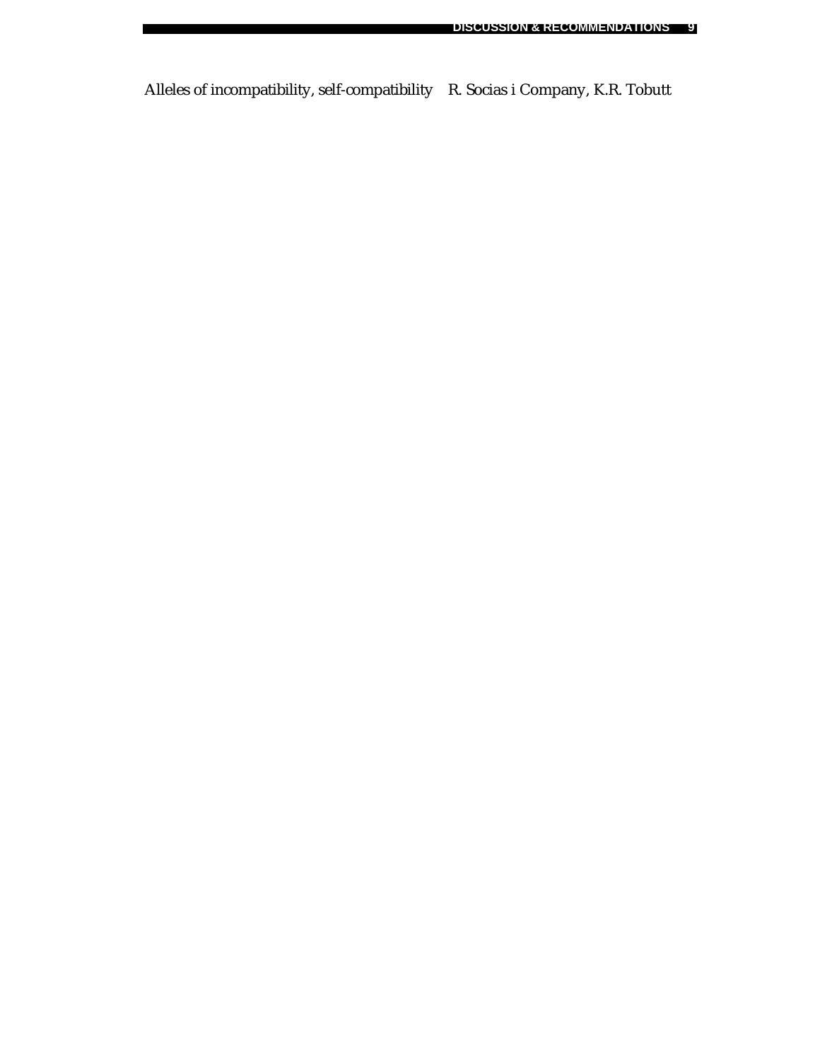Alleles of incompatibility, self-compatibility R. Socias i Company, K.R. Tobutt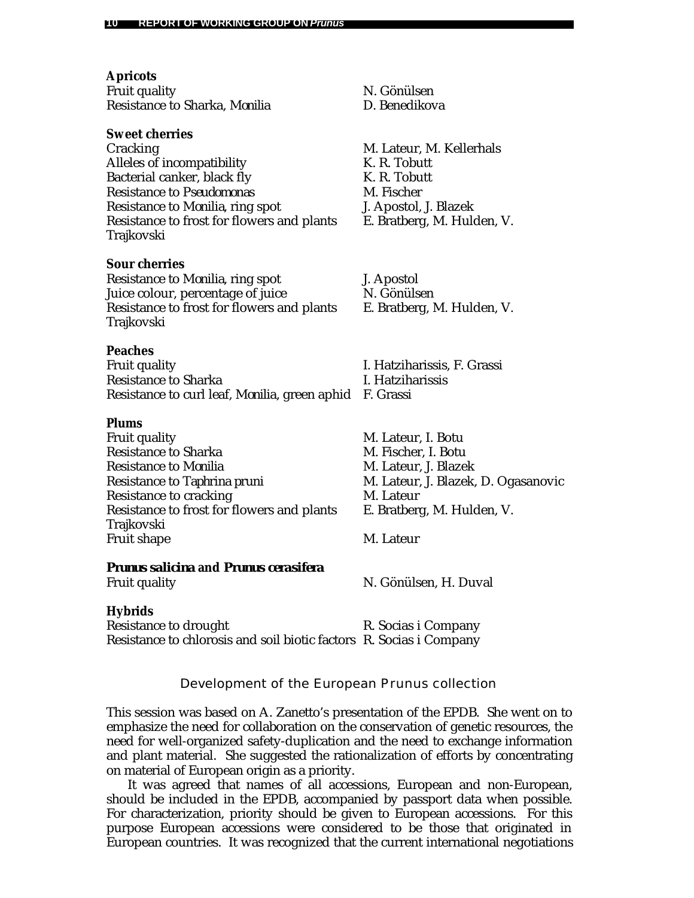**Apricots**

| | |
|---|---|
| Fruit quality | N. Gönülsen |
| Resistance to Sharka, *Monilia* | D. Benedikova |

**Sweet cherries**

| | |
|---|---|
| Cracking | M. Lateur, M. Kellerhals |
| Alleles of incompatibility | K. R. Tobutt |
| Bacterial canker, black fly | K. R. Tobutt |
| Resistance to *Pseudomonas* | M. Fischer |
| Resistance to *Monilia*, ring spot | J. Apostol, J. Blazek |
| Resistance to frost for flowers and plants | E. Bratberg, M. Hulden, V. Trajkovski |

**Sour cherries**

| | |
|---|---|
| Resistance to *Monilia*, ring spot | J. Apostol |
| Juice colour, percentage of juice | N. Gönülsen |
| Resistance to frost for flowers and plants | E. Bratberg, M. Hulden, V. Trajkovski |

**Peaches**

| | |
|---|---|
| Fruit quality | I. Hatziharissis, F. Grassi |
| Resistance to Sharka | I. Hatziharissis |
| Resistance to curl leaf, *Monilia*, green aphid | F. Grassi |

**Plums**

| | |
|---|---|
| Fruit quality | M. Lateur, I. Botu |
| Resistance to Sharka | M. Fischer, I. Botu |
| Resistance to *Monilia* | M. Lateur, J. Blazek |
| Resistance to *Taphrina pruni* | M. Lateur, J. Blazek, D. Ogasanovic |
| Resistance to cracking | M. Lateur |
| Resistance to frost for flowers and plants | E. Bratberg, M. Hulden, V. Trajkovski |
| Fruit shape | M. Lateur |

***Prunus salicina* and *Prunus cerasifera***

| | |
|---|---|
| Fruit quality | N. Gönülsen, H. Duval |

**Hybrids**

| | |
|---|---|
| Resistance to drought | R. Socias i Company |
| Resistance to chlorosis and soil biotic factors | R. Socias i Company |

## Development of the European Prunus collection

This session was based on A. Zanetto's presentation of the EPDB. She went on to emphasize the need for collaboration on the conservation of genetic resources, the need for well-organized safety-duplication and the need to exchange information and plant material. She suggested the rationalization of efforts by concentrating on material of European origin as a priority.

It was agreed that names of all accessions, European and non-European, should be included in the EPDB, accompanied by passport data when possible. For characterization, priority should be given to European accessions. For this purpose European accessions were considered to be those that originated in European countries. It was recognized that the current international negotiations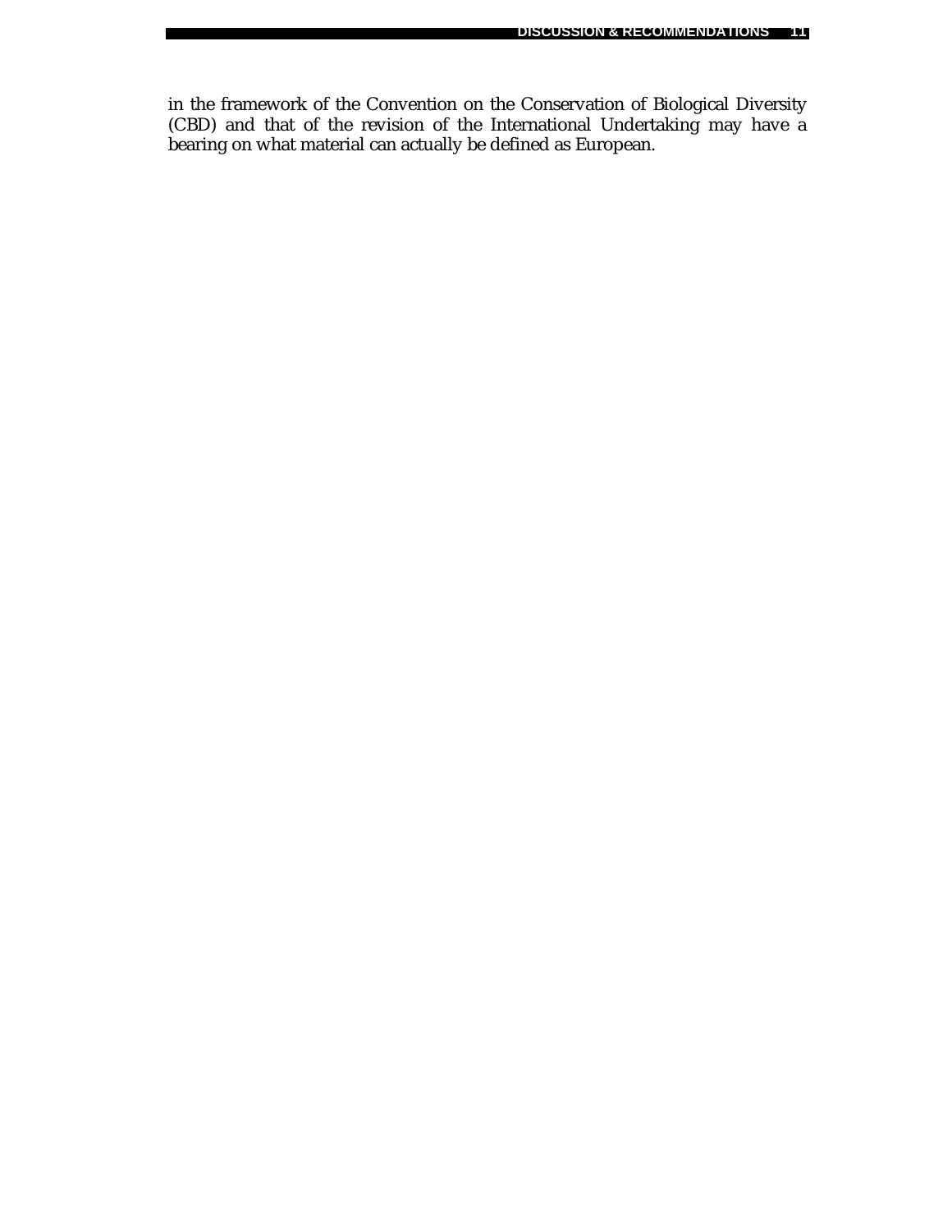in the framework of the Convention on the Conservation of Biological Diversity (CBD) and that of the revision of the International Undertaking may have a bearing on what material can actually be defined as European.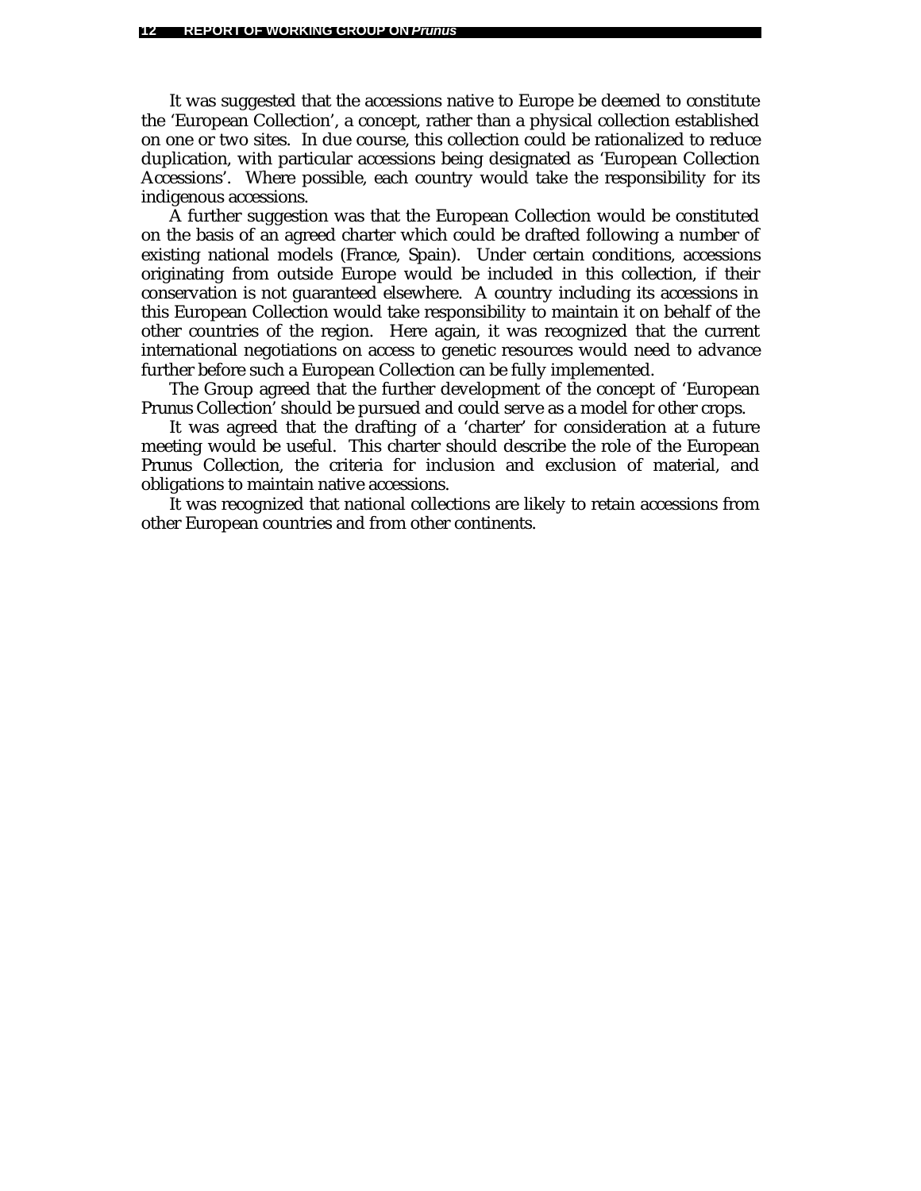It was suggested that the accessions native to Europe be deemed to constitute the 'European Collection', a concept, rather than a physical collection established on one or two sites. In due course, this collection could be rationalized to reduce duplication, with particular accessions being designated as 'European Collection Accessions'. Where possible, each country would take the responsibility for its indigenous accessions.

A further suggestion was that the European Collection would be constituted on the basis of an agreed charter which could be drafted following a number of existing national models (France, Spain). Under certain conditions, accessions originating from outside Europe would be included in this collection, if their conservation is not guaranteed elsewhere. A country including its accessions in this European Collection would take responsibility to maintain it on behalf of the other countries of the region. Here again, it was recognized that the current international negotiations on access to genetic resources would need to advance further before such a European Collection can be fully implemented.

The Group agreed that the further development of the concept of 'European Prunus Collection' should be pursued and could serve as a model for other crops.

It was agreed that the drafting of a 'charter' for consideration at a future meeting would be useful. This charter should describe the role of the European Prunus Collection, the criteria for inclusion and exclusion of material, and obligations to maintain native accessions.

It was recognized that national collections are likely to retain accessions from other European countries and from other continents.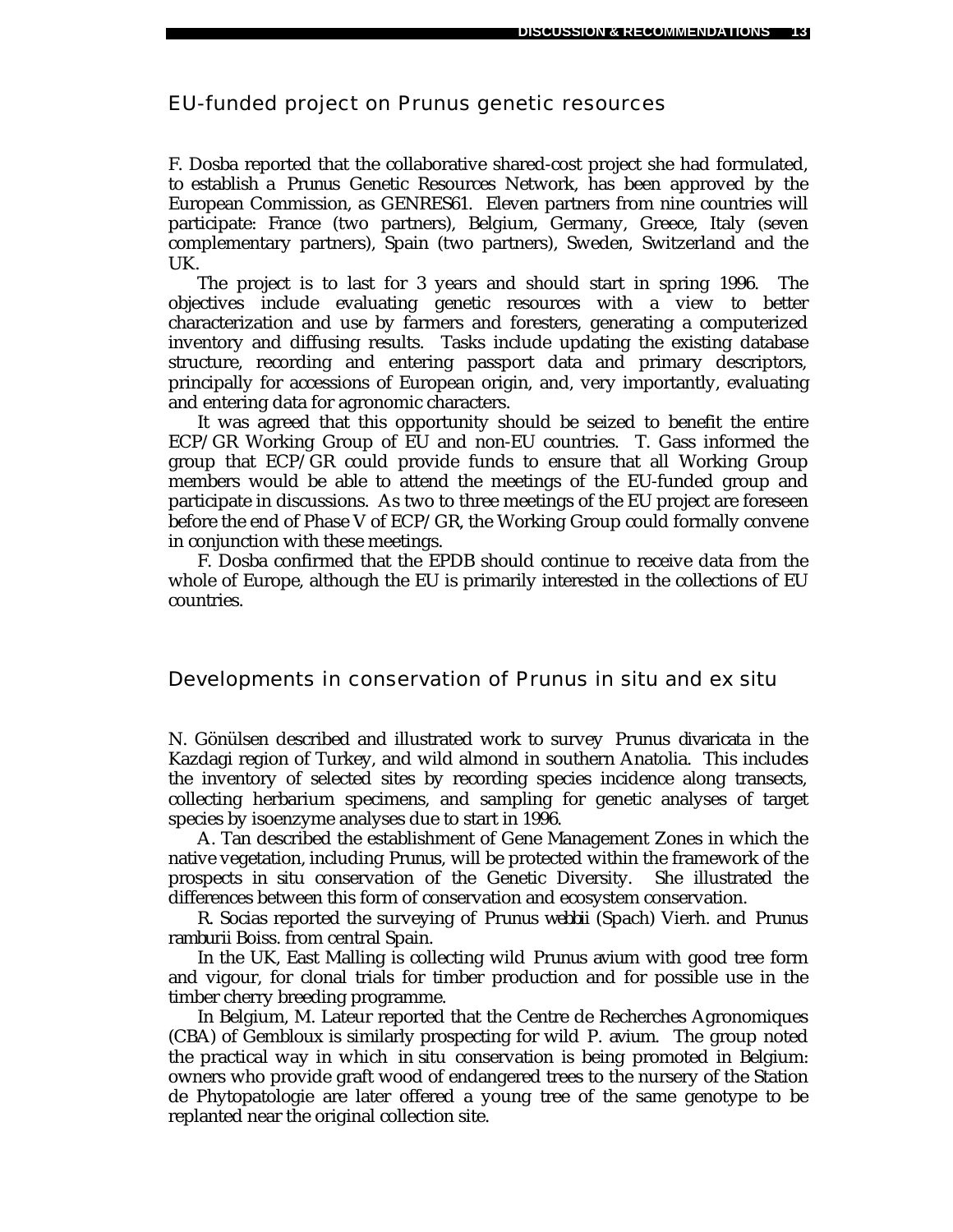## EU-funded project on Prunus genetic resources

F. Dosba reported that the collaborative shared-cost project she had formulated, to establish a *Prunus* Genetic Resources Network, has been approved by the European Commission, as GENRES61. Eleven partners from nine countries will participate: France (two partners), Belgium, Germany, Greece, Italy (seven complementary partners), Spain (two partners), Sweden, Switzerland and the UK.

The project is to last for 3 years and should start in spring 1996. The objectives include evaluating genetic resources with a view to better characterization and use by farmers and foresters, generating a computerized inventory and diffusing results. Tasks include updating the existing database structure, recording and entering passport data and primary descriptors, principally for accessions of European origin, and, very importantly, evaluating and entering data for agronomic characters.

It was agreed that this opportunity should be seized to benefit the entire ECP/GR Working Group of EU and non-EU countries. T. Gass informed the group that ECP/GR could provide funds to ensure that all Working Group members would be able to attend the meetings of the EU-funded group and participate in discussions. As two to three meetings of the EU project are foreseen before the end of Phase V of ECP/GR, the Working Group could formally convene in conjunction with these meetings.

F. Dosba confirmed that the EPDB should continue to receive data from the whole of Europe, although the EU is primarily interested in the collections of EU countries.

## Developments in conservation of Prunus in situ and ex situ

N. Gönülsen described and illustrated work to survey *Prunus divaricata* in the Kazdagi region of Turkey, and wild almond in southern Anatolia. This includes the inventory of selected sites by recording species incidence along transects, collecting herbarium specimens, and sampling for genetic analyses of target species by isoenzyme analyses due to start in 1996.

A. Tan described the establishment of Gene Management Zones in which the native vegetation, including *Prunus*, will be protected within the framework of the prospects in situ conservation of the Genetic Diversity. She illustrated the differences between this form of conservation and ecosystem conservation.

R. Socias reported the surveying of *Prunus webbii* (Spach) Vierh. and *Prunus ramburii* Boiss. from central Spain.

In the UK, East Malling is collecting wild *Prunus avium* with good tree form and vigour, for clonal trials for timber production and for possible use in the timber cherry breeding programme.

In Belgium, M. Lateur reported that the Centre de Recherches Agronomiques (CBA) of Gembloux is similarly prospecting for wild *P. avium*. The group noted the practical way in which *in situ* conservation is being promoted in Belgium: owners who provide graft wood of endangered trees to the nursery of the Station de Phytopatologie are later offered a young tree of the same genotype to be replanted near the original collection site.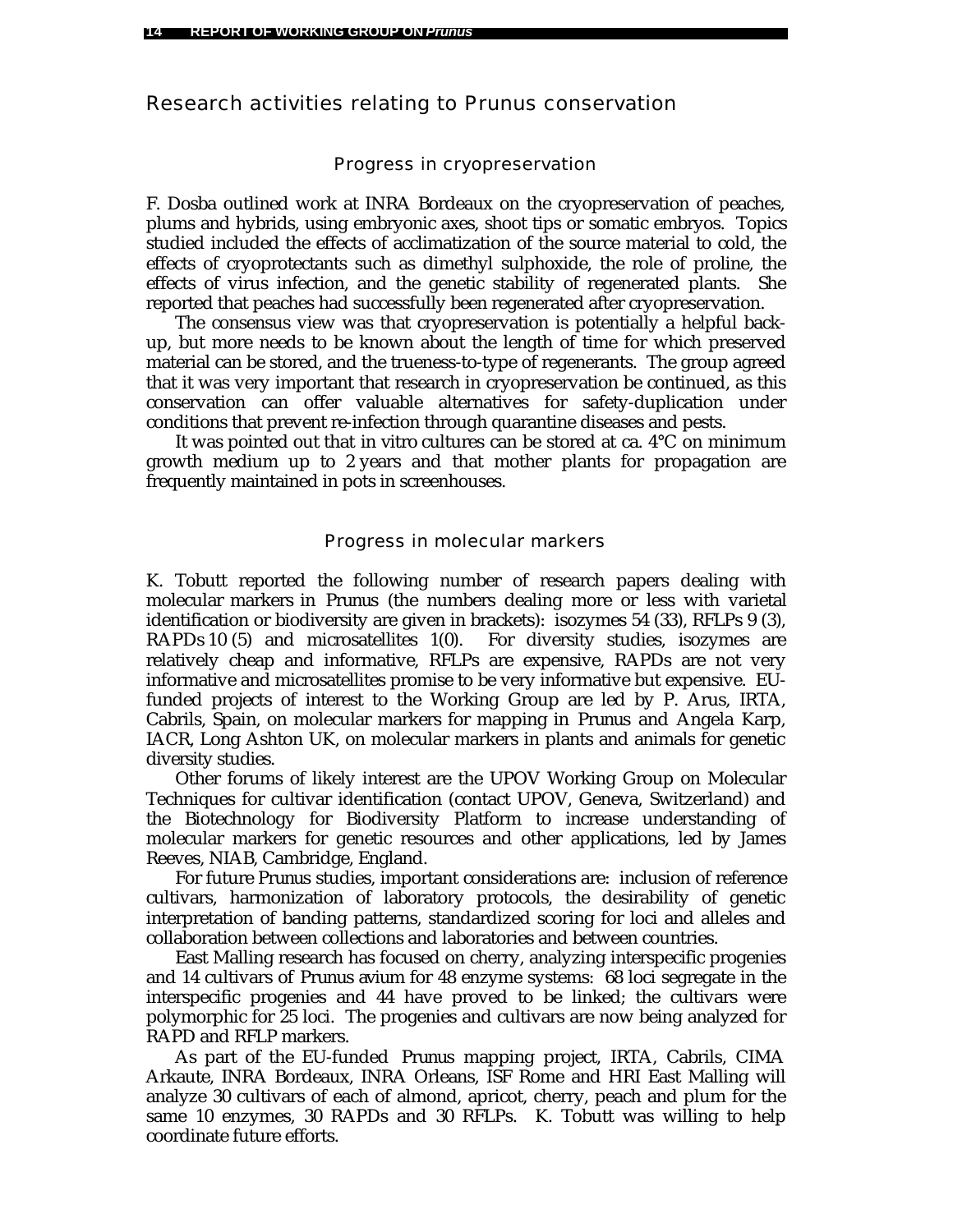## Research activities relating to Prunus conservation

### Progress in cryopreservation

F. Dosba outlined work at INRA Bordeaux on the cryopreservation of peaches, plums and hybrids, using embryonic axes, shoot tips or somatic embryos. Topics studied included the effects of acclimatization of the source material to cold, the effects of cryoprotectants such as dimethyl sulphoxide, the role of proline, the effects of virus infection, and the genetic stability of regenerated plants. She reported that peaches had successfully been regenerated after cryopreservation.

The consensus view was that cryopreservation is potentially a helpful back-up, but more needs to be known about the length of time for which preserved material can be stored, and the trueness-to-type of regenerants. The group agreed that it was very important that research in cryopreservation be continued, as this conservation can offer valuable alternatives for safety-duplication under conditions that prevent re-infection through quarantine diseases and pests.

It was pointed out that in vitro cultures can be stored at ca. 4°C on minimum growth medium up to 2 years and that mother plants for propagation are frequently maintained in pots in screenhouses.

### Progress in molecular markers

K. Tobutt reported the following number of research papers dealing with molecular markers in Prunus (the numbers dealing more or less with varietal identification or biodiversity are given in brackets): isozymes 54 (33), RFLPs 9 (3), RAPDs 10 (5) and microsatellites 1(0). For diversity studies, isozymes are relatively cheap and informative, RFLPs are expensive, RAPDs are not very informative and microsatellites promise to be very informative but expensive. EU-funded projects of interest to the Working Group are led by P. Arus, IRTA, Cabrils, Spain, on molecular markers for mapping in Prunus and Angela Karp, IACR, Long Ashton UK, on molecular markers in plants and animals for genetic diversity studies.

Other forums of likely interest are the UPOV Working Group on Molecular Techniques for cultivar identification (contact UPOV, Geneva, Switzerland) and the Biotechnology for Biodiversity Platform to increase understanding of molecular markers for genetic resources and other applications, led by James Reeves, NIAB, Cambridge, England.

For future Prunus studies, important considerations are: inclusion of reference cultivars, harmonization of laboratory protocols, the desirability of genetic interpretation of banding patterns, standardized scoring for loci and alleles and collaboration between collections and laboratories and between countries.

East Malling research has focused on cherry, analyzing interspecific progenies and 14 cultivars of *Prunus avium* for 48 enzyme systems: 68 loci segregate in the interspecific progenies and 44 have proved to be linked; the cultivars were polymorphic for 25 loci. The progenies and cultivars are now being analyzed for RAPD and RFLP markers.

As part of the EU-funded Prunus mapping project, IRTA, Cabrils, CIMA Arkaute, INRA Bordeaux, INRA Orleans, ISF Rome and HRI East Malling will analyze 30 cultivars of each of almond, apricot, cherry, peach and plum for the same 10 enzymes, 30 RAPDs and 30 RFLPs. K. Tobutt was willing to help coordinate future efforts.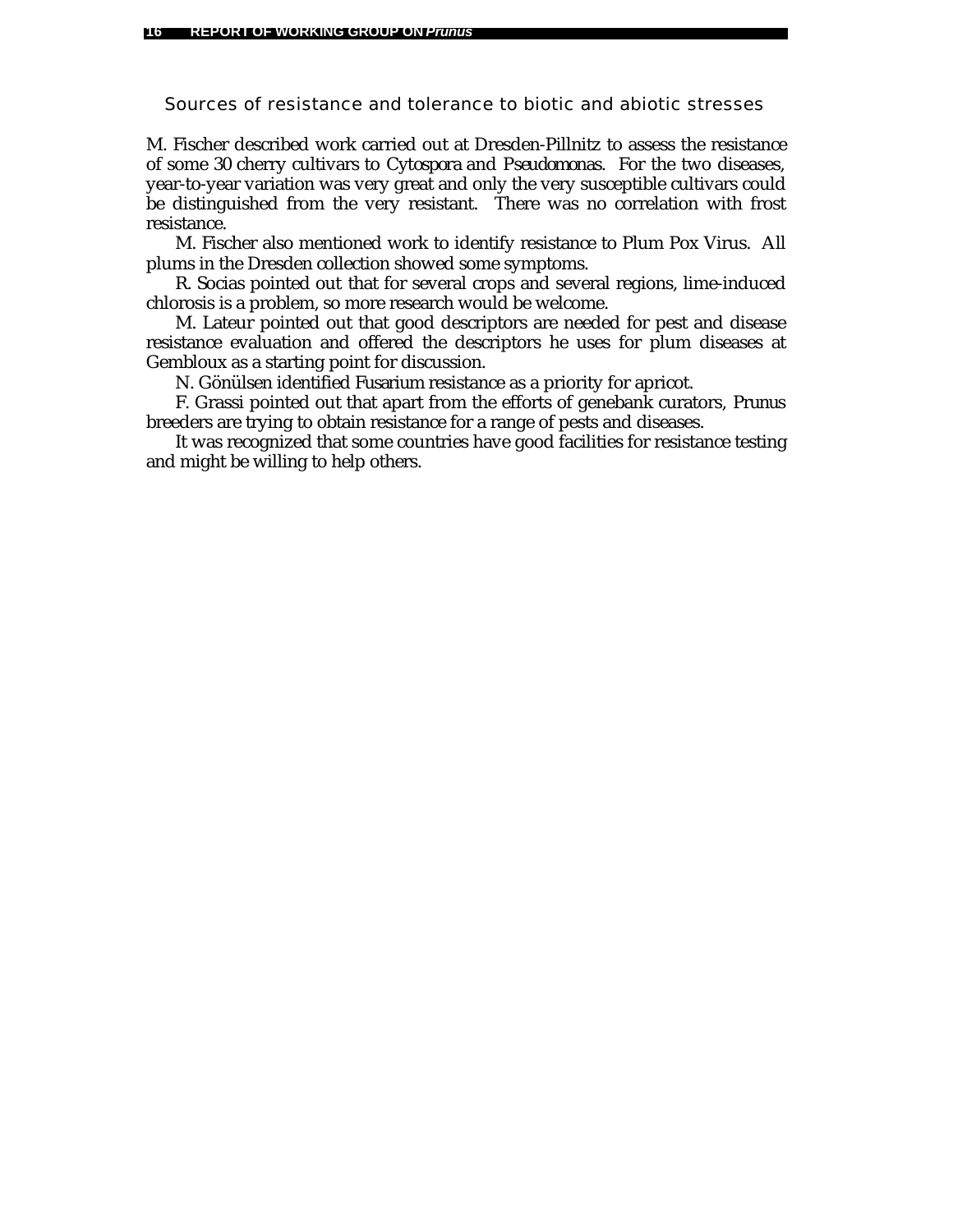## Sources of resistance and tolerance to biotic and abiotic stresses

M. Fischer described work carried out at Dresden-Pillnitz to assess the resistance of some 30 cherry cultivars to *Cytospora* and *Pseudomonas*. For the two diseases, year-to-year variation was very great and only the very susceptible cultivars could be distinguished from the very resistant. There was no correlation with frost resistance.

M. Fischer also mentioned work to identify resistance to Plum Pox Virus. All plums in the Dresden collection showed some symptoms.

R. Socias pointed out that for several crops and several regions, lime-induced chlorosis is a problem, so more research would be welcome.

M. Lateur pointed out that good descriptors are needed for pest and disease resistance evaluation and offered the descriptors he uses for plum diseases at Gembloux as a starting point for discussion.

N. Gönülsen identified *Fusarium* resistance as a priority for apricot.

F. Grassi pointed out that apart from the efforts of genebank curators, *Prunus* breeders are trying to obtain resistance for a range of pests and diseases.

It was recognized that some countries have good facilities for resistance testing and might be willing to help others.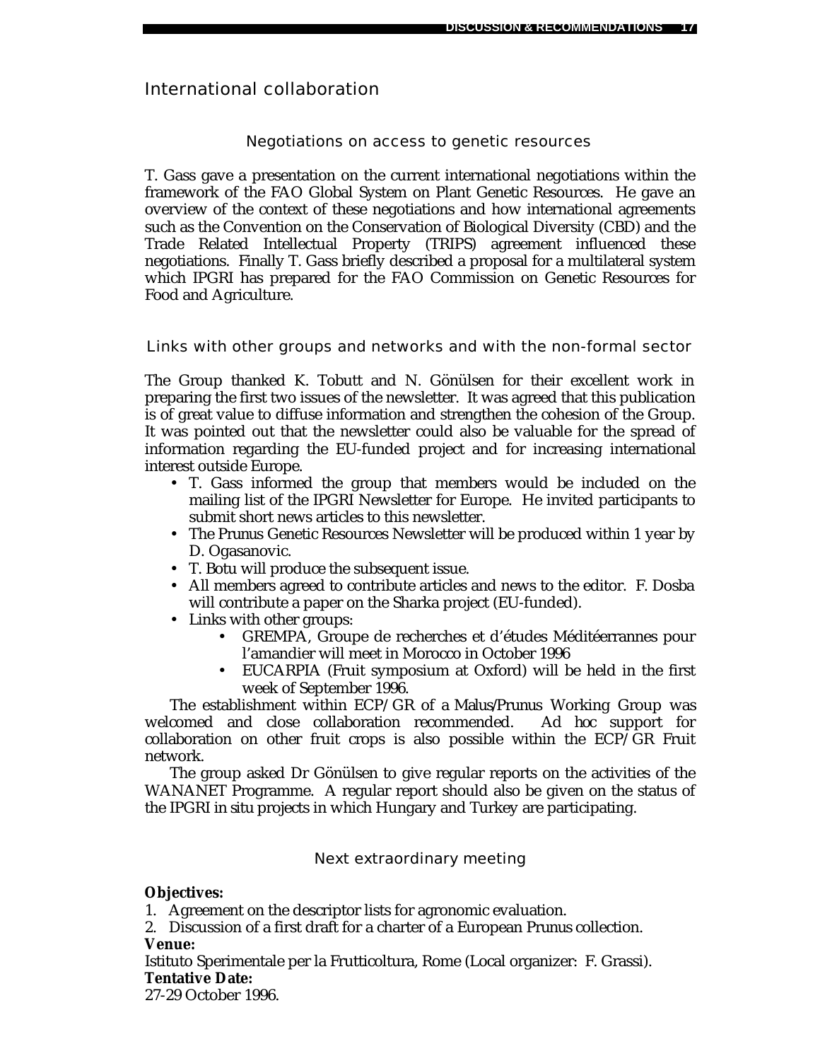## International collaboration

### Negotiations on access to genetic resources

T. Gass gave a presentation on the current international negotiations within the framework of the FAO Global System on Plant Genetic Resources. He gave an overview of the context of these negotiations and how international agreements such as the Convention on the Conservation of Biological Diversity (CBD) and the Trade Related Intellectual Property (TRIPS) agreement influenced these negotiations. Finally T. Gass briefly described a proposal for a multilateral system which IPGRI has prepared for the FAO Commission on Genetic Resources for Food and Agriculture.

### Links with other groups and networks and with the non-formal sector

The Group thanked K. Tobutt and N. Gönülsen for their excellent work in preparing the first two issues of the newsletter. It was agreed that this publication is of great value to diffuse information and strengthen the cohesion of the Group. It was pointed out that the newsletter could also be valuable for the spread of information regarding the EU-funded project and for increasing international interest outside Europe.

- T. Gass informed the group that members would be included on the mailing list of the IPGRI Newsletter for Europe. He invited participants to submit short news articles to this newsletter.
- The Prunus Genetic Resources Newsletter will be produced within 1 year by D. Ogasanovic.
- T. Botu will produce the subsequent issue.
- All members agreed to contribute articles and news to the editor. F. Dosba will contribute a paper on the Sharka project (EU-funded).
- Links with other groups:
  - GREMPA, Groupe de recherches et d'études Méditéerrannes pour l'amandier will meet in Morocco in October 1996
  - EUCARPIA (Fruit symposium at Oxford) will be held in the first week of September 1996.

The establishment within ECP/GR of a *Malus/Prunus* Working Group was welcomed and close collaboration recommended. Ad hoc support for collaboration on other fruit crops is also possible within the ECP/GR Fruit network.

The group asked Dr Gönülsen to give regular reports on the activities of the WANANET Programme. A regular report should also be given on the status of the IPGRI *in situ* projects in which Hungary and Turkey are participating.

### Next extraordinary meeting

**Objectives:**

1. Agreement on the descriptor lists for agronomic evaluation.
2. Discussion of a first draft for a charter of a European *Prunus* collection.

**Venue:**

Istituto Sperimentale per la Frutticoltura, Rome (Local organizer: F. Grassi).

**Tentative Date:**

27-29 October 1996.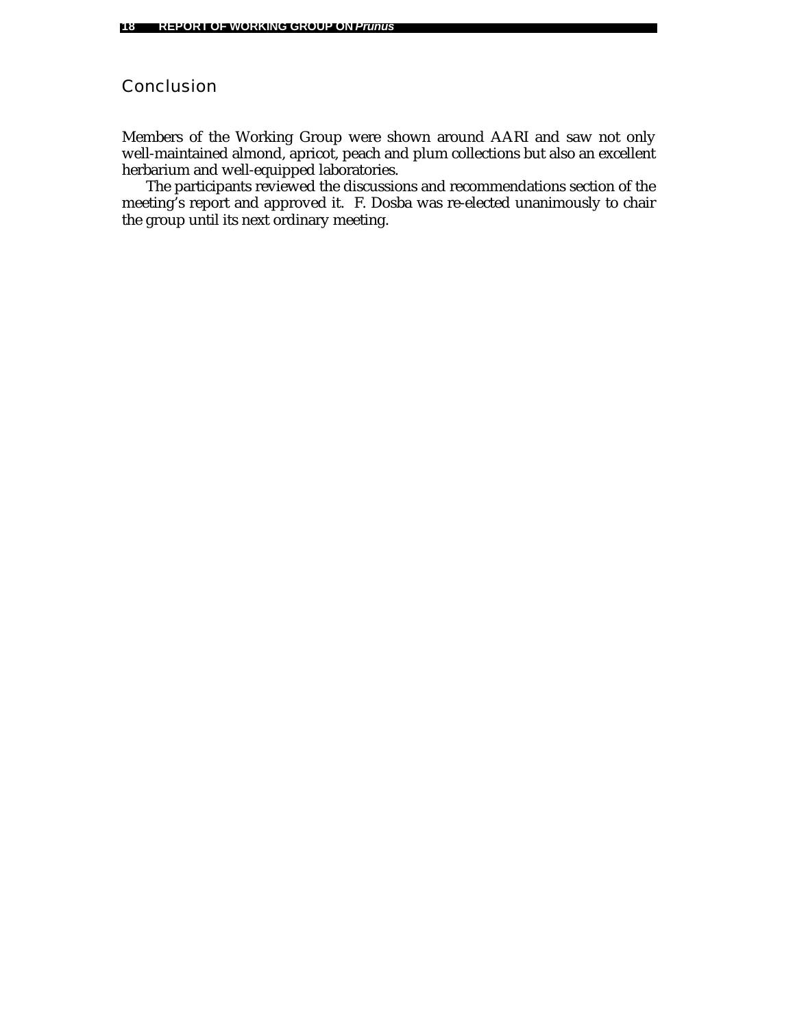## Conclusion

Members of the Working Group were shown around AARI and saw not only well-maintained almond, apricot, peach and plum collections but also an excellent herbarium and well-equipped laboratories.

The participants reviewed the discussions and recommendations section of the meeting's report and approved it. F. Dosba was re-elected unanimously to chair the group until its next ordinary meeting.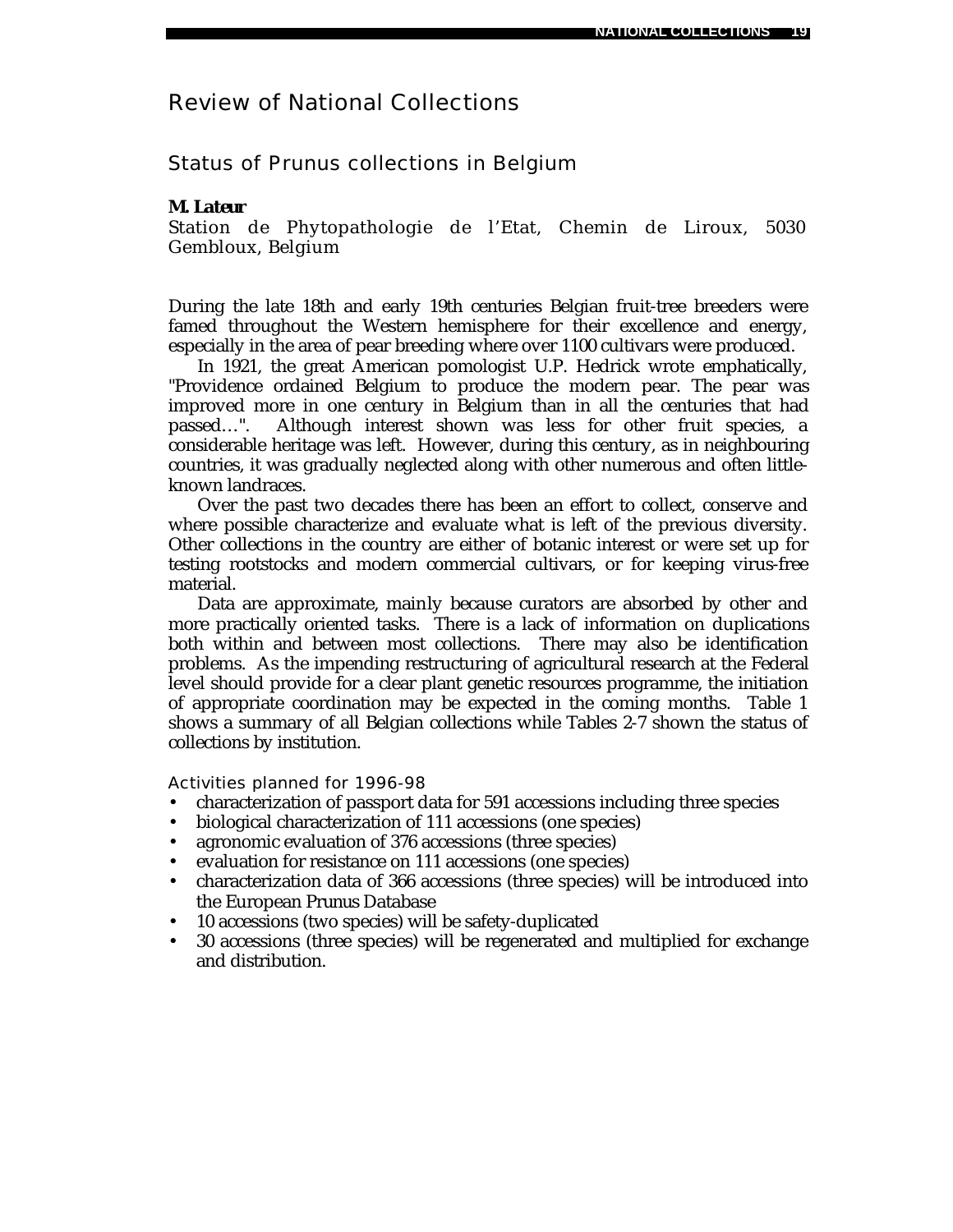# Review of National Collections

## Status of *Prunus* collections in Belgium

**M. Lateur**

Station de Phytopathologie de l'Etat, Chemin de Liroux, 5030 Gembloux, Belgium

During the late 18th and early 19th centuries Belgian fruit-tree breeders were famed throughout the Western hemisphere for their excellence and energy, especially in the area of pear breeding where over 1100 cultivars were produced.

In 1921, the great American pomologist U.P. Hedrick wrote emphatically, "Providence ordained Belgium to produce the modern pear. The pear was improved more in one century in Belgium than in all the centuries that had passed…". Although interest shown was less for other fruit species, a considerable heritage was left. However, during this century, as in neighbouring countries, it was gradually neglected along with other numerous and often little-known landraces.

Over the past two decades there has been an effort to collect, conserve and where possible characterize and evaluate what is left of the previous diversity. Other collections in the country are either of botanic interest or were set up for testing rootstocks and modern commercial cultivars, or for keeping virus-free material.

Data are approximate, mainly because curators are absorbed by other and more practically oriented tasks. There is a lack of information on duplications both within and between most collections. There may also be identification problems. As the impending restructuring of agricultural research at the Federal level should provide for a clear plant genetic resources programme, the initiation of appropriate coordination may be expected in the coming months. Table 1 shows a summary of all Belgian collections while Tables 2-7 shown the status of collections by institution.

### Activities planned for 1996-98

- characterization of passport data for 591 accessions including three species
- biological characterization of 111 accessions (one species)
- agronomic evaluation of 376 accessions (three species)
- evaluation for resistance on 111 accessions (one species)
- characterization data of 366 accessions (three species) will be introduced into the European Prunus Database
- 10 accessions (two species) will be safety-duplicated
- 30 accessions (three species) will be regenerated and multiplied for exchange and distribution.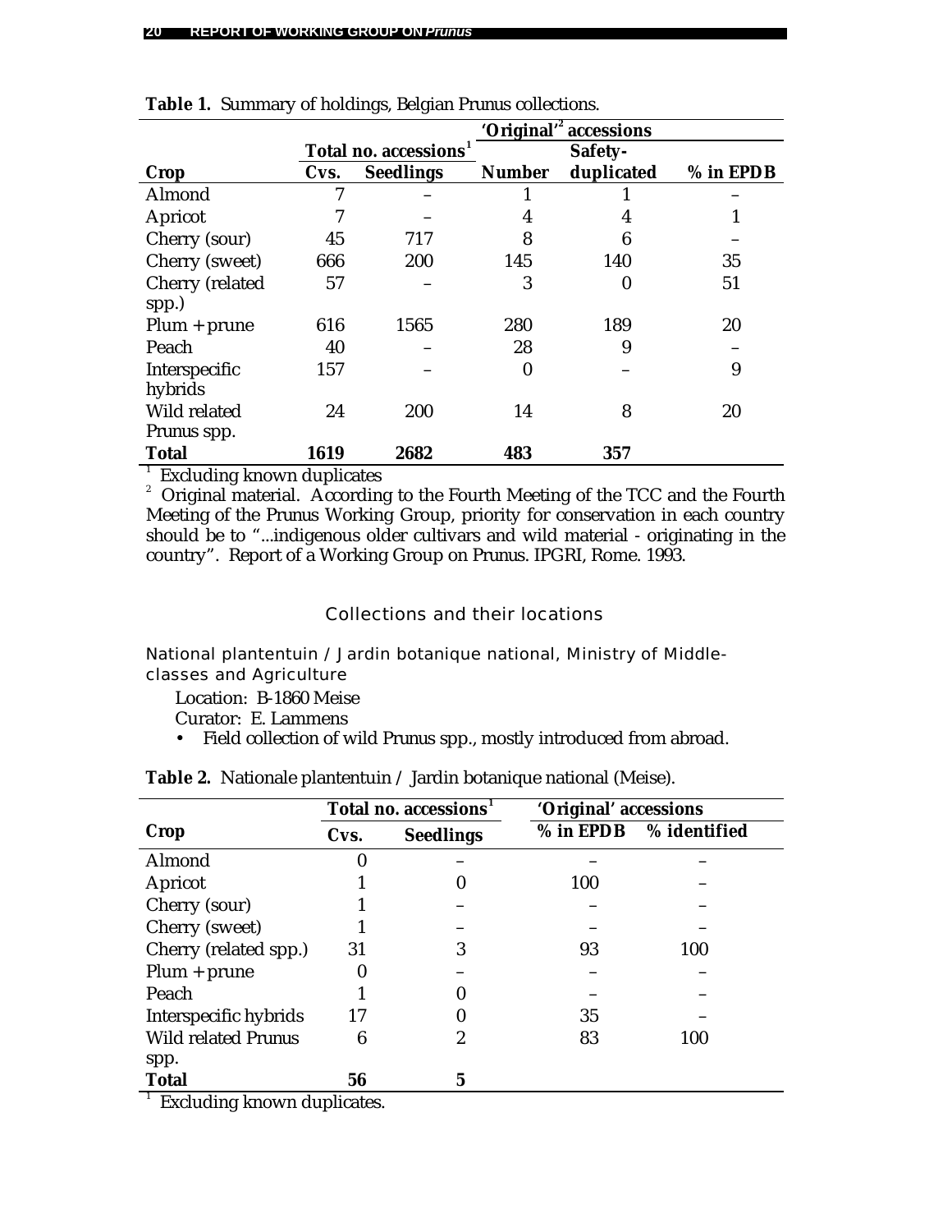**Table 1.** Summary of holdings, Belgian Prunus collections.

| | Total no. accessions[1] | | 'Original'[2] accessions | | |
|---|---|---|---|---|---|
| **Crop** | **Cvs.** | **Seedlings** | **Number** | **Safety-duplicated** | **% in EPDB** |
| Almond | 7 | – | 1 | 1 | – |
| Apricot | 7 | – | 4 | 4 | 1 |
| Cherry (sour) | 45 | 717 | 8 | 6 | – |
| Cherry (sweet) | 666 | 200 | 145 | 140 | 35 |
| Cherry (related spp.) | 57 | – | 3 | 0 | 51 |
| Plum + prune | 616 | 1565 | 280 | 189 | 20 |
| Peach | 40 | – | 28 | 9 | – |
| Interspecific hybrids | 157 | – | 0 | – | 9 |
| Wild related Prunus spp. | 24 | 200 | 14 | 8 | 20 |
| **Total** | **1619** | **2682** | **483** | **357** | |

[1] Excluding known duplicates

[2] Original material. According to the Fourth Meeting of the TCC and the Fourth Meeting of the Prunus Working Group, priority for conservation in each country should be to "...indigenous older cultivars and wild material - originating in the country". Report of a Working Group on Prunus. IPGRI, Rome. 1993.

## Collections and their locations

### National plantentuin / Jardin botanique national, Ministry of Middle-classes and Agriculture

Location: B-1860 Meise

Curator: E. Lammens

- Field collection of wild Prunus spp., mostly introduced from abroad.

**Table 2.** Nationale plantentuin / Jardin botanique national (Meise).

| | Total no. accessions[1] | | 'Original' accessions | |
|---|---|---|---|---|
| **Crop** | **Cvs.** | **Seedlings** | **% in EPDB** | **% identified** |
| Almond | 0 | – | – | – |
| Apricot | 1 | 0 | 100 | – |
| Cherry (sour) | 1 | – | – | – |
| Cherry (sweet) | 1 | – | – | – |
| Cherry (related spp.) | 31 | 3 | 93 | 100 |
| Plum + prune | 0 | – | – | – |
| Peach | 1 | 0 | – | – |
| Interspecific hybrids | 17 | 0 | 35 | – |
| Wild related Prunus spp. | 6 | 2 | 83 | 100 |
| **Total** | **56** | **5** | | |

[1] Excluding known duplicates.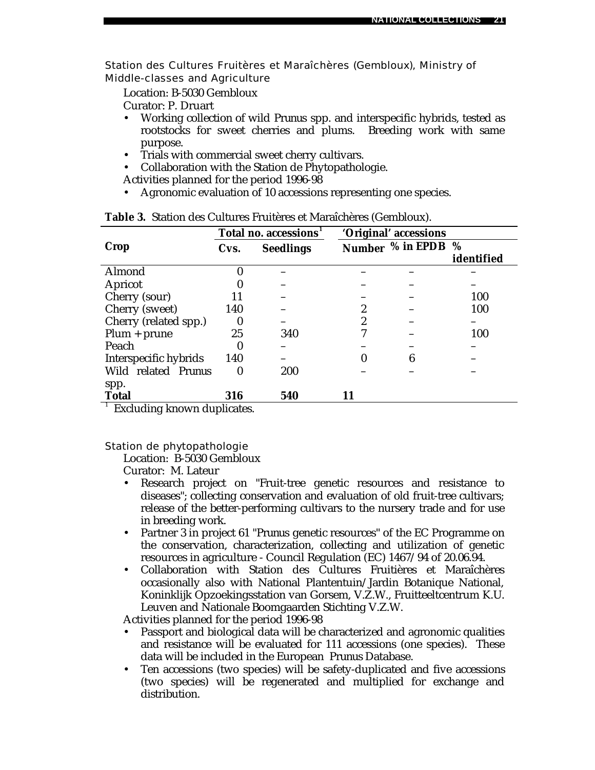### Station des Cultures Fruitères et Maraîchères (Gembloux), Ministry of Middle-classes and Agriculture

Location: B-5030 Gembloux

Curator: P. Druart

- Working collection of wild Prunus spp. and interspecific hybrids, tested as rootstocks for sweet cherries and plums. Breeding work with same purpose.
- Trials with commercial sweet cherry cultivars.
- Collaboration with the Station de Phytopathologie.

Activities planned for the period 1996-98

- Agronomic evaluation of 10 accessions representing one species.

**Table 3.** Station des Cultures Fruitères et Maraîchères (Gembloux).

| Crop | Total no. accessions[1] | | 'Original' accessions | | |
|---|---|---|---|---|---|
| | **Cvs.** | **Seedlings** | **Number** | **% in EPDB** | **% identified** |
| Almond | 0 | – | – | – | – |
| Apricot | 0 | – | – | – | – |
| Cherry (sour) | 11 | – | – | – | 100 |
| Cherry (sweet) | 140 | – | 2 | – | 100 |
| Cherry (related spp.) | 0 | – | 2 | – | – |
| Plum + prune | 25 | 340 | 7 | – | 100 |
| Peach | 0 | – | – | – | – |
| Interspecific hybrids | 140 | – | 0 | 6 | – |
| Wild related Prunus spp. | 0 | 200 | – | – | – |
| **Total** | **316** | **540** | **11** | | |

[1] Excluding known duplicates.

### Station de phytopathologie

Location: B-5030 Gembloux

Curator: M. Lateur

- Research project on "Fruit-tree genetic resources and resistance to diseases"; collecting conservation and evaluation of old fruit-tree cultivars; release of the better-performing cultivars to the nursery trade and for use in breeding work.
- Partner 3 in project 61 "Prunus genetic resources" of the EC Programme on the conservation, characterization, collecting and utilization of genetic resources in agriculture - Council Regulation (EC) 1467/94 of 20.06.94.
- Collaboration with Station des Cultures Fruitières et Maraîchères occasionally also with National Plantentuin/Jardin Botanique National, Koninklijk Opzoekingsstation van Gorsem, V.Z.W., Fruitteeltcentrum K.U. Leuven and Nationale Boomgaarden Stichting V.Z.W.

Activities planned for the period 1996-98

- Passport and biological data will be characterized and agronomic qualities and resistance will be evaluated for 111 accessions (one species). These data will be included in the European Prunus Database.
- Ten accessions (two species) will be safety-duplicated and five accessions (two species) will be regenerated and multiplied for exchange and distribution.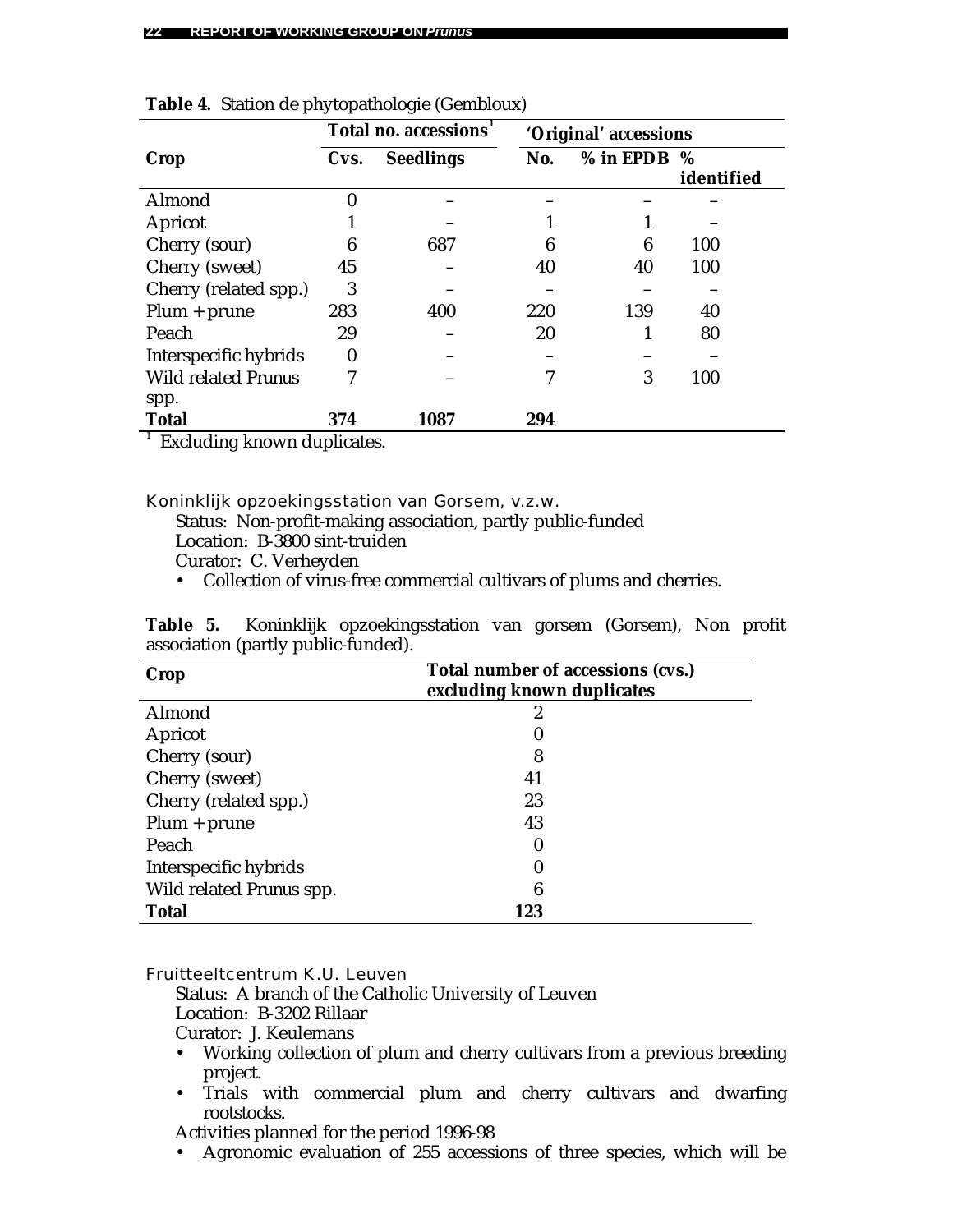**Table 4.** Station de phytopathologie (Gembloux)

| Crop | Total no. accessions[1] | | 'Original' accessions | | |
|---|---|---|---|---|---|
| | Cvs. | Seedlings | No. | % in EPDB | % identified |
| Almond | 0 | – | – | – | – |
| Apricot | 1 | – | 1 | 1 | – |
| Cherry (sour) | 6 | 687 | 6 | 6 | 100 |
| Cherry (sweet) | 45 | – | 40 | 40 | 100 |
| Cherry (related spp.) | 3 | – | – | – | – |
| Plum + prune | 283 | 400 | 220 | 139 | 40 |
| Peach | 29 | – | 20 | 1 | 80 |
| Interspecific hybrids | 0 | – | – | – | – |
| Wild related Prunus spp. | 7 | – | 7 | 3 | 100 |
| **Total** | **374** | **1087** | **294** | | |

[1] Excluding known duplicates.

Koninklijk opzoekingsstation van Gorsem, v.z.w.

Status: Non-profit-making association, partly public-funded
Location: B-3800 sint-truiden
Curator: C. Verheyden

- Collection of virus-free commercial cultivars of plums and cherries.

**Table 5.** Koninklijk opzoekingsstation van gorsem (Gorsem), Non profit association (partly public-funded).

| Crop | Total number of accessions (cvs.) excluding known duplicates |
|---|---|
| Almond | 2 |
| Apricot | 0 |
| Cherry (sour) | 8 |
| Cherry (sweet) | 41 |
| Cherry (related spp.) | 23 |
| Plum + prune | 43 |
| Peach | 0 |
| Interspecific hybrids | 0 |
| Wild related Prunus spp. | 6 |
| **Total** | **123** |

Fruitteeltcentrum K.U. Leuven

Status: A branch of the Catholic University of Leuven
Location: B-3202 Rillaar
Curator: J. Keulemans

- Working collection of plum and cherry cultivars from a previous breeding project.
- Trials with commercial plum and cherry cultivars and dwarfing rootstocks.

Activities planned for the period 1996-98

- Agronomic evaluation of 255 accessions of three species, which will be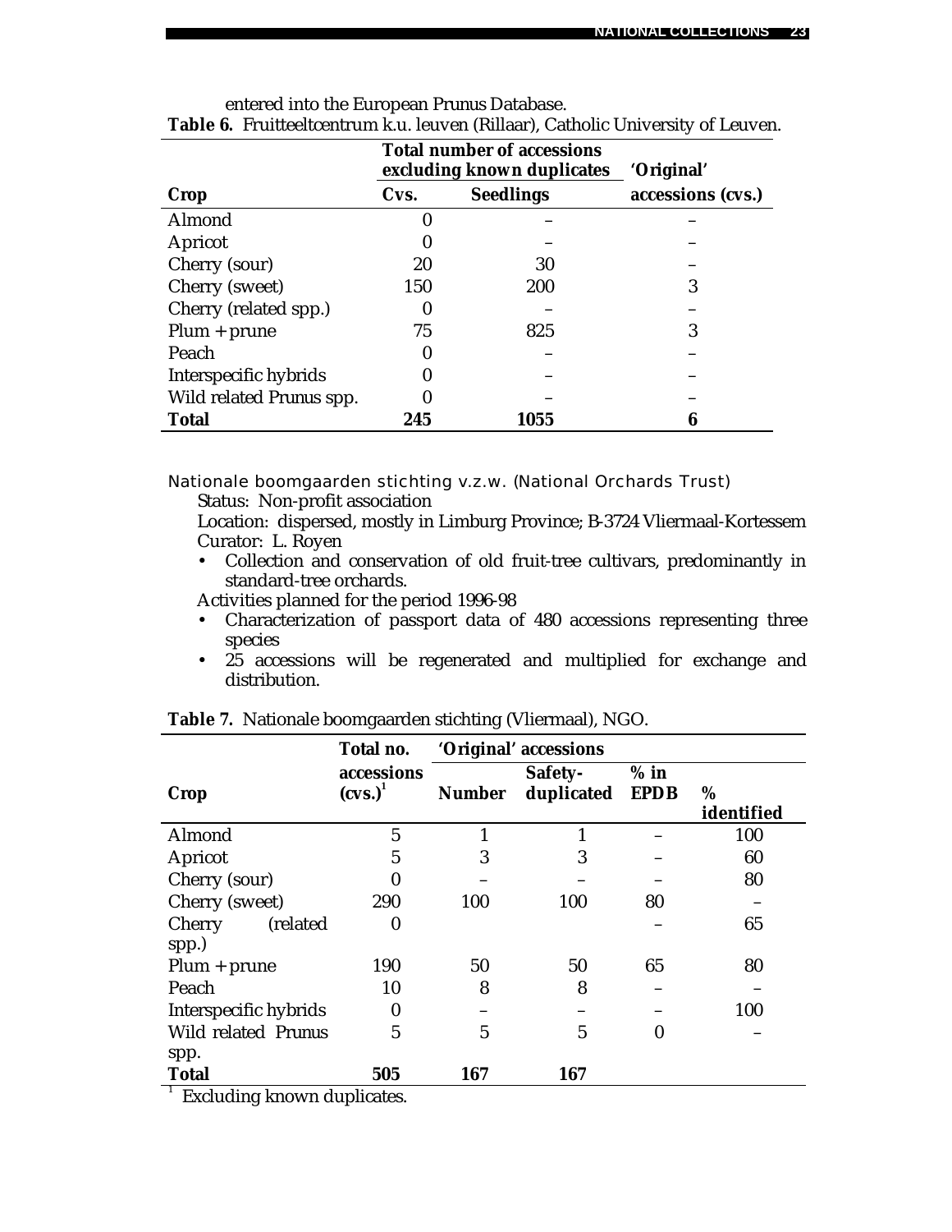entered into the European Prunus Database.

**Table 6.** Fruitteeltcentrum k.u. leuven (Rillaar), Catholic University of Leuven.

| Crop | Total number of accessions excluding known duplicates | | 'Original' |
|---|---|---|---|
| | **Cvs.** | **Seedlings** | **accessions (cvs.)** |
| Almond | 0 | – | – |
| Apricot | 0 | – | – |
| Cherry (sour) | 20 | 30 | – |
| Cherry (sweet) | 150 | 200 | 3 |
| Cherry (related spp.) | 0 | – | – |
| Plum + prune | 75 | 825 | 3 |
| Peach | 0 | – | – |
| Interspecific hybrids | 0 | – | – |
| Wild related Prunus spp. | 0 | – | – |
| **Total** | **245** | **1055** | **6** |

Nationale boomgaarden stichting v.z.w. (National Orchards Trust)

Status: Non-profit association

Location: dispersed, mostly in Limburg Province; B-3724 Vliermaal-Kortessem

Curator: L. Royen

- Collection and conservation of old fruit-tree cultivars, predominantly in standard-tree orchards.

Activities planned for the period 1996-98

- Characterization of passport data of 480 accessions representing three species
- 25 accessions will be regenerated and multiplied for exchange and distribution.

**Table 7.** Nationale boomgaarden stichting (Vliermaal), NGO.

| Crop | Total no. accessions (cvs.)[1] | 'Original' accessions | | | |
|---|---|---|---|---|---|
| | | **Number** | **Safety-duplicated** | **% in EPDB** | **% identified** |
| Almond | 5 | 1 | 1 | – | 100 |
| Apricot | 5 | 3 | 3 | – | 60 |
| Cherry (sour) | 0 | – | – | – | 80 |
| Cherry (sweet) | 290 | 100 | 100 | 80 | – |
| Cherry (related spp.) | 0 | | | – | 65 |
| Plum + prune | 190 | 50 | 50 | 65 | 80 |
| Peach | 10 | 8 | 8 | – | – |
| Interspecific hybrids | 0 | – | – | – | 100 |
| Wild related Prunus spp. | 5 | 5 | 5 | 0 | – |
| **Total** | **505** | **167** | **167** | | |

[1] Excluding known duplicates.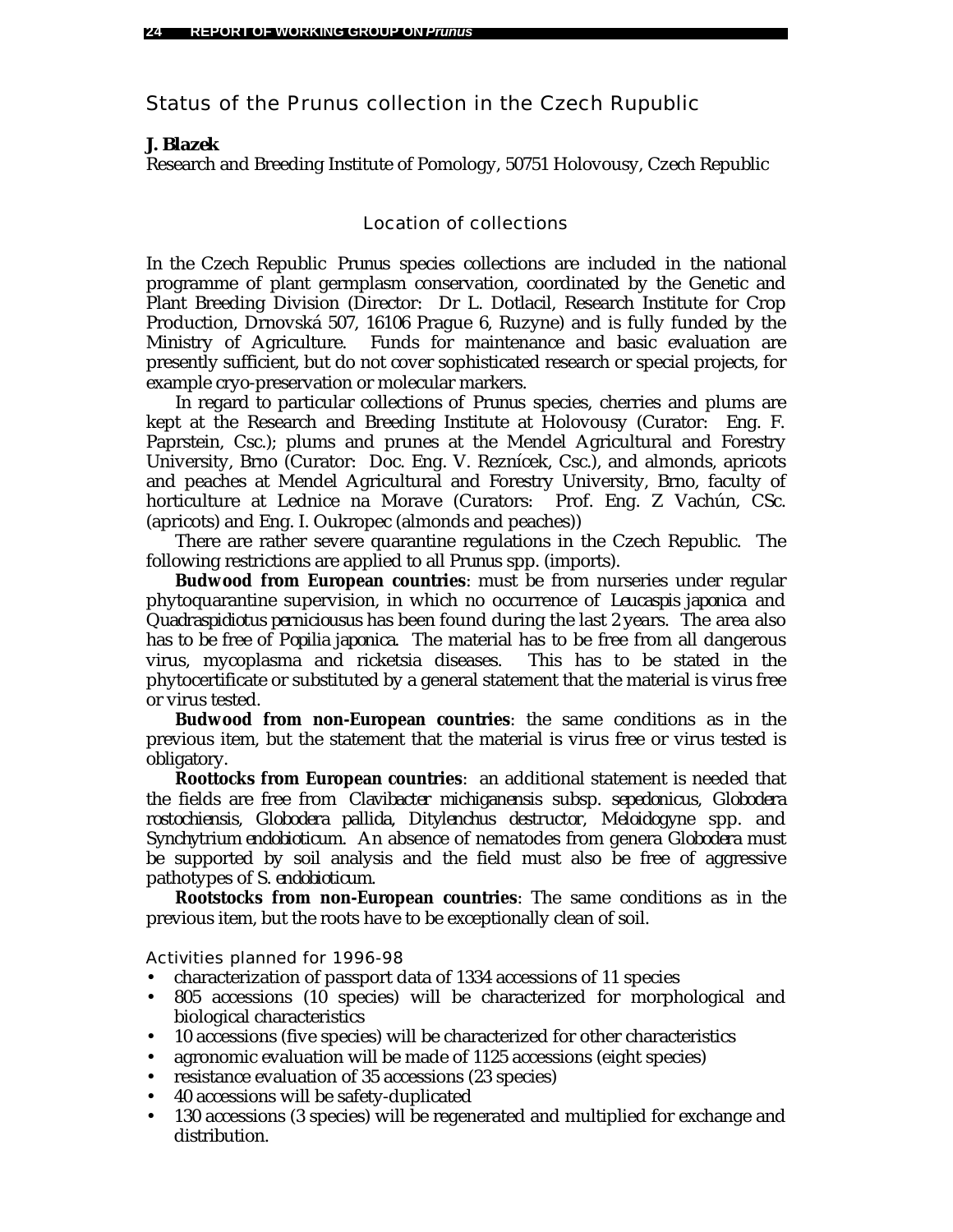## Status of the Prunus collection in the Czech Rupublic

**J. Blazek**

Research and Breeding Institute of Pomology, 50751 Holovousy, Czech Republic

### Location of collections

In the Czech Republic *Prunus* species collections are included in the national programme of plant germplasm conservation, coordinated by the Genetic and Plant Breeding Division (Director: Dr L. Dotlacil, Research Institute for Crop Production, Drnovská 507, 16106 Prague 6, Ruzyne) and is fully funded by the Ministry of Agriculture. Funds for maintenance and basic evaluation are presently sufficient, but do not cover sophisticated research or special projects, for example cryo-preservation or molecular markers.

In regard to particular collections of *Prunus* species, cherries and plums are kept at the Research and Breeding Institute at Holovousy (Curator: Eng. F. Paprstein, Csc.); plums and prunes at the Mendel Agricultural and Forestry University, Brno (Curator: Doc. Eng. V. Reznícek, Csc.), and almonds, apricots and peaches at Mendel Agricultural and Forestry University, Brno, faculty of horticulture at Lednice na Morave (Curators: Prof. Eng. Z Vachún, CSc. (apricots) and Eng. I. Oukropec (almonds and peaches))

There are rather severe quarantine regulations in the Czech Republic. The following restrictions are applied to all *Prunus* spp. (imports).

**Budwood from European countries**: must be from nurseries under regular phytoquarantine supervision, in which no occurrence of *Leucaspis japonica* and *Quadraspidiotus perniciousus* has been found during the last 2 years. The area also has to be free of *Popilia japonica*. The material has to be free from all dangerous virus, mycoplasma and ricketsia diseases. This has to be stated in the phytocertificate or substituted by a general statement that the material is virus free or virus tested.

**Budwood from non-European countries**: the same conditions as in the previous item, but the statement that the material is virus free or virus tested is obligatory.

**Roottocks from European countries**: an additional statement is needed that the fields are free from *Clavibacter michiganensis* subsp. *sepedonicus*, *Globodera rostochiensis*, *Globodera pallida*, *Ditylenchus destructor*, *Meloidogyne* spp. and *Synchytrium endobioticum*. An absence of nematodes from genera *Globodera* must be supported by soil analysis and the field must also be free of aggressive pathotypes of *S. endobioticum*.

**Rootstocks from non-European countries**: The same conditions as in the previous item, but the roots have to be exceptionally clean of soil.

#### Activities planned for 1996-98

- characterization of passport data of 1334 accessions of 11 species
- 805 accessions (10 species) will be characterized for morphological and biological characteristics
- 10 accessions (five species) will be characterized for other characteristics
- agronomic evaluation will be made of 1125 accessions (eight species)
- resistance evaluation of 35 accessions (23 species)
- 40 accessions will be safety-duplicated
- 130 accessions (3 species) will be regenerated and multiplied for exchange and distribution.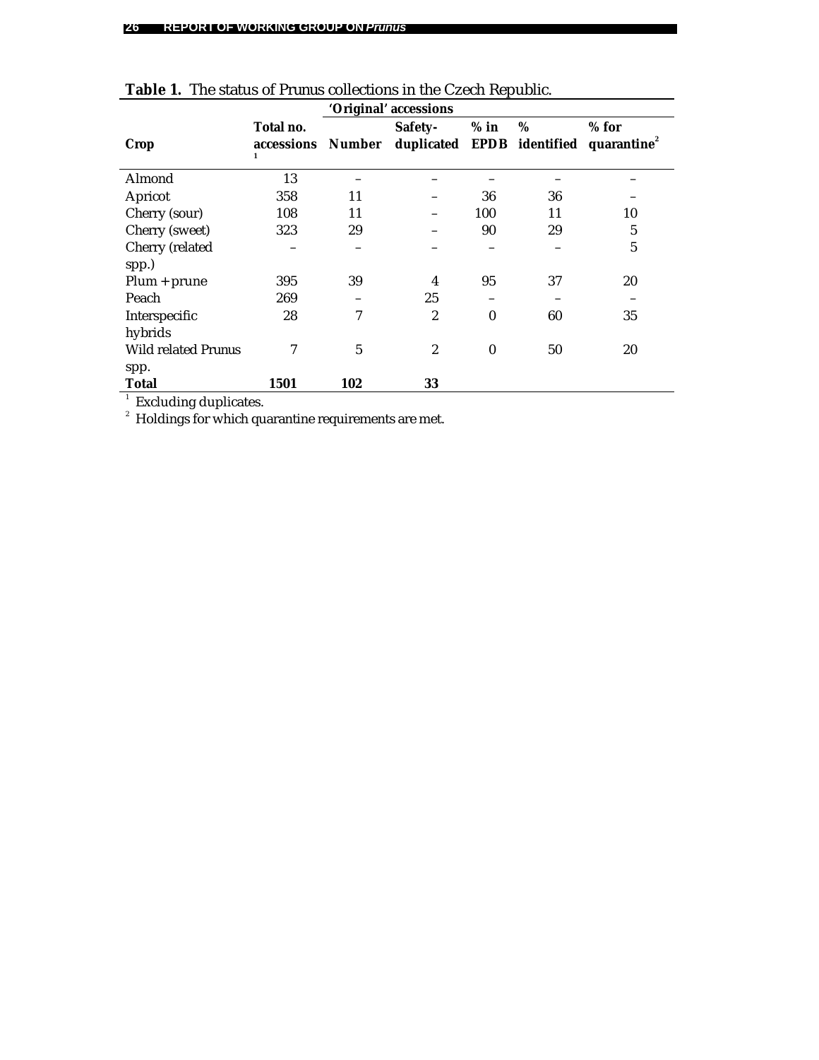**Table 1.** The status of Prunus collections in the Czech Republic.

| Crop | Total no. accessions [1] | 'Original' accessions | | | | |
|---|---|---|---|---|---|---|
| | | Number | Safety-duplicated | % in EPDB | % identified | % for quarantine [2] |
| Almond | 13 | – | – | – | – | – |
| Apricot | 358 | 11 | – | 36 | 36 | – |
| Cherry (sour) | 108 | 11 | – | 100 | 11 | 10 |
| Cherry (sweet) | 323 | 29 | – | 90 | 29 | 5 |
| Cherry (related spp.) | – | – | – | – | – | 5 |
| Plum + prune | 395 | 39 | 4 | 95 | 37 | 20 |
| Peach | 269 | – | 25 | – | – | – |
| Interspecific hybrids | 28 | 7 | 2 | 0 | 60 | 35 |
| Wild related Prunus spp. | 7 | 5 | 2 | 0 | 50 | 20 |
| **Total** | **1501** | **102** | **33** | | | |

[1] Excluding duplicates.
[2] Holdings for which quarantine requirements are met.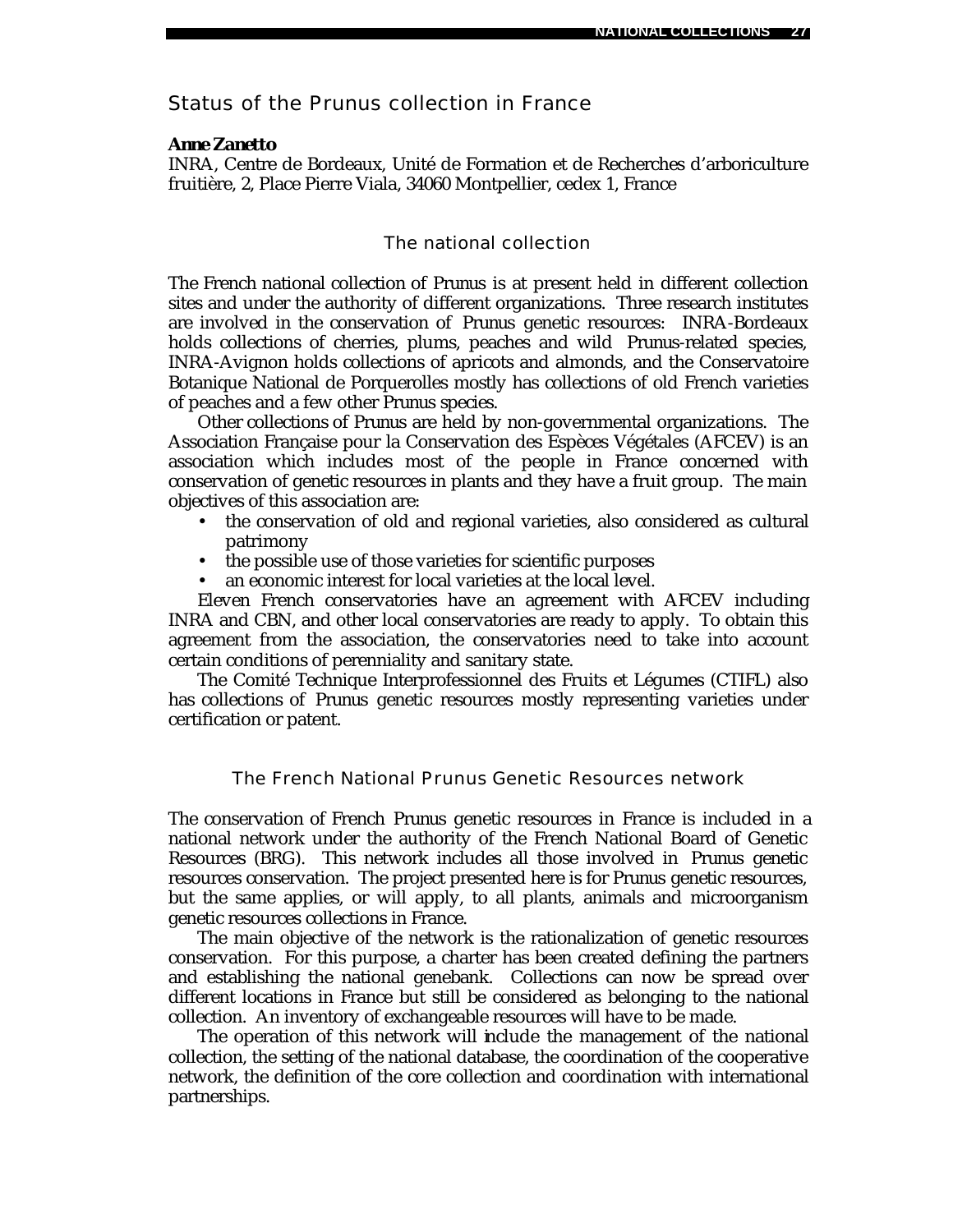## Status of the Prunus collection in France

**Anne Zanetto**
INRA, Centre de Bordeaux, Unité de Formation et de Recherches d'arboriculture fruitière, 2, Place Pierre Viala, 34060 Montpellier, cedex 1, France

### The national collection

The French national collection of Prunus is at present held in different collection sites and under the authority of different organizations. Three research institutes are involved in the conservation of Prunus genetic resources: INRA-Bordeaux holds collections of cherries, plums, peaches and wild Prunus-related species, INRA-Avignon holds collections of apricots and almonds, and the Conservatoire Botanique National de Porquerolles mostly has collections of old French varieties of peaches and a few other Prunus species.

Other collections of Prunus are held by non-governmental organizations. The Association Française pour la Conservation des Espèces Végétales (AFCEV) is an association which includes most of the people in France concerned with conservation of genetic resources in plants and they have a fruit group. The main objectives of this association are:

- the conservation of old and regional varieties, also considered as cultural patrimony
- the possible use of those varieties for scientific purposes
- an economic interest for local varieties at the local level.

Eleven French conservatories have an agreement with AFCEV including INRA and CBN, and other local conservatories are ready to apply. To obtain this agreement from the association, the conservatories need to take into account certain conditions of perenniality and sanitary state.

The Comité Technique Interprofessionnel des Fruits et Légumes (CTIFL) also has collections of Prunus genetic resources mostly representing varieties under certification or patent.

### The French National Prunus Genetic Resources network

The conservation of French Prunus genetic resources in France is included in a national network under the authority of the French National Board of Genetic Resources (BRG). This network includes all those involved in Prunus genetic resources conservation. The project presented here is for Prunus genetic resources, but the same applies, or will apply, to all plants, animals and microorganism genetic resources collections in France.

The main objective of the network is the rationalization of genetic resources conservation. For this purpose, a charter has been created defining the partners and establishing the national genebank. Collections can now be spread over different locations in France but still be considered as belonging to the national collection. An inventory of exchangeable resources will have to be made.

The operation of this network will include the management of the national collection, the setting of the national database, the coordination of the cooperative network, the definition of the core collection and coordination with international partnerships.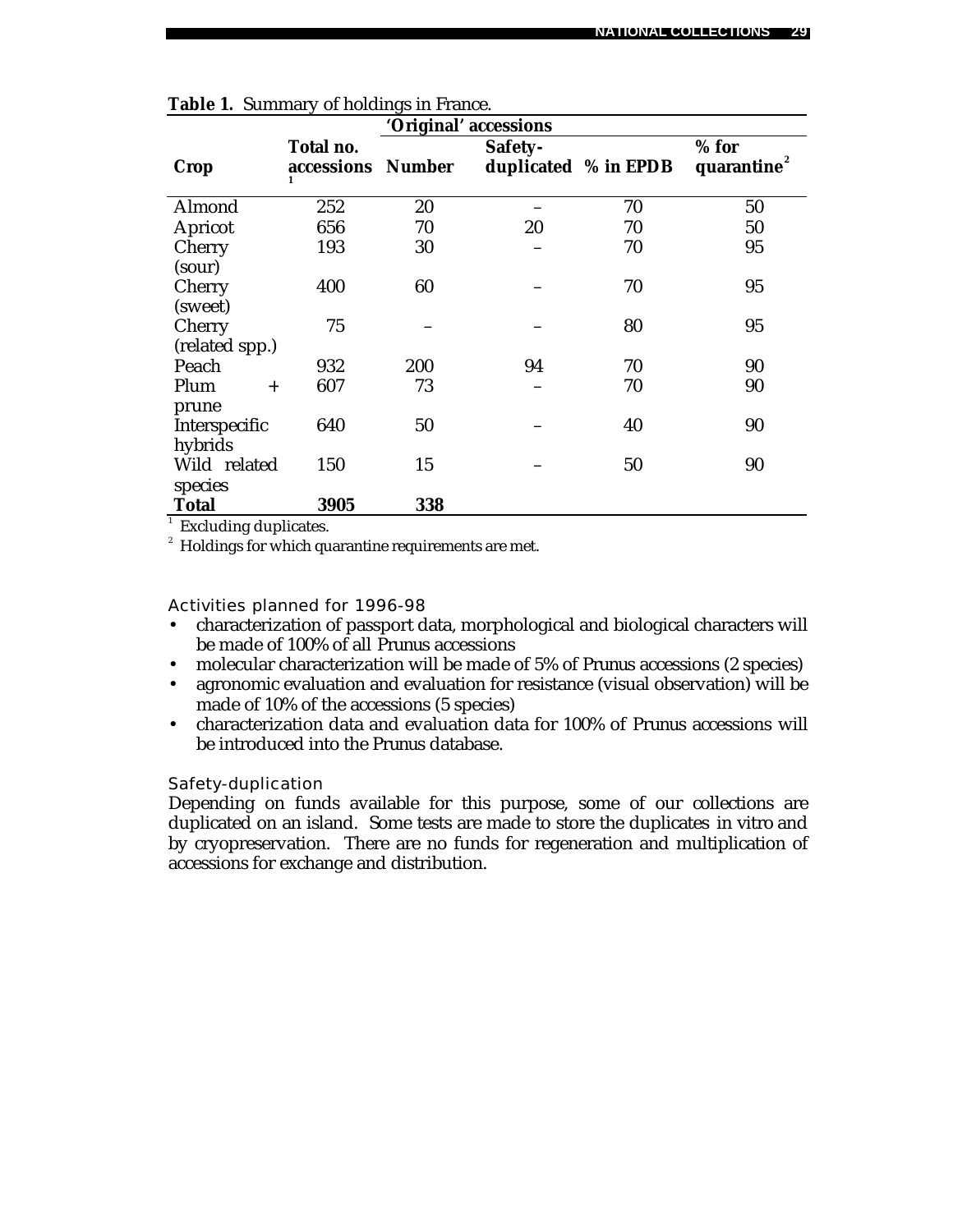**Table 1.** Summary of holdings in France.

| Crop | Total no. accessions[1] | 'Original' accessions Number | Safety-duplicated | % in EPDB | % for quarantine[2] |
|---|---|---|---|---|---|
| Almond | 252 | 20 | – | 70 | 50 |
| Apricot | 656 | 70 | 20 | 70 | 50 |
| Cherry (sour) | 193 | 30 | – | 70 | 95 |
| Cherry (sweet) | 400 | 60 | – | 70 | 95 |
| Cherry (related spp.) | 75 | – | – | 80 | 95 |
| Peach | 932 | 200 | 94 | 70 | 90 |
| Plum + prune | 607 | 73 | – | 70 | 90 |
| Interspecific hybrids | 640 | 50 | – | 40 | 90 |
| Wild related species | 150 | 15 | – | 50 | 90 |
| **Total** | **3905** | **338** | | | |

[1] Excluding duplicates.

[2] Holdings for which quarantine requirements are met.

### Activities planned for 1996-98

- characterization of passport data, morphological and biological characters will be made of 100% of all Prunus accessions
- molecular characterization will be made of 5% of Prunus accessions (2 species)
- agronomic evaluation and evaluation for resistance (visual observation) will be made of 10% of the accessions (5 species)
- characterization data and evaluation data for 100% of Prunus accessions will be introduced into the Prunus database.

### Safety-duplication

Depending on funds available for this purpose, some of our collections are duplicated on an island. Some tests are made to store the duplicates in vitro and by cryopreservation. There are no funds for regeneration and multiplication of accessions for exchange and distribution.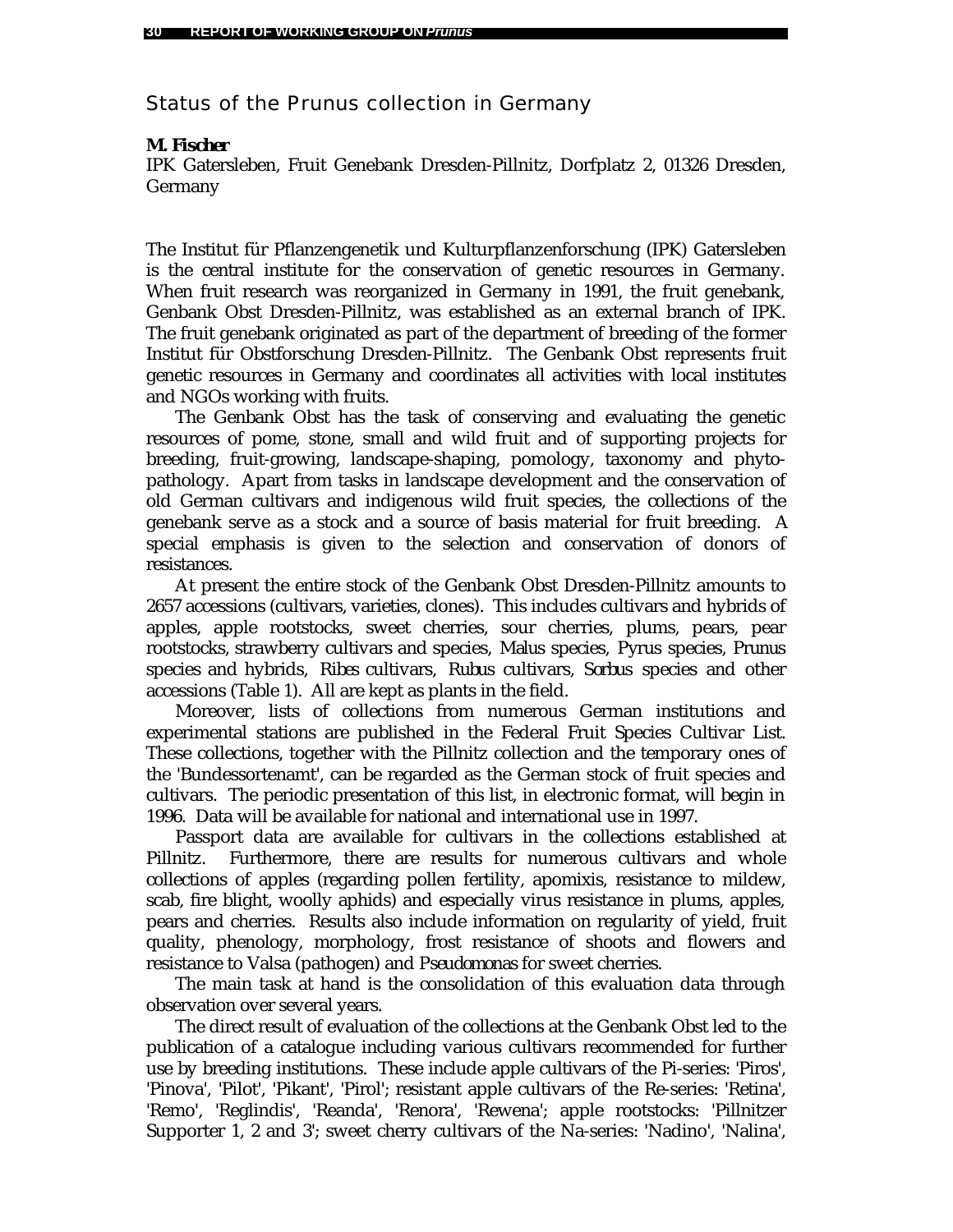## Status of the Prunus collection in Germany

***M. Fischer***
IPK Gatersleben, Fruit Genebank Dresden-Pillnitz, Dorfplatz 2, 01326 Dresden, Germany

The Institut für Pflanzengenetik und Kulturpflanzenforschung (IPK) Gatersleben is the central institute for the conservation of genetic resources in Germany. When fruit research was reorganized in Germany in 1991, the fruit genebank, Genbank Obst Dresden-Pillnitz, was established as an external branch of IPK. The fruit genebank originated as part of the department of breeding of the former Institut für Obstforschung Dresden-Pillnitz. The Genbank Obst represents fruit genetic resources in Germany and coordinates all activities with local institutes and NGOs working with fruits.

The Genbank Obst has the task of conserving and evaluating the genetic resources of pome, stone, small and wild fruit and of supporting projects for breeding, fruit-growing, landscape-shaping, pomology, taxonomy and phytopathology. Apart from tasks in landscape development and the conservation of old German cultivars and indigenous wild fruit species, the collections of the genebank serve as a stock and a source of basis material for fruit breeding. A special emphasis is given to the selection and conservation of donors of resistances.

At present the entire stock of the Genbank Obst Dresden-Pillnitz amounts to 2657 accessions (cultivars, varieties, clones). This includes cultivars and hybrids of apples, apple rootstocks, sweet cherries, sour cherries, plums, pears, pear rootstocks, strawberry cultivars and species, *Malus* species, *Pyrus* species, *Prunus* species and hybrids, *Ribes* cultivars, *Rubus* cultivars, *Sorbus* species and other accessions (Table 1). All are kept as plants in the field.

Moreover, lists of collections from numerous German institutions and experimental stations are published in the Federal Fruit Species Cultivar List. These collections, together with the Pillnitz collection and the temporary ones of the 'Bundessortenamt', can be regarded as the German stock of fruit species and cultivars. The periodic presentation of this list, in electronic format, will begin in 1996. Data will be available for national and international use in 1997.

Passport data are available for cultivars in the collections established at Pillnitz. Furthermore, there are results for numerous cultivars and whole collections of apples (regarding pollen fertility, apomixis, resistance to mildew, scab, fire blight, woolly aphids) and especially virus resistance in plums, apples, pears and cherries. Results also include information on regularity of yield, fruit quality, phenology, morphology, frost resistance of shoots and flowers and resistance to Valsa (pathogen) and *Pseudomonas* for sweet cherries.

The main task at hand is the consolidation of this evaluation data through observation over several years.

The direct result of evaluation of the collections at the Genbank Obst led to the publication of a catalogue including various cultivars recommended for further use by breeding institutions. These include apple cultivars of the Pi-series: 'Piros', 'Pinova', 'Pilot', 'Pikant', 'Pirol'; resistant apple cultivars of the Re-series: 'Retina', 'Remo', 'Reglindis', 'Reanda', 'Renora', 'Rewena'; apple rootstocks: 'Pillnitzer Supporter 1, 2 and 3'; sweet cherry cultivars of the Na-series: 'Nadino', 'Nalina',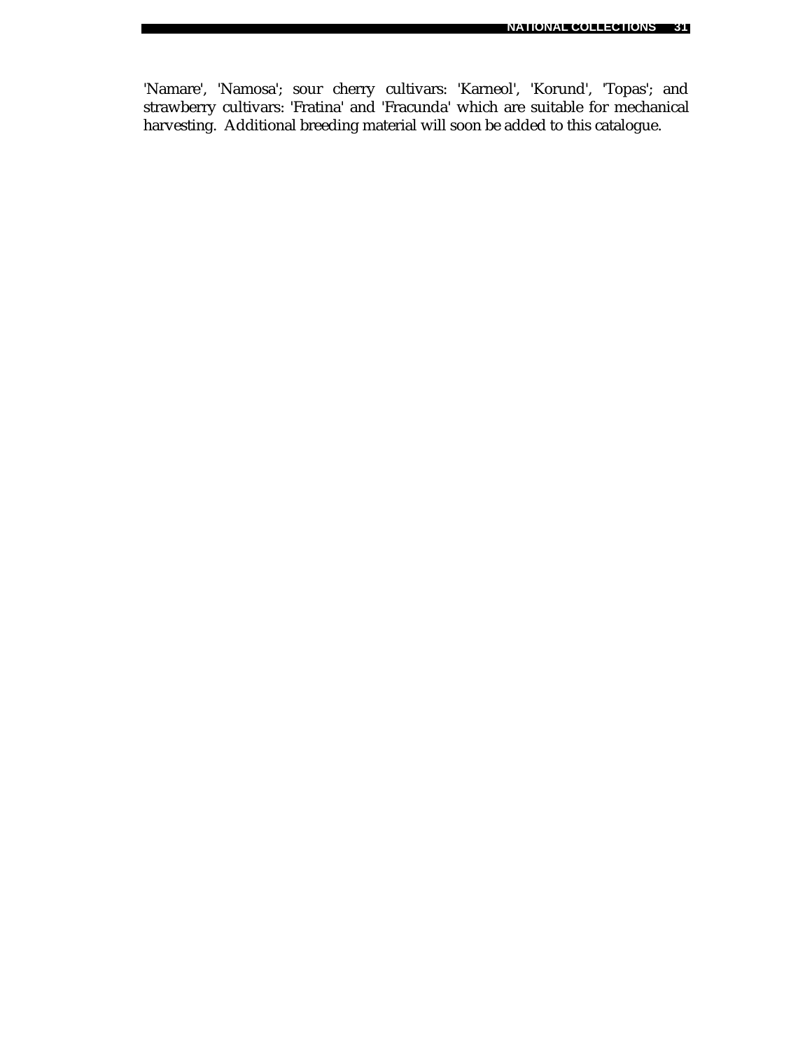'Namare', 'Namosa'; sour cherry cultivars: 'Karneol', 'Korund', 'Topas'; and strawberry cultivars: 'Fratina' and 'Fracunda' which are suitable for mechanical harvesting. Additional breeding material will soon be added to this catalogue.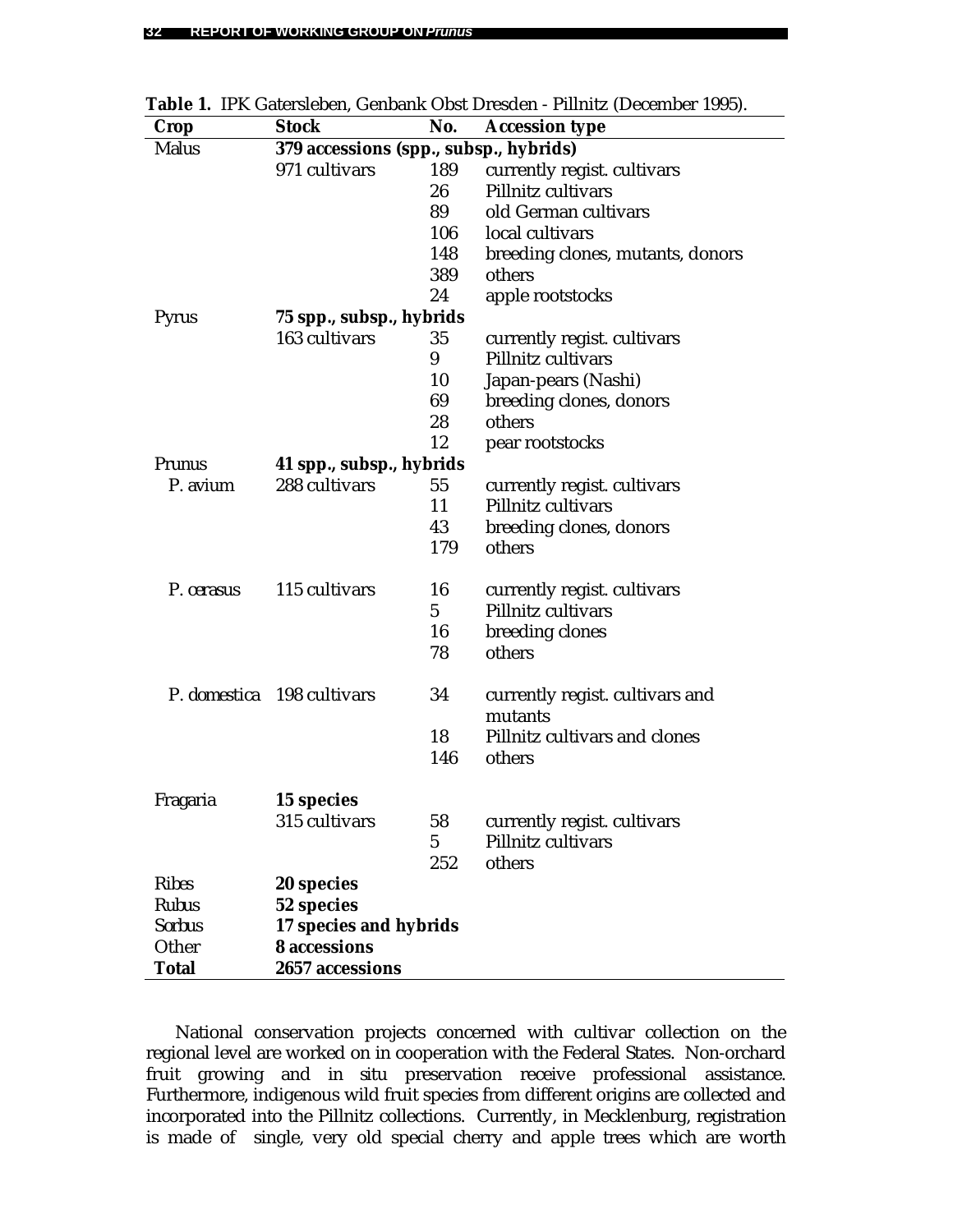**Table 1.** IPK Gatersleben, Genbank Obst Dresden - Pillnitz (December 1995).

| Crop | Stock | No. | Accession type |
|---|---|---|---|
| *Malus* | **379 accessions (spp., subsp., hybrids)** | | |
| | 971 cultivars | 189 | currently regist. cultivars |
| | | 26 | Pillnitz cultivars |
| | | 89 | old German cultivars |
| | | 106 | local cultivars |
| | | 148 | breeding clones, mutants, donors |
| | | 389 | others |
| | | 24 | apple rootstocks |
| *Pyrus* | **75 spp., subsp., hybrids** | | |
| | 163 cultivars | 35 | currently regist. cultivars |
| | | 9 | Pillnitz cultivars |
| | | 10 | Japan-pears (Nashi) |
| | | 69 | breeding clones, donors |
| | | 28 | others |
| | | 12 | pear rootstocks |
| *Prunus* | **41 spp., subsp., hybrids** | | |
| *P. avium* | 288 cultivars | 55 | currently regist. cultivars |
| | | 11 | Pillnitz cultivars |
| | | 43 | breeding clones, donors |
| | | 179 | others |
| *P. cerasus* | 115 cultivars | 16 | currently regist. cultivars |
| | | 5 | Pillnitz cultivars |
| | | 16 | breeding clones |
| | | 78 | others |
| *P. domestica* | 198 cultivars | 34 | currently regist. cultivars and mutants |
| | | 18 | Pillnitz cultivars and clones |
| | | 146 | others |
| *Fragaria* | **15 species** | | |
| | 315 cultivars | 58 | currently regist. cultivars |
| | | 5 | Pillnitz cultivars |
| | | 252 | others |
| *Ribes* | **20 species** | | |
| *Rubus* | **52 species** | | |
| *Sorbus* | **17 species and hybrids** | | |
| Other | **8 accessions** | | |
| **Total** | **2657 accessions** | | |

National conservation projects concerned with cultivar collection on the regional level are worked on in cooperation with the Federal States. Non-orchard fruit growing and in situ preservation receive professional assistance. Furthermore, indigenous wild fruit species from different origins are collected and incorporated into the Pillnitz collections. Currently, in Mecklenburg, registration is made of single, very old special cherry and apple trees which are worth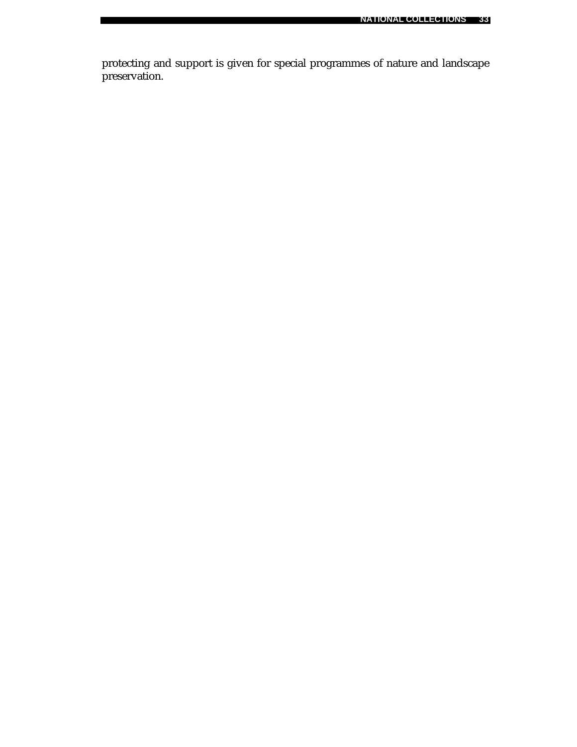protecting and support is given for special programmes of nature and landscape preservation.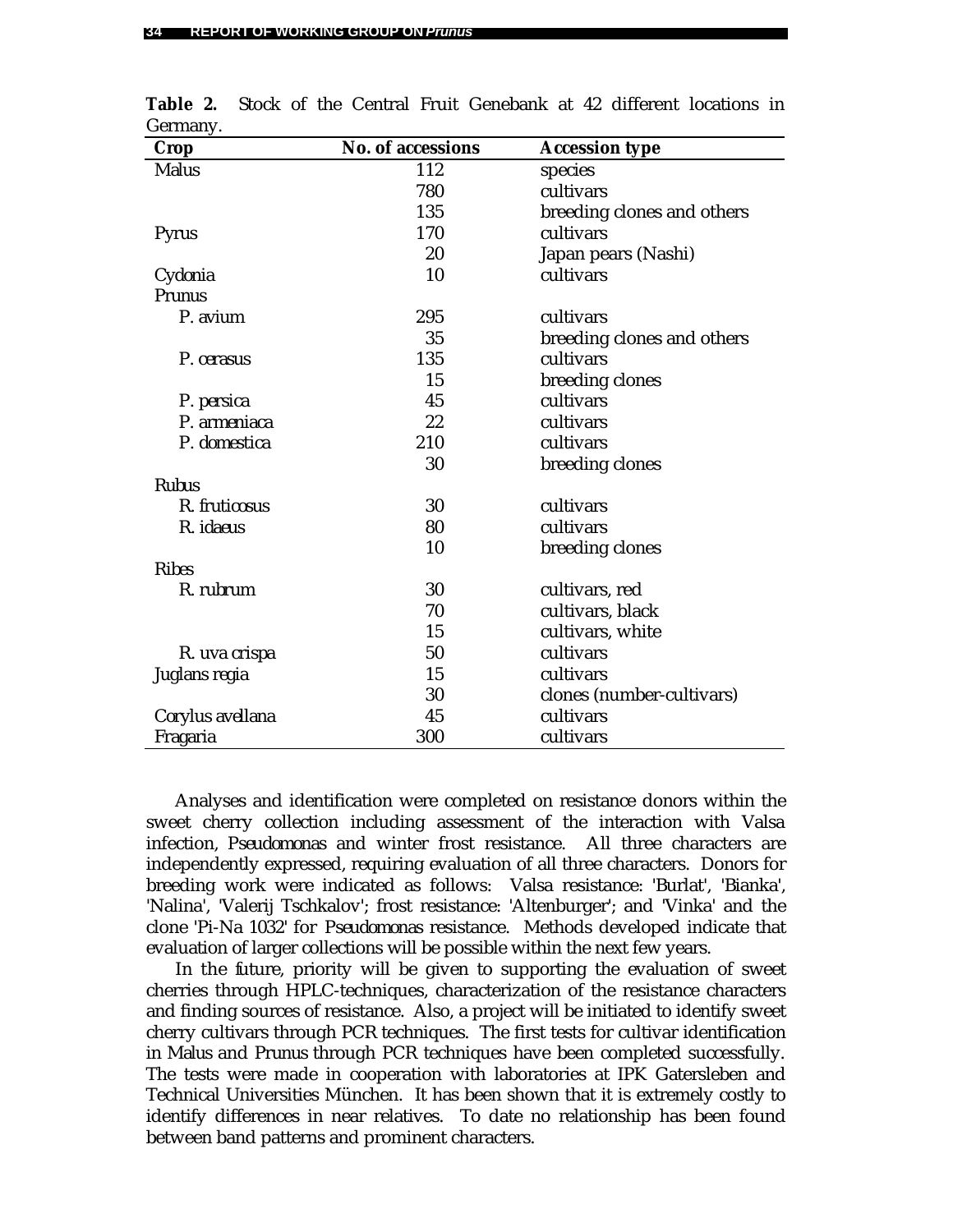**Table 2.** Stock of the Central Fruit Genebank at 42 different locations in Germany.

| Crop | No. of accessions | Accession type |
|---|---|---|
| *Malus* | 112 | species |
| | 780 | cultivars |
| | 135 | breeding clones and others |
| *Pyrus* | 170 | cultivars |
| | 20 | Japan pears (Nashi) |
| *Cydonia* | 10 | cultivars |
| *Prunus* | | |
| *P. avium* | 295 | cultivars |
| | 35 | breeding clones and others |
| *P. cerasus* | 135 | cultivars |
| | 15 | breeding clones |
| *P. persica* | 45 | cultivars |
| *P. armeniaca* | 22 | cultivars |
| *P. domestica* | 210 | cultivars |
| | 30 | breeding clones |
| *Rubus* | | |
| *R. fruticosus* | 30 | cultivars |
| *R. idaeus* | 80 | cultivars |
| | 10 | breeding clones |
| *Ribes* | | |
| *R. rubrum* | 30 | cultivars, red |
| | 70 | cultivars, black |
| | 15 | cultivars, white |
| *R. uva crispa* | 50 | cultivars |
| *Juglans regia* | 15 | cultivars |
| | 30 | clones (number-cultivars) |
| *Corylus avellana* | 45 | cultivars |
| *Fragaria* | 300 | cultivars |

Analyses and identification were completed on resistance donors within the sweet cherry collection including assessment of the interaction with Valsa infection, *Pseudomonas* and winter frost resistance. All three characters are independently expressed, requiring evaluation of all three characters. Donors for breeding work were indicated as follows: Valsa resistance: 'Burlat', 'Bianka', 'Nalina', 'Valerij Tschkalov'; frost resistance: 'Altenburger'; and 'Vinka' and the clone 'Pi-Na 1032' for *Pseudomonas* resistance. Methods developed indicate that evaluation of larger collections will be possible within the next few years.

In the future, priority will be given to supporting the evaluation of sweet cherries through HPLC-techniques, characterization of the resistance characters and finding sources of resistance. Also, a project will be initiated to identify sweet cherry cultivars through PCR techniques. The first tests for cultivar identification in Malus and Prunus through PCR techniques have been completed successfully. The tests were made in cooperation with laboratories at IPK Gatersleben and Technical Universities München. It has been shown that it is extremely costly to identify differences in near relatives. To date no relationship has been found between band patterns and prominent characters.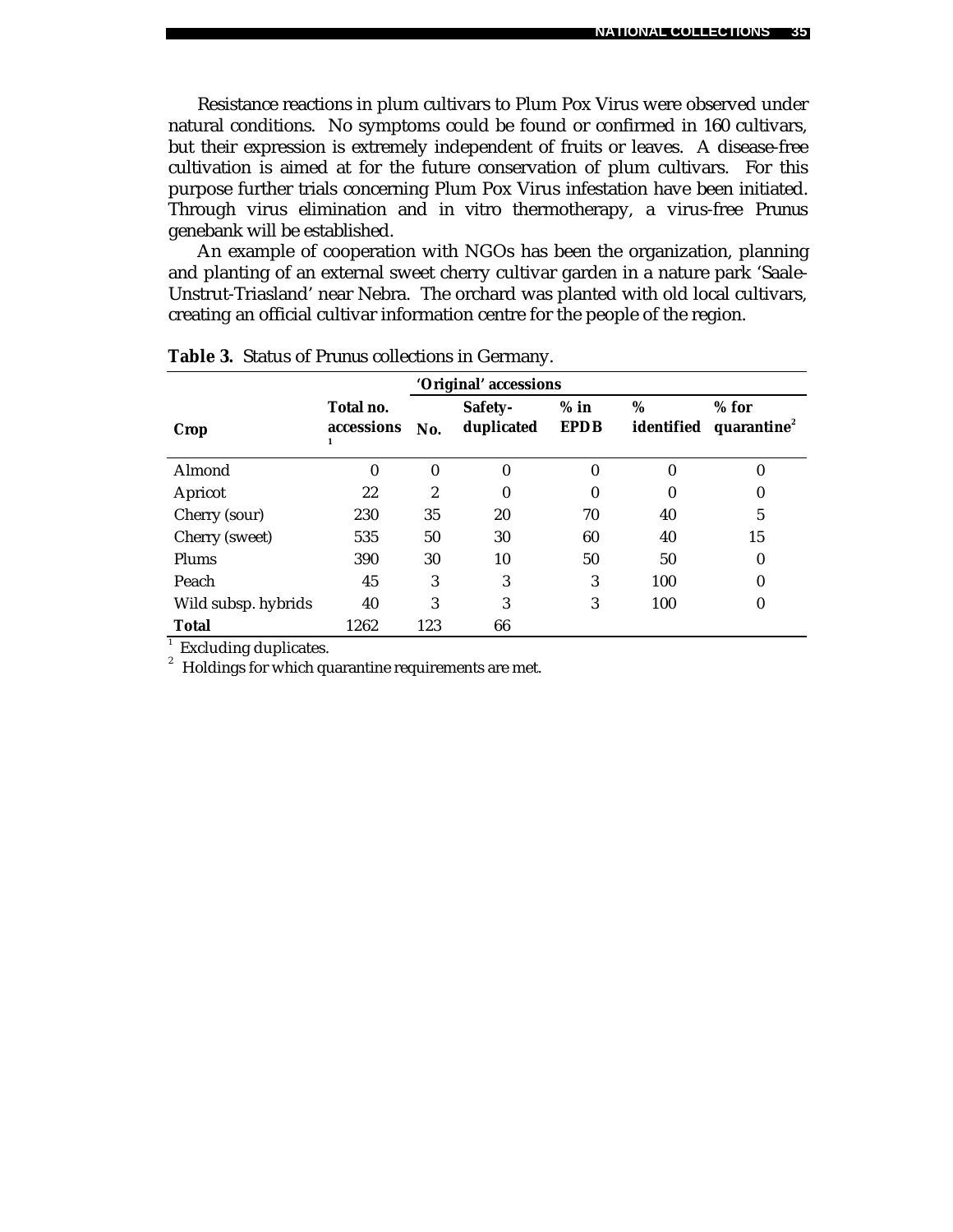Resistance reactions in plum cultivars to Plum Pox Virus were observed under natural conditions. No symptoms could be found or confirmed in 160 cultivars, but their expression is extremely independent of fruits or leaves. A disease-free cultivation is aimed at for the future conservation of plum cultivars. For this purpose further trials concerning Plum Pox Virus infestation have been initiated. Through virus elimination and in vitro thermotherapy, a virus-free Prunus genebank will be established.

An example of cooperation with NGOs has been the organization, planning and planting of an external sweet cherry cultivar garden in a nature park 'Saale-Unstrut-Triasland' near Nebra. The orchard was planted with old local cultivars, creating an official cultivar information centre for the people of the region.

**Table 3.** Status of Prunus collections in Germany.

| Crop | Total no. accessions [1] | 'Original' accessions | | | | |
|---|---|---|---|---|---|---|
| | | No. | Safety-duplicated | % in EPDB | % identified | % for quarantine [2] |
| Almond | 0 | 0 | 0 | 0 | 0 | 0 |
| Apricot | 22 | 2 | 0 | 0 | 0 | 0 |
| Cherry (sour) | 230 | 35 | 20 | 70 | 40 | 5 |
| Cherry (sweet) | 535 | 50 | 30 | 60 | 40 | 15 |
| Plums | 390 | 30 | 10 | 50 | 50 | 0 |
| Peach | 45 | 3 | 3 | 3 | 100 | 0 |
| Wild subsp. hybrids | 40 | 3 | 3 | 3 | 100 | 0 |
| **Total** | 1262 | 123 | 66 | | | |

[1] Excluding duplicates.
[2] Holdings for which quarantine requirements are met.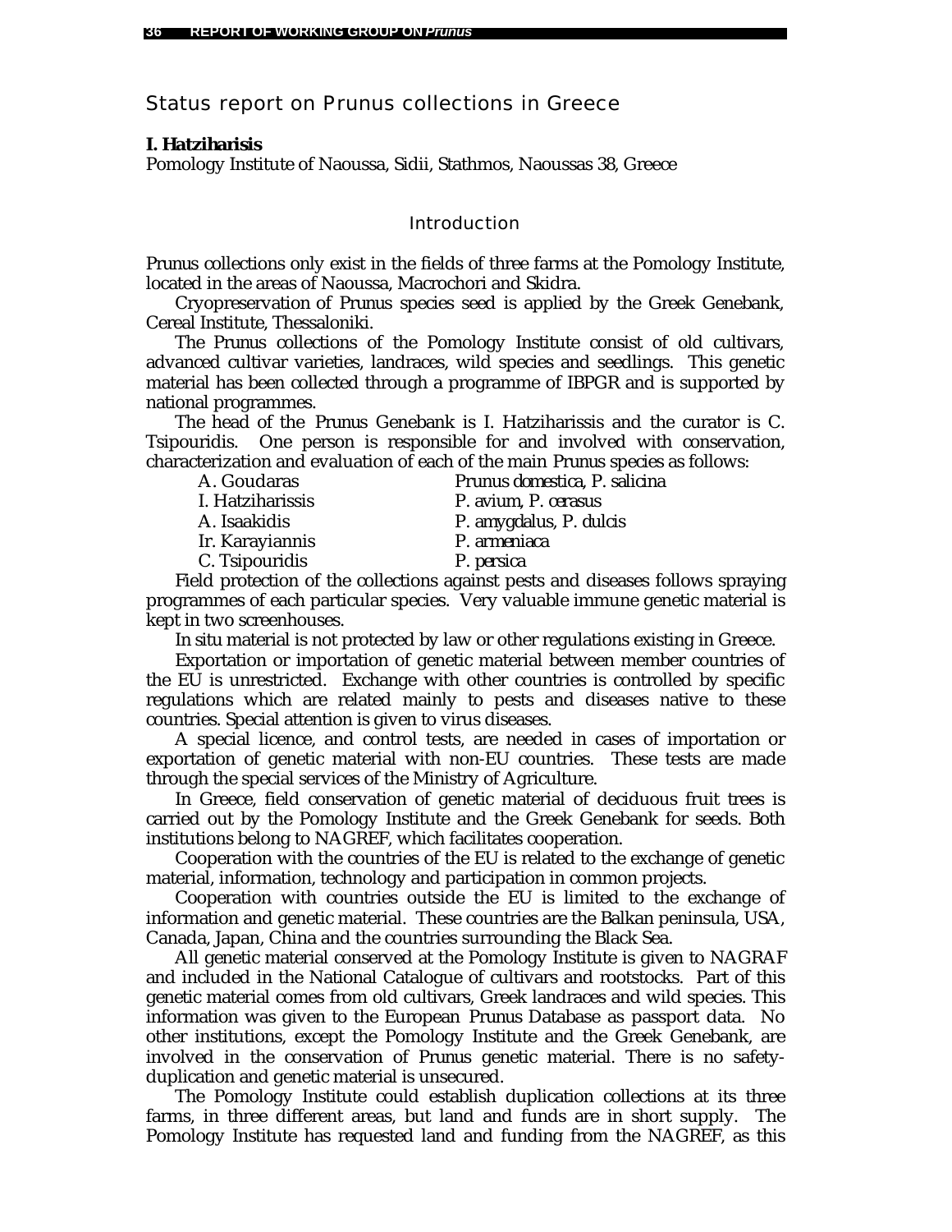# Status report on Prunus collections in Greece

**I. Hatziharisis**

Pomology Institute of Naoussa, Sidii, Stathmos, Naoussas 38, Greece

## Introduction

Prunus collections only exist in the fields of three farms at the Pomology Institute, located in the areas of Naoussa, Macrochori and Skidra.

Cryopreservation of Prunus species seed is applied by the Greek Genebank, Cereal Institute, Thessaloniki.

The Prunus collections of the Pomology Institute consist of old cultivars, advanced cultivar varieties, landraces, wild species and seedlings. This genetic material has been collected through a programme of IBPGR and is supported by national programmes.

The head of the Prunus Genebank is I. Hatziharissis and the curator is C. Tsipouridis. One person is responsible for and involved with conservation, characterization and evaluation of each of the main Prunus species as follows:

| | |
|---|---|
| A. Goudaras | *Prunus domestica, P. salicina* |
| I. Hatziharissis | *P. avium, P. cerasus* |
| A. Isaakidis | *P. amygdalus, P. dulcis* |
| Ir. Karayiannis | *P. armeniaca* |
| C. Tsipouridis | *P. persica* |

Field protection of the collections against pests and diseases follows spraying programmes of each particular species. Very valuable immune genetic material is kept in two screenhouses.

In situ material is not protected by law or other regulations existing in Greece.

Exportation or importation of genetic material between member countries of the EU is unrestricted. Exchange with other countries is controlled by specific regulations which are related mainly to pests and diseases native to these countries. Special attention is given to virus diseases.

A special licence, and control tests, are needed in cases of importation or exportation of genetic material with non-EU countries. These tests are made through the special services of the Ministry of Agriculture.

In Greece, field conservation of genetic material of deciduous fruit trees is carried out by the Pomology Institute and the Greek Genebank for seeds. Both institutions belong to NAGREF, which facilitates cooperation.

Cooperation with the countries of the EU is related to the exchange of genetic material, information, technology and participation in common projects.

Cooperation with countries outside the EU is limited to the exchange of information and genetic material. These countries are the Balkan peninsula, USA, Canada, Japan, China and the countries surrounding the Black Sea.

All genetic material conserved at the Pomology Institute is given to NAGRAF and included in the National Catalogue of cultivars and rootstocks. Part of this genetic material comes from old cultivars, Greek landraces and wild species. This information was given to the European Prunus Database as passport data. No other institutions, except the Pomology Institute and the Greek Genebank, are involved in the conservation of Prunus genetic material. There is no safety-duplication and genetic material is unsecured.

The Pomology Institute could establish duplication collections at its three farms, in three different areas, but land and funds are in short supply. The Pomology Institute has requested land and funding from the NAGREF, as this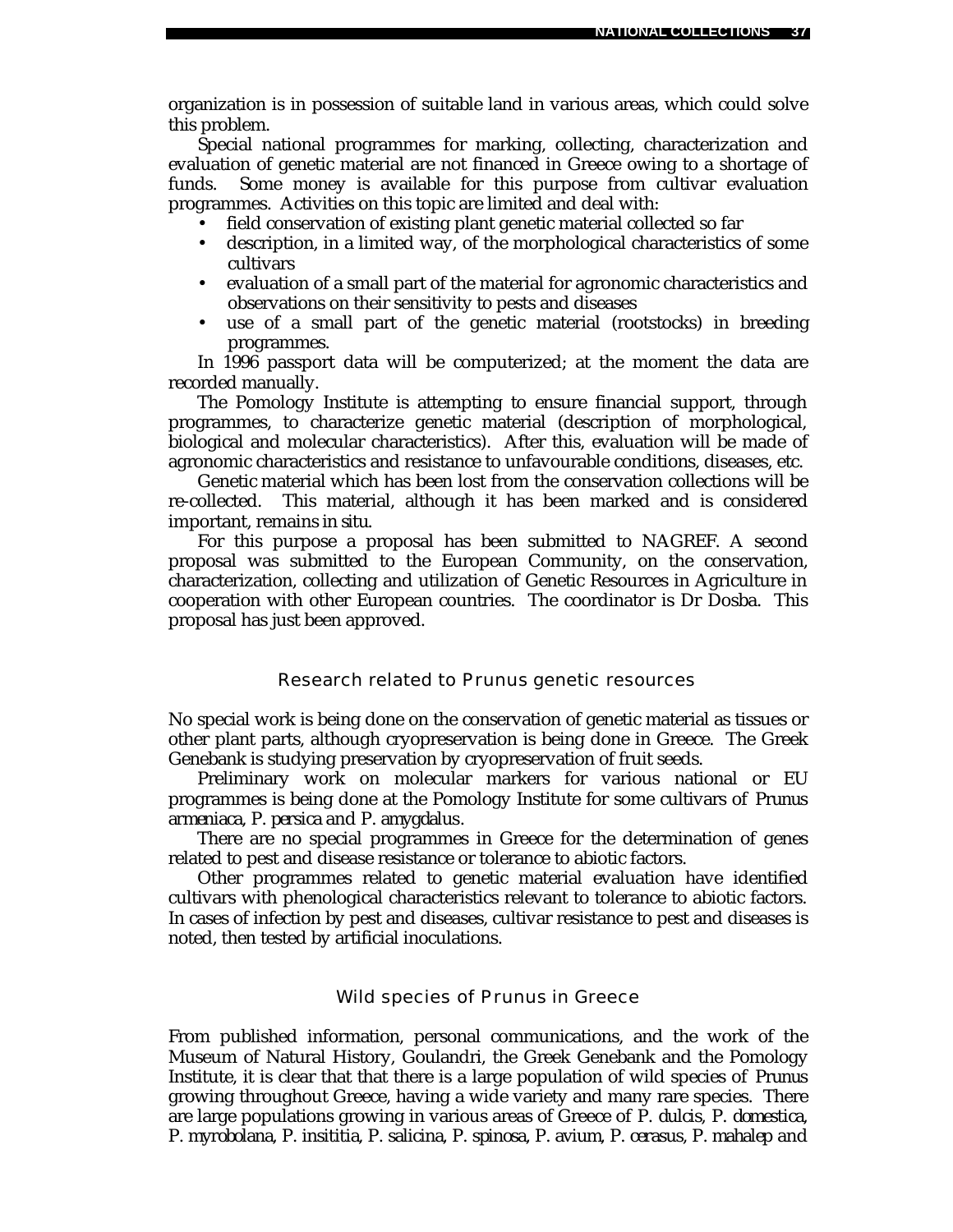organization is in possession of suitable land in various areas, which could solve this problem.

Special national programmes for marking, collecting, characterization and evaluation of genetic material are not financed in Greece owing to a shortage of funds. Some money is available for this purpose from cultivar evaluation programmes. Activities on this topic are limited and deal with:

- field conservation of existing plant genetic material collected so far
- description, in a limited way, of the morphological characteristics of some cultivars
- evaluation of a small part of the material for agronomic characteristics and observations on their sensitivity to pests and diseases
- use of a small part of the genetic material (rootstocks) in breeding programmes.

In 1996 passport data will be computerized; at the moment the data are recorded manually.

The Pomology Institute is attempting to ensure financial support, through programmes, to characterize genetic material (description of morphological, biological and molecular characteristics). After this, evaluation will be made of agronomic characteristics and resistance to unfavourable conditions, diseases, etc.

Genetic material which has been lost from the conservation collections will be re-collected. This material, although it has been marked and is considered important, remains *in situ*.

For this purpose a proposal has been submitted to NAGREF. A second proposal was submitted to the European Community, on the conservation, characterization, collecting and utilization of Genetic Resources in Agriculture in cooperation with other European countries. The coordinator is Dr Dosba. This proposal has just been approved.

## Research related to *Prunus* genetic resources

No special work is being done on the conservation of genetic material as tissues or other plant parts, although cryopreservation is being done in Greece. The Greek Genebank is studying preservation by cryopreservation of fruit seeds.

Preliminary work on molecular markers for various national or EU programmes is being done at the Pomology Institute for some cultivars of *Prunus armeniaca*, *P. persica* and *P. amygdalus*.

There are no special programmes in Greece for the determination of genes related to pest and disease resistance or tolerance to abiotic factors.

Other programmes related to genetic material evaluation have identified cultivars with phenological characteristics relevant to tolerance to abiotic factors. In cases of infection by pest and diseases, cultivar resistance to pest and diseases is noted, then tested by artificial inoculations.

## Wild species of *Prunus* in Greece

From published information, personal communications, and the work of the Museum of Natural History, Goulandri, the Greek Genebank and the Pomology Institute, it is clear that that there is a large population of wild species of *Prunus* growing throughout Greece, having a wide variety and many rare species. There are large populations growing in various areas of Greece of *P. dulcis*, *P. domestica*, *P. myrobolana*, *P. insititia*, *P. salicina*, *P. spinosa*, *P. avium*, *P. cerasus*, *P. mahalep* and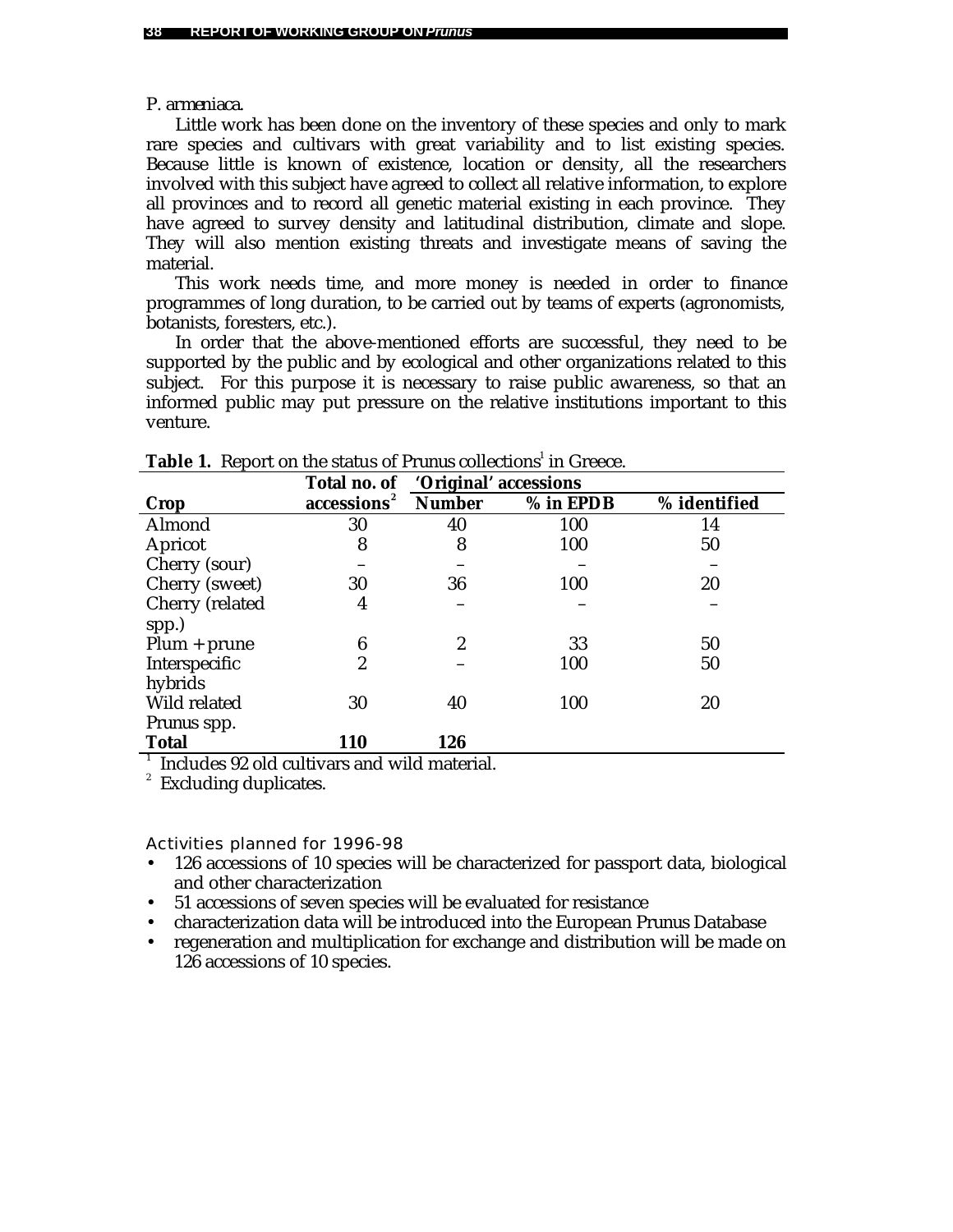*P. armeniaca*.

Little work has been done on the inventory of these species and only to mark rare species and cultivars with great variability and to list existing species. Because little is known of existence, location or density, all the researchers involved with this subject have agreed to collect all relative information, to explore all provinces and to record all genetic material existing in each province. They have agreed to survey density and latitudinal distribution, climate and slope. They will also mention existing threats and investigate means of saving the material.

This work needs time, and more money is needed in order to finance programmes of long duration, to be carried out by teams of experts (agronomists, botanists, foresters, etc.).

In order that the above-mentioned efforts are successful, they need to be supported by the public and by ecological and other organizations related to this subject. For this purpose it is necessary to raise public awareness, so that an informed public may put pressure on the relative institutions important to this venture.

**Table 1.** Report on the status of Prunus collections[1] in Greece.

| Crop | Total no. of accessions[2] | 'Original' accessions | | |
|---|---|---|---|---|
| | | **Number** | **% in EPDB** | **% identified** |
| Almond | 30 | 40 | 100 | 14 |
| Apricot | 8 | 8 | 100 | 50 |
| Cherry (sour) | – | – | – | – |
| Cherry (sweet) | 30 | 36 | 100 | 20 |
| Cherry (related spp.) | 4 | – | – | – |
| Plum + prune | 6 | 2 | 33 | 50 |
| Interspecific hybrids | 2 | – | 100 | 50 |
| Wild related Prunus spp. | 30 | 40 | 100 | 20 |
| **Total** | **110** | **126** | | |

[1] Includes 92 old cultivars and wild material.
[2] Excluding duplicates.

### Activities planned for 1996-98

- 126 accessions of 10 species will be characterized for passport data, biological and other characterization
- 51 accessions of seven species will be evaluated for resistance
- characterization data will be introduced into the European Prunus Database
- regeneration and multiplication for exchange and distribution will be made on 126 accessions of 10 species.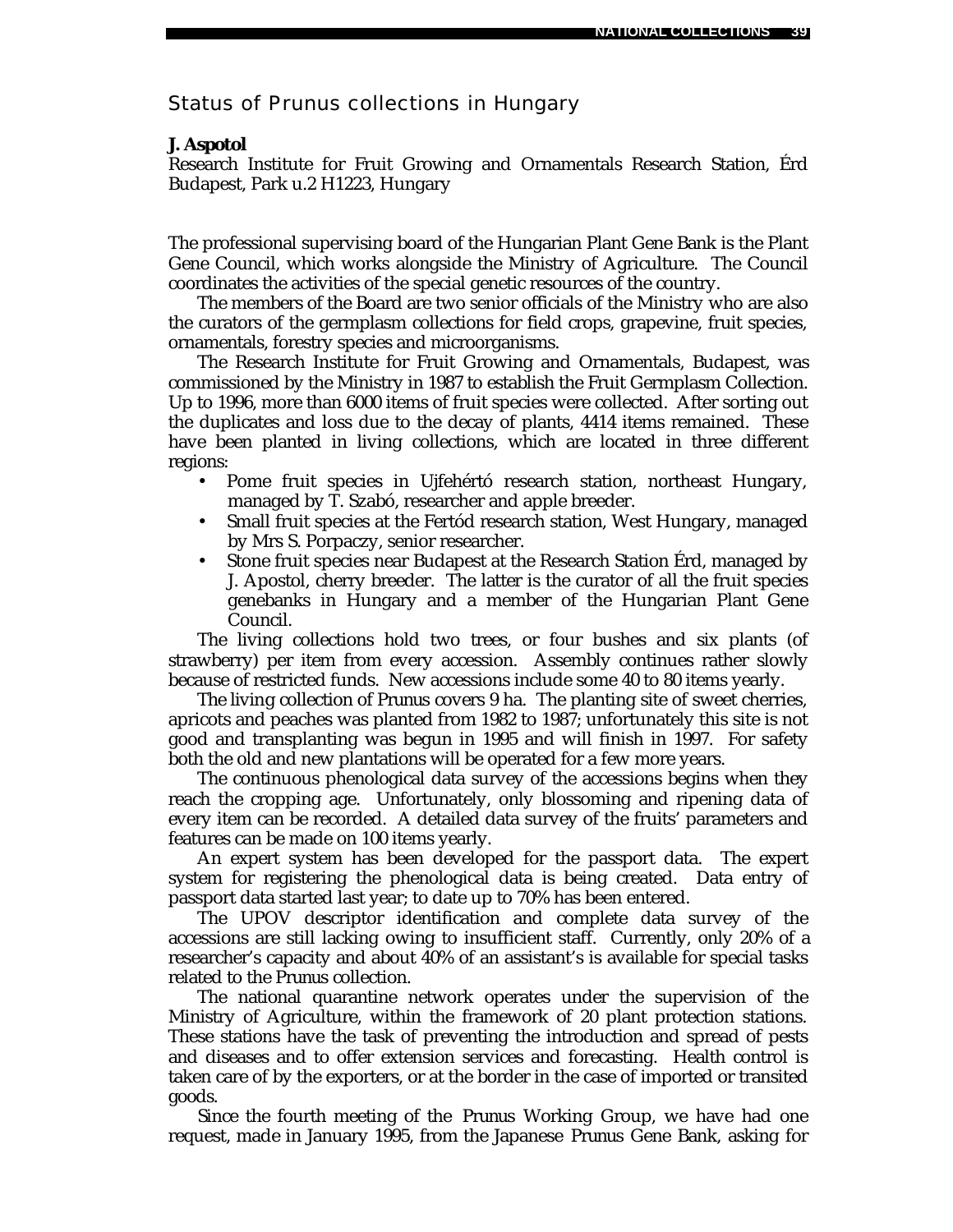## Status of Prunus collections in Hungary

**J. Aspotol**
Research Institute for Fruit Growing and Ornamentals Research Station, Érd Budapest, Park u.2 H1223, Hungary

The professional supervising board of the Hungarian Plant Gene Bank is the Plant Gene Council, which works alongside the Ministry of Agriculture. The Council coordinates the activities of the special genetic resources of the country.

The members of the Board are two senior officials of the Ministry who are also the curators of the germplasm collections for field crops, grapevine, fruit species, ornamentals, forestry species and microorganisms.

The Research Institute for Fruit Growing and Ornamentals, Budapest, was commissioned by the Ministry in 1987 to establish the Fruit Germplasm Collection. Up to 1996, more than 6000 items of fruit species were collected. After sorting out the duplicates and loss due to the decay of plants, 4414 items remained. These have been planted in living collections, which are located in three different regions:

- Pome fruit species in Ujfehértó research station, northeast Hungary, managed by T. Szabó, researcher and apple breeder.
- Small fruit species at the Fertód research station, West Hungary, managed by Mrs S. Porpaczy, senior researcher.
- Stone fruit species near Budapest at the Research Station Érd, managed by J. Apostol, cherry breeder. The latter is the curator of all the fruit species genebanks in Hungary and a member of the Hungarian Plant Gene Council.

The living collections hold two trees, or four bushes and six plants (of strawberry) per item from every accession. Assembly continues rather slowly because of restricted funds. New accessions include some 40 to 80 items yearly.

The living collection of Prunus covers 9 ha. The planting site of sweet cherries, apricots and peaches was planted from 1982 to 1987; unfortunately this site is not good and transplanting was begun in 1995 and will finish in 1997. For safety both the old and new plantations will be operated for a few more years.

The continuous phenological data survey of the accessions begins when they reach the cropping age. Unfortunately, only blossoming and ripening data of every item can be recorded. A detailed data survey of the fruits' parameters and features can be made on 100 items yearly.

An expert system has been developed for the passport data. The expert system for registering the phenological data is being created. Data entry of passport data started last year; to date up to 70% has been entered.

The UPOV descriptor identification and complete data survey of the accessions are still lacking owing to insufficient staff. Currently, only 20% of a researcher's capacity and about 40% of an assistant's is available for special tasks related to the Prunus collection.

The national quarantine network operates under the supervision of the Ministry of Agriculture, within the framework of 20 plant protection stations. These stations have the task of preventing the introduction and spread of pests and diseases and to offer extension services and forecasting. Health control is taken care of by the exporters, or at the border in the case of imported or transited goods.

Since the fourth meeting of the Prunus Working Group, we have had one request, made in January 1995, from the Japanese Prunus Gene Bank, asking for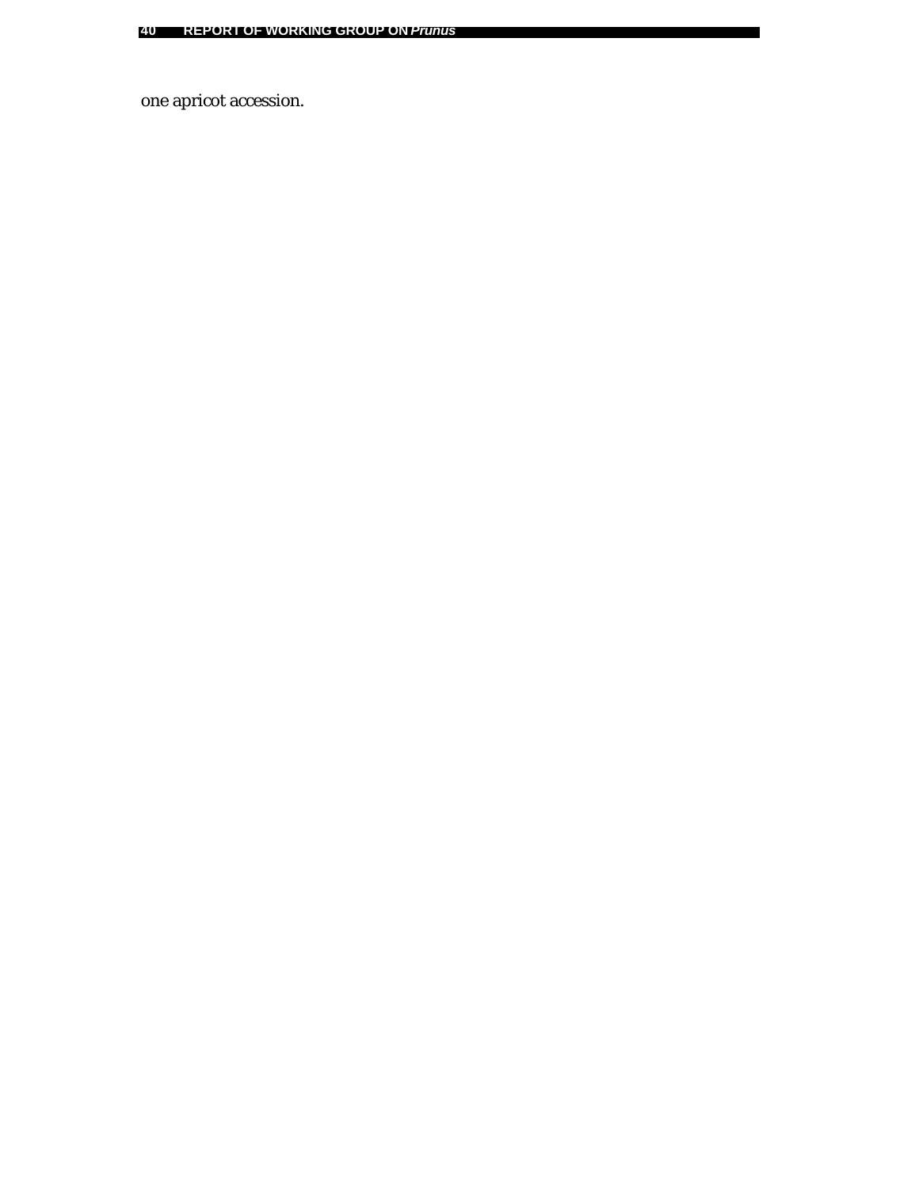one apricot accession.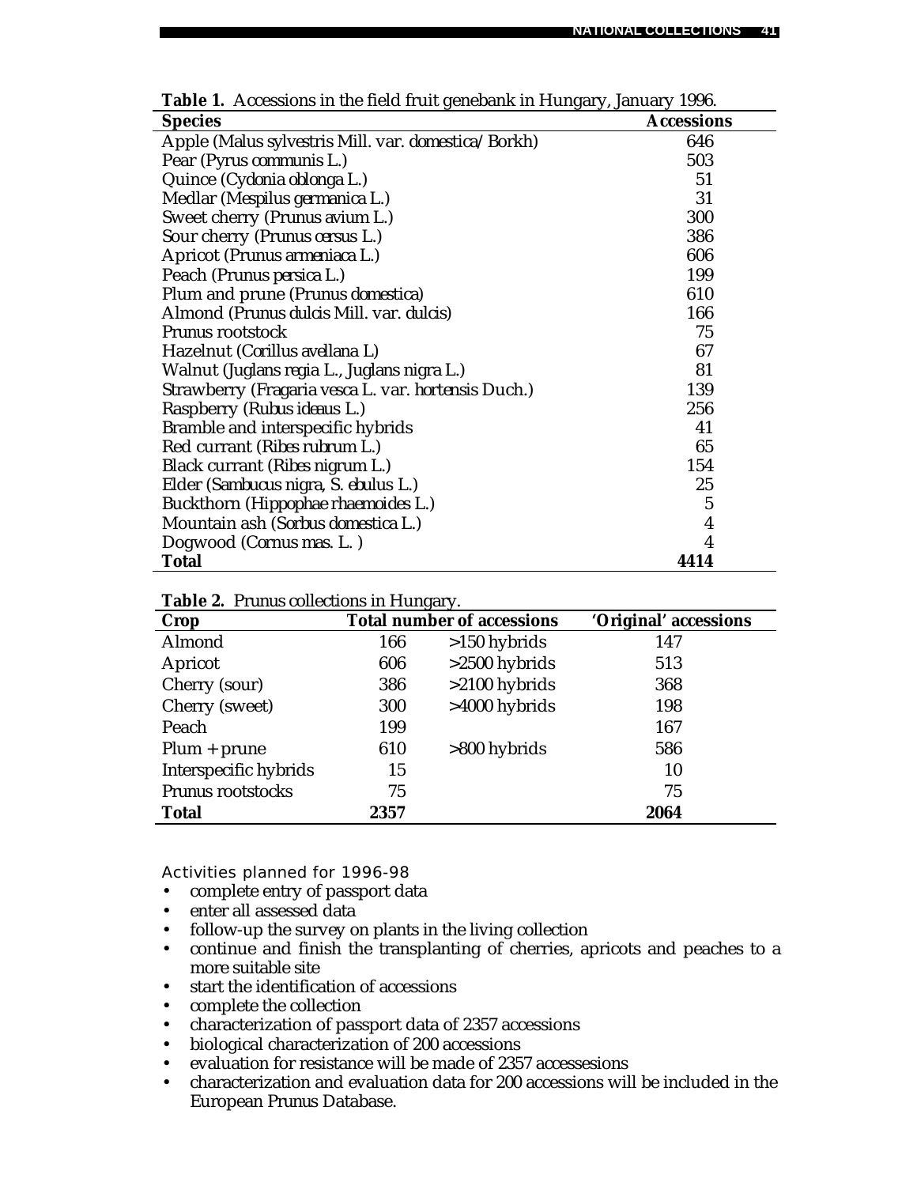**Table 1.** Accessions in the field fruit genebank in Hungary, January 1996.

| Species | Accessions |
|---|---|
| Apple (*Malus sylvestris* Mill. var. *domestica*/Borkh) | 646 |
| Pear (*Pyrus communis* L.) | 503 |
| Quince (*Cydonia oblonga* L.) | 51 |
| Medlar (*Mespilus germanica* L.) | 31 |
| Sweet cherry (*Prunus avium* L.) | 300 |
| Sour cherry (*Prunus cersus* L.) | 386 |
| Apricot (*Prunus armeniaca* L.) | 606 |
| Peach (*Prunus persica* L.) | 199 |
| Plum and prune (*Prunus domestica*) | 610 |
| Almond (*Prunus dulcis* Mill. var. *dulcis*) | 166 |
| *Prunus* rootstock | 75 |
| Hazelnut (*Corillus avellana* L) | 67 |
| Walnut (*Juglans regia* L., *Juglans nigra* L.) | 81 |
| Strawberry (*Fragaria vesca* L. var. *hortensis* Duch.) | 139 |
| Raspberry (*Rubus ideaus* L.) | 256 |
| Bramble and interspecific hybrids | 41 |
| Red currant (*Ribes rubrum* L.) | 65 |
| Black currant (*Ribes nigrum* L.) | 154 |
| Elder (*Sambucus nigra*, *S. ebulus* L.) | 25 |
| Buckthorn (*Hippophae rhaemoides* L.) | 5 |
| Mountain ash (*Sorbus domestica* L.) | 4 |
| Dogwood (*Cornus mas*. L. ) | 4 |
| **Total** | **4414** |

**Table 2.** *Prunus* collections in Hungary.

| Crop | Total number of accessions | | 'Original' accessions |
|---|---|---|---|
| Almond | 166 | >150 hybrids | 147 |
| Apricot | 606 | >2500 hybrids | 513 |
| Cherry (sour) | 386 | >2100 hybrids | 368 |
| Cherry (sweet) | 300 | >4000 hybrids | 198 |
| Peach | 199 | | 167 |
| Plum + prune | 610 | >800 hybrids | 586 |
| Interspecific hybrids | 15 | | 10 |
| *Prunus* rootstocks | 75 | | 75 |
| **Total** | **2357** | | **2064** |

Activities planned for 1996-98

- complete entry of passport data
- enter all assessed data
- follow-up the survey on plants in the living collection
- continue and finish the transplanting of cherries, apricots and peaches to a more suitable site
- start the identification of accessions
- complete the collection
- characterization of passport data of 2357 accessions
- biological characterization of 200 accessions
- evaluation for resistance will be made of 2357 accessesions
- characterization and evaluation data for 200 accessions will be included in the European *Prunus* Database.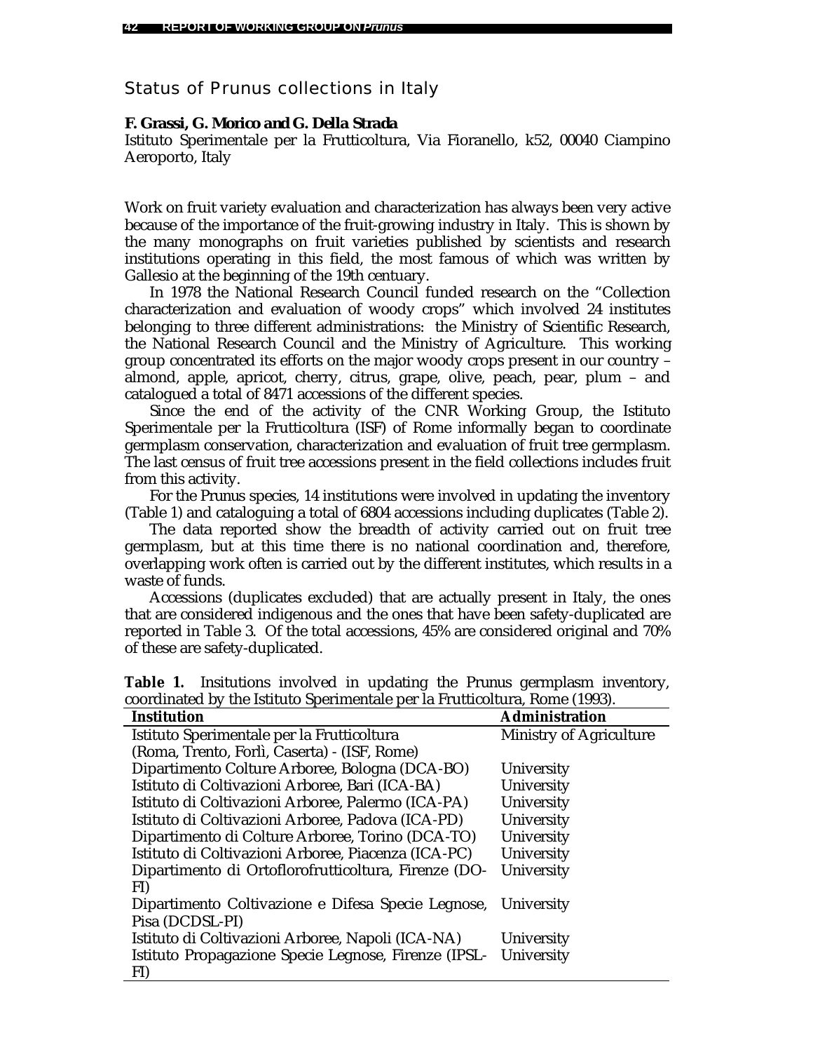## Status of Prunus collections in Italy

**F. Grassi, G. Morico and G. Della Strada**
Istituto Sperimentale per la Frutticoltura, Via Fioranello, k52, 00040 Ciampino Aeroporto, Italy

Work on fruit variety evaluation and characterization has always been very active because of the importance of the fruit-growing industry in Italy. This is shown by the many monographs on fruit varieties published by scientists and research institutions operating in this field, the most famous of which was written by Gallesio at the beginning of the 19th centuary.

In 1978 the National Research Council funded research on the "Collection characterization and evaluation of woody crops" which involved 24 institutes belonging to three different administrations: the Ministry of Scientific Research, the National Research Council and the Ministry of Agriculture. This working group concentrated its efforts on the major woody crops present in our country – almond, apple, apricot, cherry, citrus, grape, olive, peach, pear, plum – and catalogued a total of 8471 accessions of the different species.

Since the end of the activity of the CNR Working Group, the Istituto Sperimentale per la Frutticoltura (ISF) of Rome informally began to coordinate germplasm conservation, characterization and evaluation of fruit tree germplasm. The last census of fruit tree accessions present in the field collections includes fruit from this activity.

For the Prunus species, 14 institutions were involved in updating the inventory (Table 1) and cataloguing a total of 6804 accessions including duplicates (Table 2).

The data reported show the breadth of activity carried out on fruit tree germplasm, but at this time there is no national coordination and, therefore, overlapping work often is carried out by the different institutes, which results in a waste of funds.

Accessions (duplicates excluded) that are actually present in Italy, the ones that are considered indigenous and the ones that have been safety-duplicated are reported in Table 3. Of the total accessions, 45% are considered original and 70% of these are safety-duplicated.

**Table 1.** Insitutions involved in updating the Prunus germplasm inventory, coordinated by the Istituto Sperimentale per la Frutticoltura, Rome (1993).

| Institution | Administration |
|---|---|
| Istituto Sperimentale per la Frutticoltura (Roma, Trento, Forlì, Caserta) - (ISF, Rome) | Ministry of Agriculture |
| Dipartimento Colture Arboree, Bologna (DCA-BO) | University |
| Istituto di Coltivazioni Arboree, Bari (ICA-BA) | University |
| Istituto di Coltivazioni Arboree, Palermo (ICA-PA) | University |
| Istituto di Coltivazioni Arboree, Padova (ICA-PD) | University |
| Dipartimento di Colture Arboree, Torino (DCA-TO) | University |
| Istituto di Coltivazioni Arboree, Piacenza (ICA-PC) | University |
| Dipartimento di Ortoflorofrutticoltura, Firenze (DO-FI) | University |
| Dipartimento Coltivazione e Difesa Specie Legnose, Pisa (DCDSL-PI) | University |
| Istituto di Coltivazioni Arboree, Napoli (ICA-NA) | University |
| Istituto Propagazione Specie Legnose, Firenze (IPSL-FI) | University |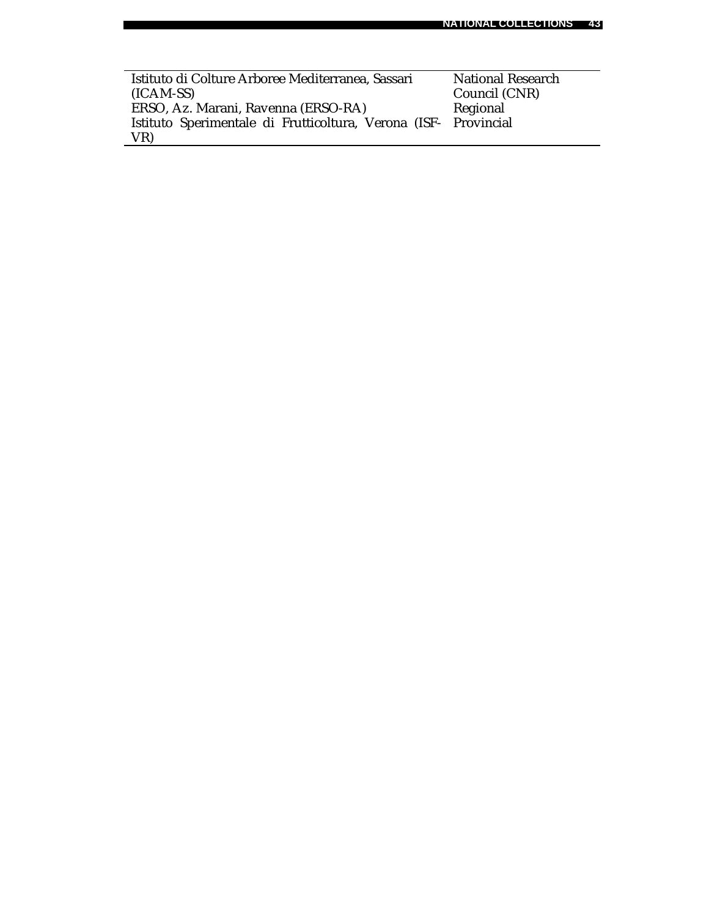| | |
|---|---|
| Istituto di Colture Arboree Mediterranea, Sassari (ICAM-SS) | National Research Council (CNR) |
| ERSO, Az. Marani, Ravenna (ERSO-RA) | Regional |
| Istituto Sperimentale di Frutticoltura, Verona (ISF-VR) | Provincial |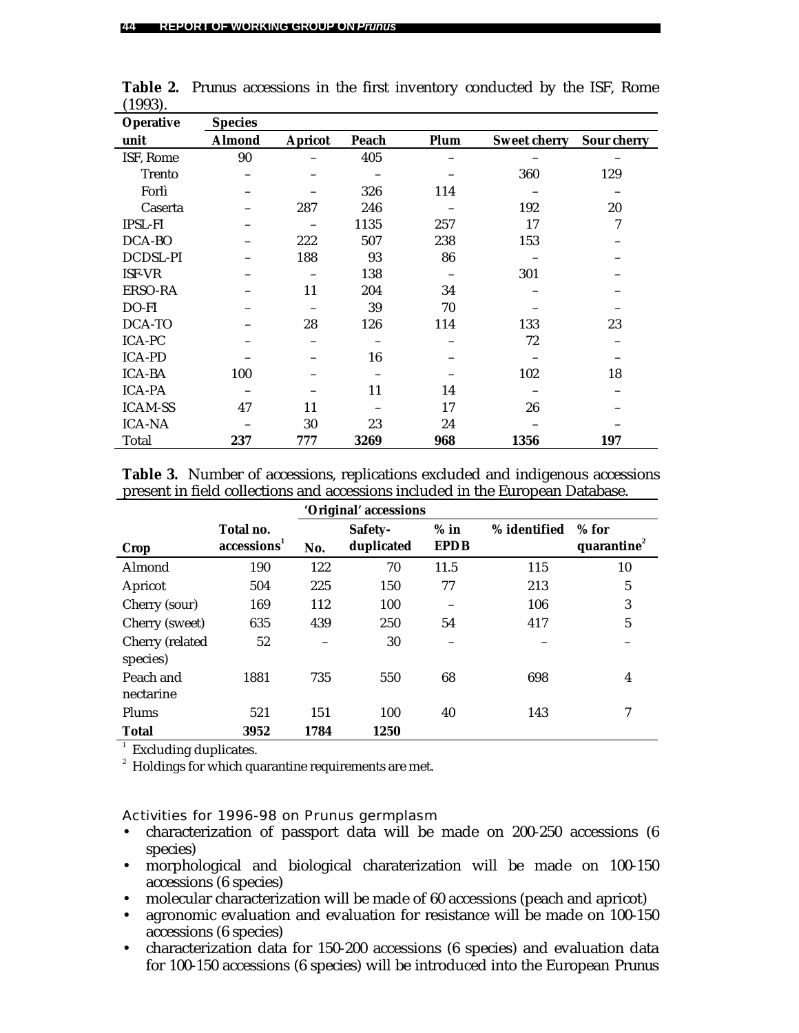**Table 2.** Prunus accessions in the first inventory conducted by the ISF, Rome (1993).

| Operative unit | Species | | | | | |
|---|---|---|---|---|---|---|
| | **Almond** | **Apricot** | **Peach** | **Plum** | **Sweet cherry** | **Sour cherry** |
| ISF, Rome | 90 | – | 405 | – | – | – |
| Trento | – | – | – | – | 360 | 129 |
| Forlì | – | – | 326 | 114 | – | – |
| Caserta | – | 287 | 246 | – | 192 | 20 |
| IPSL-FI | – | – | 1135 | 257 | 17 | 7 |
| DCA-BO | – | 222 | 507 | 238 | 153 | – |
| DCDSL-PI | – | 188 | 93 | 86 | – | – |
| ISF-VR | – | – | 138 | – | 301 | – |
| ERSO-RA | – | 11 | 204 | 34 | – | – |
| DO-FI | – | – | 39 | 70 | – | – |
| DCA-TO | – | 28 | 126 | 114 | 133 | 23 |
| ICA-PC | – | – | – | – | 72 | – |
| ICA-PD | – | – | 16 | – | – | – |
| ICA-BA | 100 | – | – | – | 102 | 18 |
| ICA-PA | – | – | 11 | 14 | – | – |
| ICAM-SS | 47 | 11 | – | 17 | 26 | – |
| ICA-NA | – | 30 | 23 | 24 | – | – |
| Total | **237** | **777** | **3269** | **968** | **1356** | **197** |

**Table 3.** Number of accessions, replications excluded and indigenous accessions present in field collections and accessions included in the European Database.

| Crop | Total no. accessions[1] | 'Original' accessions | | | | |
|---|---|---|---|---|---|---|
| | | **No.** | **Safety-duplicated** | **% in EPDB** | **% identified** | **% for quarantine[2]** |
| Almond | 190 | 122 | 70 | 11.5 | 115 | 10 |
| Apricot | 504 | 225 | 150 | 77 | 213 | 5 |
| Cherry (sour) | 169 | 112 | 100 | – | 106 | 3 |
| Cherry (sweet) | 635 | 439 | 250 | 54 | 417 | 5 |
| Cherry (related species) | 52 | – | 30 | – | – | – |
| Peach and nectarine | 1881 | 735 | 550 | 68 | 698 | 4 |
| Plums | 521 | 151 | 100 | 40 | 143 | 7 |
| **Total** | **3952** | **1784** | **1250** | | | |

[1] Excluding duplicates.
[2] Holdings for which quarantine requirements are met.

### Activities for 1996-98 on Prunus germplasm

- characterization of passport data will be made on 200-250 accessions (6 species)
- morphological and biological charaterization will be made on 100-150 accessions (6 species)
- molecular characterization will be made of 60 accessions (peach and apricot)
- agronomic evaluation and evaluation for resistance will be made on 100-150 accessions (6 species)
- characterization data for 150-200 accessions (6 species) and evaluation data for 100-150 accessions (6 species) will be introduced into the European Prunus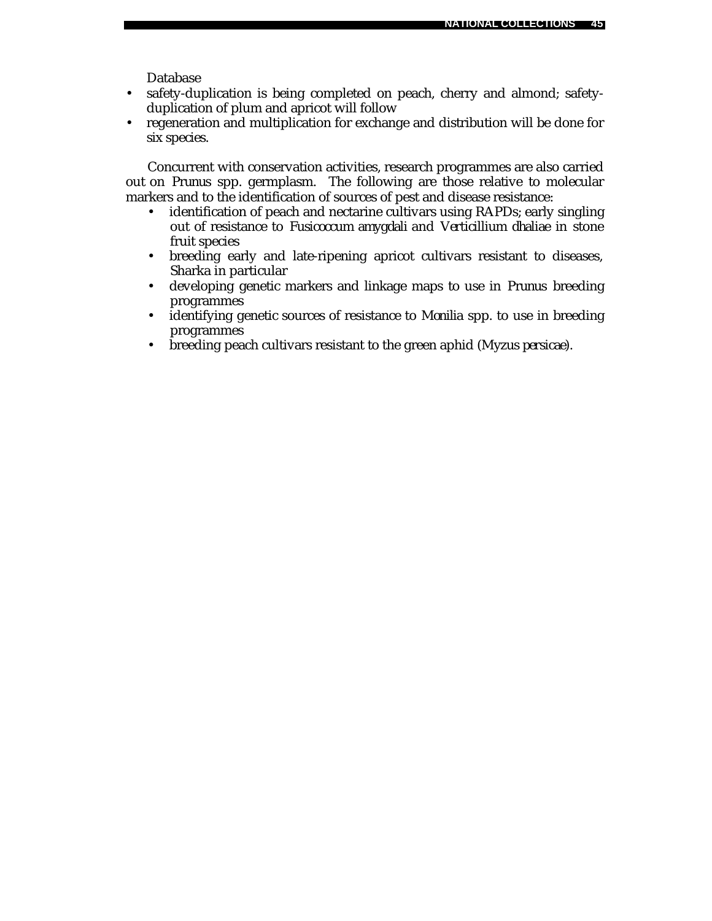Database

- safety-duplication is being completed on peach, cherry and almond; safety-duplication of plum and apricot will follow
- regeneration and multiplication for exchange and distribution will be done for six species.

Concurrent with conservation activities, research programmes are also carried out on *Prunus* spp. germplasm. The following are those relative to molecular markers and to the identification of sources of pest and disease resistance:

- identification of peach and nectarine cultivars using RAPDs; early singling out of resistance to *Fusicoccum amygdali* and *Verticillium dhaliae* in stone fruit species
- breeding early and late-ripening apricot cultivars resistant to diseases, Sharka in particular
- developing genetic markers and linkage maps to use in *Prunus* breeding programmes
- identifying genetic sources of resistance to *Monilia* spp. to use in breeding programmes
- breeding peach cultivars resistant to the green aphid (*Myzus persicae*).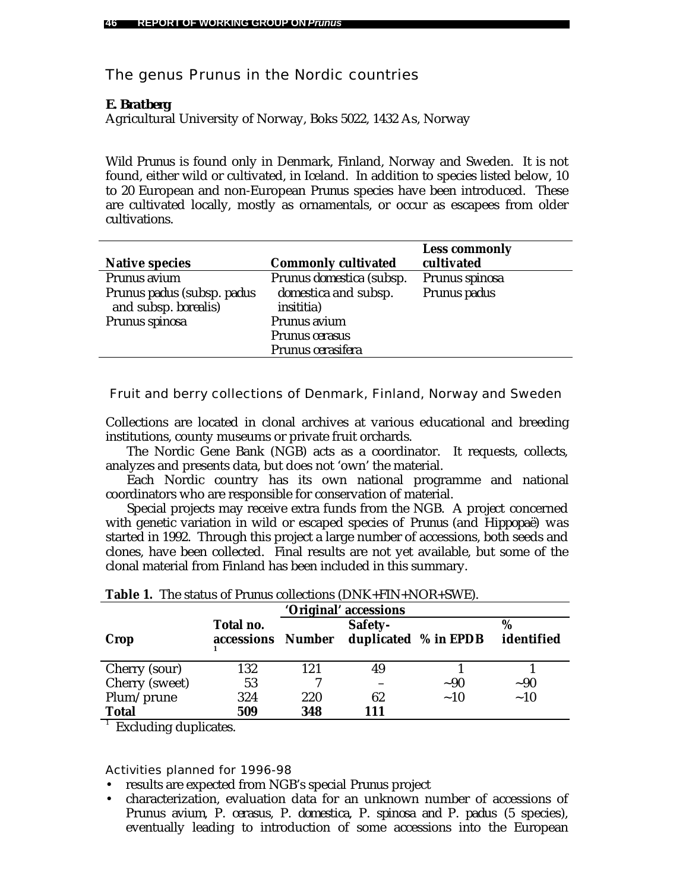## The genus Prunus in the Nordic countries

**E. Bratberg**

Agricultural University of Norway, Boks 5022, 1432 As, Norway

Wild Prunus is found only in Denmark, Finland, Norway and Sweden. It is not found, either wild or cultivated, in Iceland. In addition to species listed below, 10 to 20 European and non-European Prunus species have been introduced. These are cultivated locally, mostly as ornamentals, or occur as escapees from older cultivations.

| Native species | Commonly cultivated | Less commonly cultivated |
|---|---|---|
| *Prunus avium* | *Prunus domestica* (subsp. *domestica* and subsp. *insititia*) | *Prunus spinosa* |
| *Prunus padus* (subsp. *padus* and subsp. *borealis*) | | *Prunus padus* |
| *Prunus spinosa* | *Prunus avium* | |
| | *Prunus cerasus* | |
| | *Prunus cerasifera* | |

### Fruit and berry collections of Denmark, Finland, Norway and Sweden

Collections are located in clonal archives at various educational and breeding institutions, county museums or private fruit orchards.

The Nordic Gene Bank (NGB) acts as a coordinator. It requests, collects, analyzes and presents data, but does not 'own' the material.

Each Nordic country has its own national programme and national coordinators who are responsible for conservation of material.

Special projects may receive extra funds from the NGB. A project concerned with genetic variation in wild or escaped species of Prunus (and Hippopaë) was started in 1992. Through this project a large number of accessions, both seeds and clones, have been collected. Final results are not yet available, but some of the clonal material from Finland has been included in this summary.

**Table 1.** The status of Prunus collections (DNK+FIN+NOR+SWE).

| Crop | Total no. accessions [1] | 'Original' accessions | | | |
|---|---|---|---|---|---|
| | | Number | Safety-duplicated | % in EPDB | % identified |
| Cherry (sour) | 132 | 121 | 49 | 1 | 1 |
| Cherry (sweet) | 53 | 7 | – | ~90 | ~90 |
| Plum/prune | 324 | 220 | 62 | ~10 | ~10 |
| **Total** | **509** | **348** | **111** | | |

[1] Excluding duplicates.

### Activities planned for 1996-98

- results are expected from NGB's special Prunus project
- characterization, evaluation data for an unknown number of accessions of *Prunus avium*, *P. cerasus*, *P. domestica*, *P. spinosa* and *P. padus* (5 species), eventually leading to introduction of some accessions into the European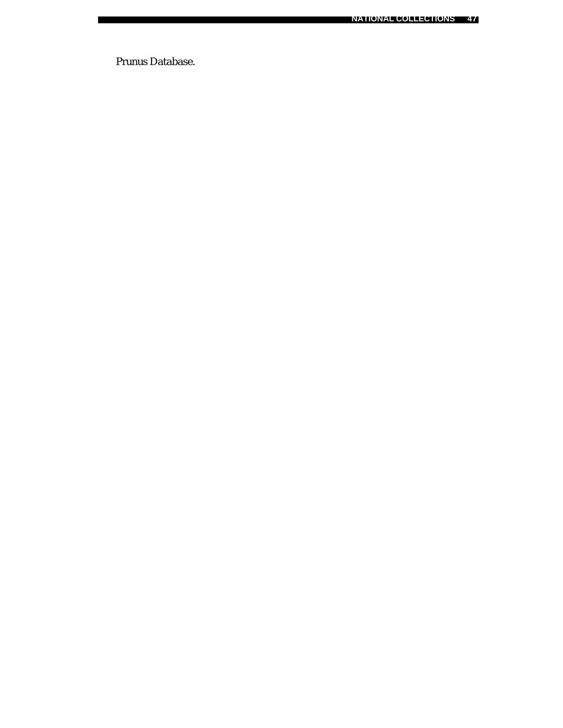Prunus Database.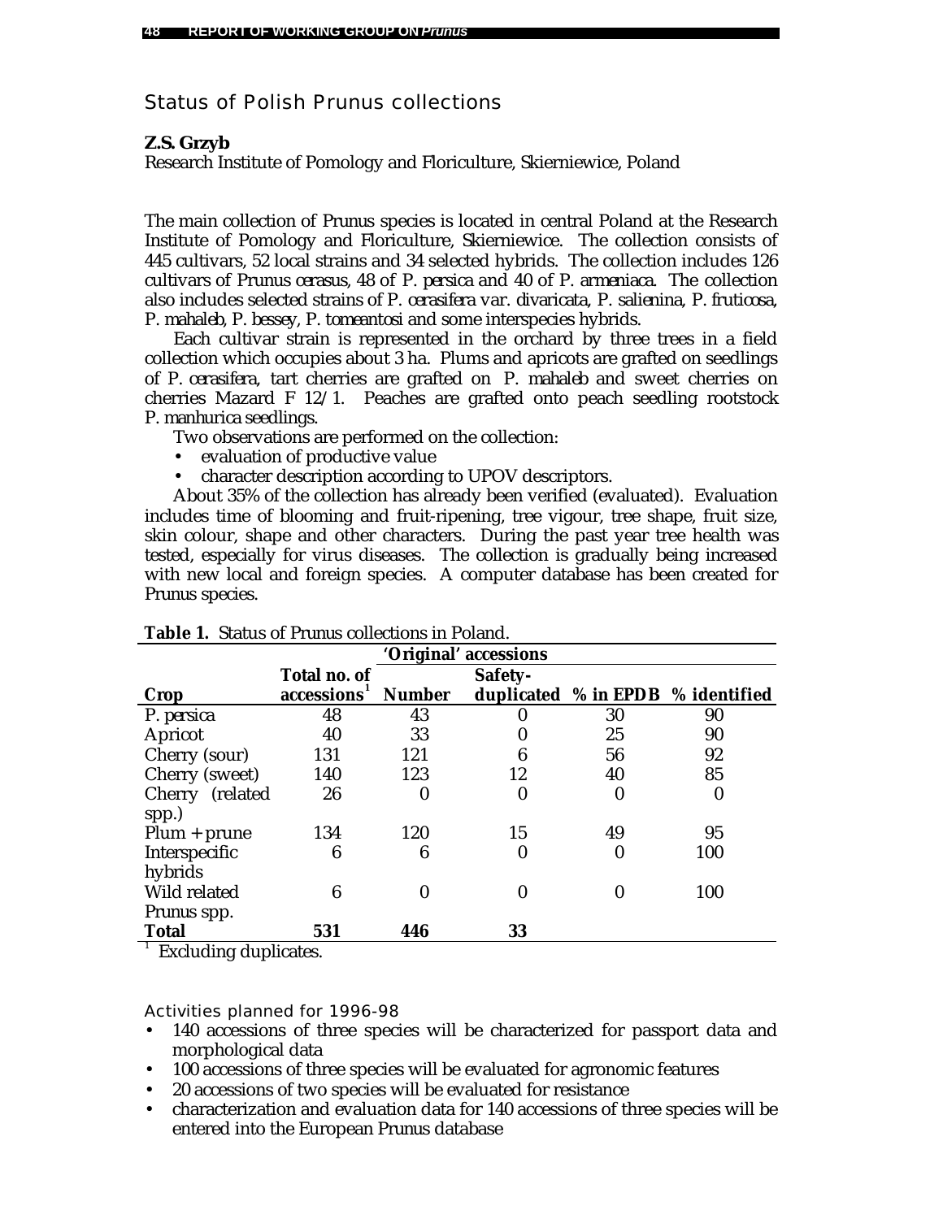## Status of Polish Prunus collections

**Z.S. Grzyb**
Research Institute of Pomology and Floriculture, Skierniewice, Poland

The main collection of Prunus species is located in central Poland at the Research Institute of Pomology and Floriculture, Skierniewice. The collection consists of 445 cultivars, 52 local strains and 34 selected hybrids. The collection includes 126 cultivars of *Prunus cerasus*, 48 of *P. persica* and 40 of *P. armeniaca*. The collection also includes selected strains of *P. cerasifera* var. *divaricata*, *P. salienina*, *P. fruticosa*, *P. mahaleb*, *P. bessey*, *P. tomeantosi* and some interspecies hybrids.

Each cultivar strain is represented in the orchard by three trees in a field collection which occupies about 3 ha. Plums and apricots are grafted on seedlings of *P. cerasifera*, tart cherries are grafted on *P. mahaleb* and sweet cherries on cherries Mazard F 12/1. Peaches are grafted onto peach seedling rootstock *P. manhurica* seedlings.

Two observations are performed on the collection:

- evaluation of productive value
- character description according to UPOV descriptors.

About 35% of the collection has already been verified (evaluated). Evaluation includes time of blooming and fruit-ripening, tree vigour, tree shape, fruit size, skin colour, shape and other characters. During the past year tree health was tested, especially for virus diseases. The collection is gradually being increased with new local and foreign species. A computer database has been created for Prunus species.

**Table 1.** Status of Prunus collections in Poland.

| Crop | Total no. of accessions[1] | 'Original' accessions | | | |
|---|---|---|---|---|---|
| | | Number | Safety-duplicated | % in EPDB | % identified |
| *P. persica* | 48 | 43 | 0 | 30 | 90 |
| Apricot | 40 | 33 | 0 | 25 | 90 |
| Cherry (sour) | 131 | 121 | 6 | 56 | 92 |
| Cherry (sweet) | 140 | 123 | 12 | 40 | 85 |
| Cherry (related spp.) | 26 | 0 | 0 | 0 | 0 |
| Plum + prune | 134 | 120 | 15 | 49 | 95 |
| Interspecific hybrids | 6 | 6 | 0 | 0 | 100 |
| Wild related Prunus spp. | 6 | 0 | 0 | 0 | 100 |
| **Total** | **531** | **446** | **33** | | |

[1] Excluding duplicates.

### Activities planned for 1996-98

- 140 accessions of three species will be characterized for passport data and morphological data
- 100 accessions of three species will be evaluated for agronomic features
- 20 accessions of two species will be evaluated for resistance
- characterization and evaluation data for 140 accessions of three species will be entered into the European Prunus database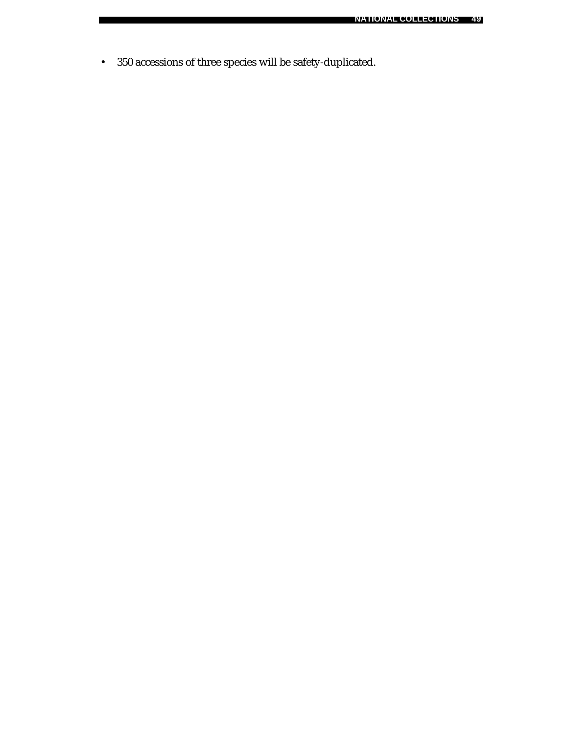- 350 accessions of three species will be safety-duplicated.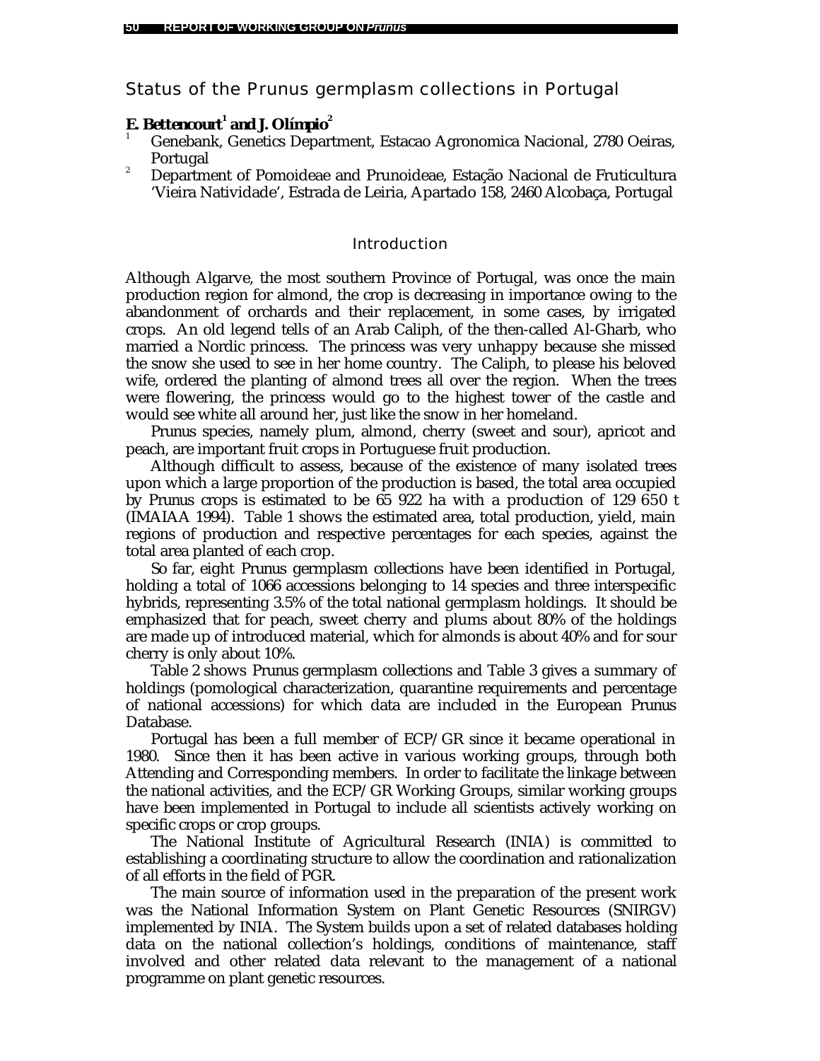# Status of the Prunus germplasm collections in Portugal

**E. Bettencourt[1] and J. Olímpio[2]**

[1] Genebank, Genetics Department, Estacao Agronomica Nacional, 2780 Oeiras, Portugal

[2] Department of Pomoideae and Prunoideae, Estação Nacional de Fruticultura 'Vieira Natividade', Estrada de Leiria, Apartado 158, 2460 Alcobaça, Portugal

## Introduction

Although Algarve, the most southern Province of Portugal, was once the main production region for almond, the crop is decreasing in importance owing to the abandonment of orchards and their replacement, in some cases, by irrigated crops. An old legend tells of an Arab Caliph, of the then-called Al-Gharb, who married a Nordic princess. The princess was very unhappy because she missed the snow she used to see in her home country. The Caliph, to please his beloved wife, ordered the planting of almond trees all over the region. When the trees were flowering, the princess would go to the highest tower of the castle and would see white all around her, just like the snow in her homeland.

Prunus species, namely plum, almond, cherry (sweet and sour), apricot and peach, are important fruit crops in Portuguese fruit production.

Although difficult to assess, because of the existence of many isolated trees upon which a large proportion of the production is based, the total area occupied by Prunus crops is estimated to be 65 922 ha with a production of 129 650 t (IMAIAA 1994). Table 1 shows the estimated area, total production, yield, main regions of production and respective percentages for each species, against the total area planted of each crop.

So far, eight Prunus germplasm collections have been identified in Portugal, holding a total of 1066 accessions belonging to 14 species and three interspecific hybrids, representing 3.5% of the total national germplasm holdings. It should be emphasized that for peach, sweet cherry and plums about 80% of the holdings are made up of introduced material, which for almonds is about 40% and for sour cherry is only about 10%.

Table 2 shows Prunus germplasm collections and Table 3 gives a summary of holdings (pomological characterization, quarantine requirements and percentage of national accessions) for which data are included in the European Prunus Database.

Portugal has been a full member of ECP/GR since it became operational in 1980. Since then it has been active in various working groups, through both Attending and Corresponding members. In order to facilitate the linkage between the national activities, and the ECP/GR Working Groups, similar working groups have been implemented in Portugal to include all scientists actively working on specific crops or crop groups.

The National Institute of Agricultural Research (INIA) is committed to establishing a coordinating structure to allow the coordination and rationalization of all efforts in the field of PGR.

The main source of information used in the preparation of the present work was the National Information System on Plant Genetic Resources (SNIRGV) implemented by INIA. The System builds upon a set of related databases holding data on the national collection's holdings, conditions of maintenance, staff involved and other related data relevant to the management of a national programme on plant genetic resources.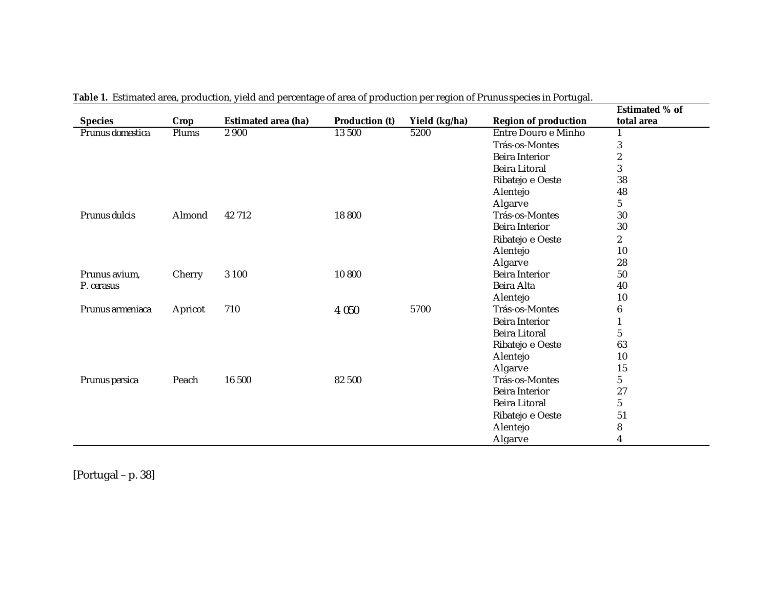**Table 1.** Estimated area, production, yield and percentage of area of production per region of Prunus species in Portugal.

| Species | Crop | Estimated area (ha) | Production (t) | Yield (kg/ha) | Region of production | Estimated % of total area |
|---|---|---|---|---|---|---|
| *Prunus domestica* | Plums | 2 900 | 13 500 | 5200 | Entre Douro e Minho | 1 |
| | | | | | Trás-os-Montes | 3 |
| | | | | | Beira Interior | 2 |
| | | | | | Beira Litoral | 3 |
| | | | | | Ribatejo e Oeste | 38 |
| | | | | | Alentejo | 48 |
| | | | | | Algarve | 5 |
| *Prunus dulcis* | Almond | 42 712 | 18 800 | | Trás-os-Montes | 30 |
| | | | | | Beira Interior | 30 |
| | | | | | Ribatejo e Oeste | 2 |
| | | | | | Alentejo | 10 |
| | | | | | Algarve | 28 |
| *Prunus avium, P. cerasus* | Cherry | 3 100 | 10 800 | | Beira Interior | 50 |
| | | | | | Beira Alta | 40 |
| | | | | | Alentejo | 10 |
| *Prunus armeniaca* | Apricot | 710 | 4 050 | 5700 | Trás-os-Montes | 6 |
| | | | | | Beira Interior | 1 |
| | | | | | Beira Litoral | 5 |
| | | | | | Ribatejo e Oeste | 63 |
| | | | | | Alentejo | 10 |
| | | | | | Algarve | 15 |
| *Prunus persica* | Peach | 16 500 | 82 500 | | Trás-os-Montes | 5 |
| | | | | | Beira Interior | 27 |
| | | | | | Beira Litoral | 5 |
| | | | | | Ribatejo e Oeste | 51 |
| | | | | | Alentejo | 8 |
| | | | | | Algarve | 4 |

[Portugal – p. 38]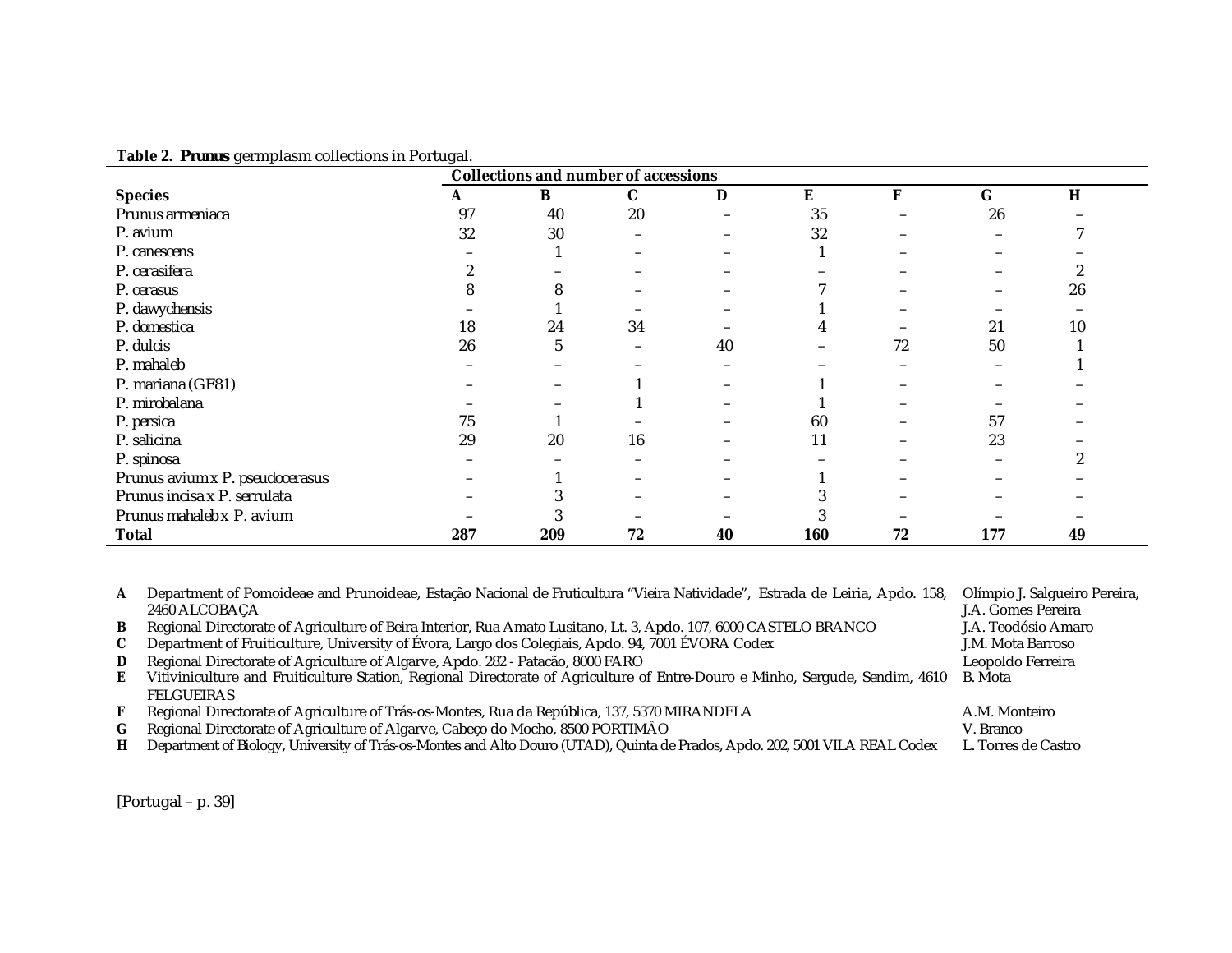**Table 2. *Prunus* germplasm collections in Portugal.**

| Species | Collections and number of accessions | | | | | | | |
|---|---|---|---|---|---|---|---|---|
| | A | B | C | D | E | F | G | H |
| *Prunus armeniaca* | 97 | 40 | 20 | – | 35 | – | 26 | – |
| *P. avium* | 32 | 30 | – | – | 32 | – | – | 7 |
| *P. canescens* | – | 1 | – | – | 1 | – | – | – |
| *P. cerasifera* | 2 | – | – | – | – | – | – | 2 |
| *P. cerasus* | 8 | 8 | – | – | 7 | – | – | 26 |
| *P. dawychensis* | – | 1 | – | – | 1 | – | – | – |
| *P. domestica* | 18 | 24 | 34 | – | 4 | – | 21 | 10 |
| *P. dulcis* | 26 | 5 | – | 40 | – | 72 | 50 | 1 |
| *P. mahaleb* | – | – | – | – | – | – | – | 1 |
| *P. mariana* (GF81) | – | – | 1 | – | 1 | – | – | – |
| *P. mirobalana* | – | – | 1 | – | 1 | – | – | – |
| *P. persica* | 75 | 1 | – | – | 60 | – | 57 | – |
| *P. salicina* | 29 | 20 | 16 | – | 11 | – | 23 | – |
| *P. spinosa* | – | – | – | – | – | – | – | 2 |
| *Prunus avium* x *P. pseudocerasus* | – | 1 | – | – | 1 | – | – | – |
| *Prunus incisa* x *P. serrulata* | – | 3 | – | – | 3 | – | – | – |
| *Prunus mahaleb* x *P. avium* | – | 3 | – | – | 3 | – | – | – |
| **Total** | **287** | **209** | **72** | **40** | **160** | **72** | **177** | **49** |

| | | |
|---|---|---|
| **A** | Department of Pomoideae and Prunoideae, Estação Nacional de Fruticultura "Vieira Natividade", Estrada de Leiria, Apdo. 158, 2460 ALCOBAÇA | Olímpio J. Salgueiro Pereira, J.A. Gomes Pereira |
| **B** | Regional Directorate of Agriculture of Beira Interior, Rua Amato Lusitano, Lt. 3, Apdo. 107, 6000 CASTELO BRANCO | J.A. Teodósio Amaro |
| **C** | Department of Fruiticulture, University of Évora, Largo dos Colegiais, Apdo. 94, 7001 ÉVORA Codex | J.M. Mota Barroso |
| **D** | Regional Directorate of Agriculture of Algarve, Apdo. 282 - Patacão, 8000 FARO | Leopoldo Ferreira |
| **E** | Vitiviniculture and Fruiticulture Station, Regional Directorate of Agriculture of Entre-Douro e Minho, Sergude, Sendim, 4610 FELGUEIRAS | B. Mota |
| **F** | Regional Directorate of Agriculture of Trás-os-Montes, Rua da República, 137, 5370 MIRANDELA | A.M. Monteiro |
| **G** | Regional Directorate of Agriculture of Algarve, Cabeço do Mocho, 8500 PORTIMÂO | V. Branco |
| **H** | Department of Biology, University of Trás-os-Montes and Alto Douro (UTAD), Quinta de Prados, Apdo. 202, 5001 VILA REAL Codex | L. Torres de Castro |

[Portugal – p. 39]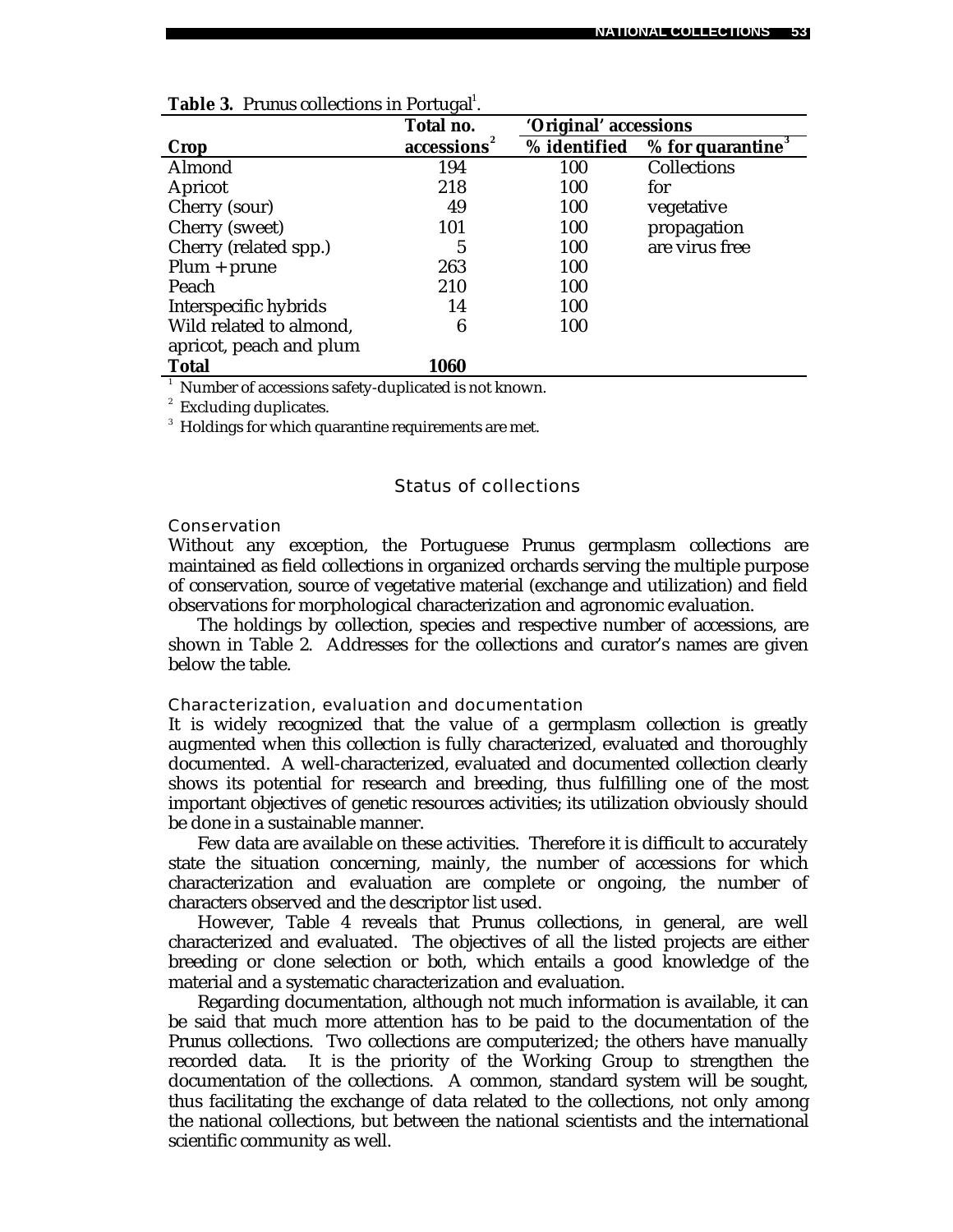**Table 3.** Prunus collections in Portugal[1].

| Crop | Total no. accessions[2] | 'Original' accessions | |
|---|---|---|---|
| | | % identified | % for quarantine[3] |
| Almond | 194 | 100 | Collections for vegetative propagation are virus free |
| Apricot | 218 | 100 | |
| Cherry (sour) | 49 | 100 | |
| Cherry (sweet) | 101 | 100 | |
| Cherry (related spp.) | 5 | 100 | |
| Plum + prune | 263 | 100 | |
| Peach | 210 | 100 | |
| Interspecific hybrids | 14 | 100 | |
| Wild related to almond, apricot, peach and plum | 6 | 100 | |
| **Total** | **1060** | | |

[1] Number of accessions safety-duplicated is not known.
[2] Excluding duplicates.
[3] Holdings for which quarantine requirements are met.

## Status of collections

### Conservation

Without any exception, the Portuguese Prunus germplasm collections are maintained as field collections in organized orchards serving the multiple purpose of conservation, source of vegetative material (exchange and utilization) and field observations for morphological characterization and agronomic evaluation.

The holdings by collection, species and respective number of accessions, are shown in Table 2. Addresses for the collections and curator's names are given below the table.

### Characterization, evaluation and documentation

It is widely recognized that the value of a germplasm collection is greatly augmented when this collection is fully characterized, evaluated and thoroughly documented. A well-characterized, evaluated and documented collection clearly shows its potential for research and breeding, thus fulfilling one of the most important objectives of genetic resources activities; its utilization obviously should be done in a sustainable manner.

Few data are available on these activities. Therefore it is difficult to accurately state the situation concerning, mainly, the number of accessions for which characterization and evaluation are complete or ongoing, the number of characters observed and the descriptor list used.

However, Table 4 reveals that Prunus collections, in general, are well characterized and evaluated. The objectives of all the listed projects are either breeding or clone selection or both, which entails a good knowledge of the material and a systematic characterization and evaluation.

Regarding documentation, although not much information is available, it can be said that much more attention has to be paid to the documentation of the Prunus collections. Two collections are computerized; the others have manually recorded data. It is the priority of the Working Group to strengthen the documentation of the collections. A common, standard system will be sought, thus facilitating the exchange of data related to the collections, not only among the national collections, but between the national scientists and the international scientific community as well.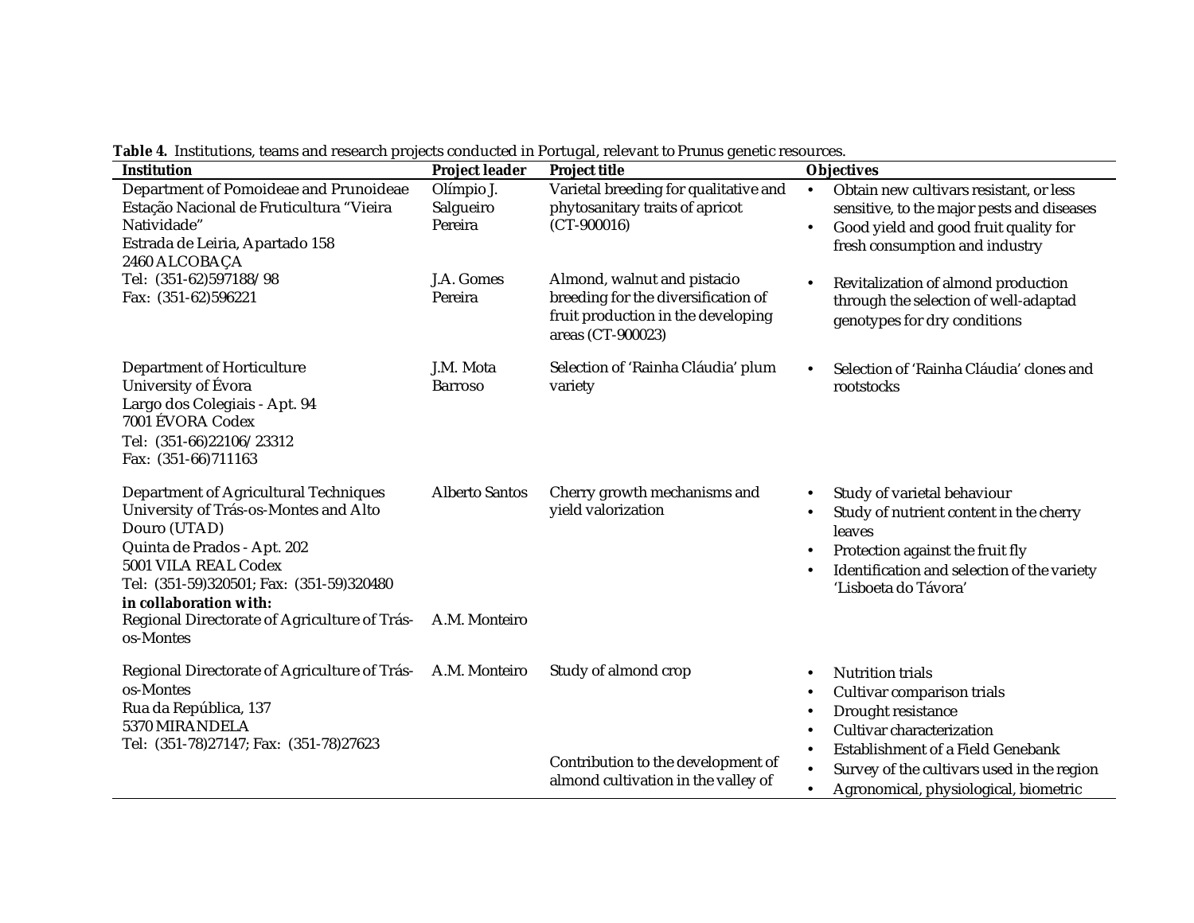**Table 4.** Institutions, teams and research projects conducted in Portugal, relevant to Prunus genetic resources.

| Institution | Project leader | Project title | Objectives |
|---|---|---|---|
| Department of Pomoideae and Prunoideae<br>Estação Nacional de Fruticultura "Vieira Natividade"<br>Estrada de Leiria, Apartado 158<br>2460 ALCOBAÇA<br>Tel: (351-62)597188/98<br>Fax: (351-62)596221 | Olímpio J. Salgueiro Pereira | Varietal breeding for qualitative and phytosanitary traits of apricot (CT-900016) | • Obtain new cultivars resistant, or less sensitive, to the major pests and diseases<br>• Good yield and good fruit quality for fresh consumption and industry |
| | J.A. Gomes Pereira | Almond, walnut and pistacio breeding for the diversification of fruit production in the developing areas (CT-900023) | • Revitalization of almond production through the selection of well-adaptad genotypes for dry conditions |
| Department of Horticulture<br>University of Évora<br>Largo dos Colegiais - Apt. 94<br>7001 ÉVORA Codex<br>Tel: (351-66)22106/23312<br>Fax: (351-66)711163 | J.M. Mota Barroso | Selection of 'Rainha Cláudia' plum variety | • Selection of 'Rainha Cláudia' clones and rootstocks |
| Department of Agricultural Techniques<br>University of Trás-os-Montes and Alto Douro (UTAD)<br>Quinta de Prados - Apt. 202<br>5001 VILA REAL Codex<br>Tel: (351-59)320501; Fax: (351-59)320480<br>**in collaboration with:**<br>Regional Directorate of Agriculture of Trás-os-Montes | Alberto Santos<br><br><br><br><br><br><br>A.M. Monteiro | Cherry growth mechanisms and yield valorization | • Study of varietal behaviour<br>• Study of nutrient content in the cherry leaves<br>• Protection against the fruit fly<br>• Identification and selection of the variety 'Lisboeta do Távora' |
| Regional Directorate of Agriculture of Trás-os-Montes<br>Rua da República, 137<br>5370 MIRANDELA<br>Tel: (351-78)27147; Fax: (351-78)27623 | A.M. Monteiro | Study of almond crop | • Nutrition trials<br>• Cultivar comparison trials<br>• Drought resistance<br>• Cultivar characterization<br>• Establishment of a Field Genebank |
| | | Contribution to the development of almond cultivation in the valley of | • Survey of the cultivars used in the region<br>• Agronomical, physiological, biometric |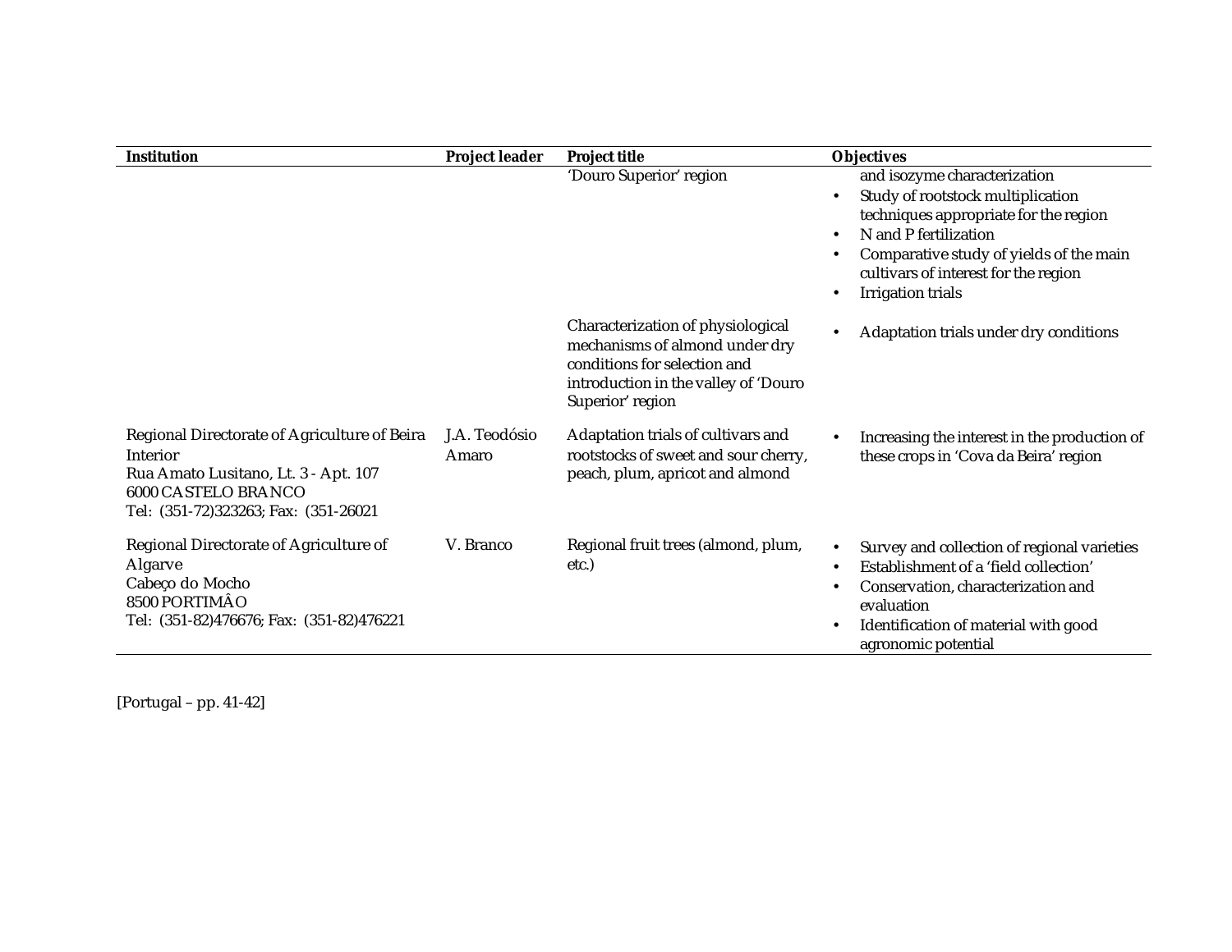| Institution | Project leader | Project title | Objectives |
|---|---|---|---|
| | | 'Douro Superior' region | and isozyme characterization<br>• Study of rootstock multiplication techniques appropriate for the region<br>• N and P fertilization<br>• Comparative study of yields of the main cultivars of interest for the region<br>• Irrigation trials |
| | | Characterization of physiological mechanisms of almond under dry conditions for selection and introduction in the valley of 'Douro Superior' region | • Adaptation trials under dry conditions |
| Regional Directorate of Agriculture of Beira Interior<br>Rua Amato Lusitano, Lt. 3 - Apt. 107<br>6000 CASTELO BRANCO<br>Tel: (351-72)323263; Fax: (351-26021 | J.A. Teodósio Amaro | Adaptation trials of cultivars and rootstocks of sweet and sour cherry, peach, plum, apricot and almond | • Increasing the interest in the production of these crops in 'Cova da Beira' region |
| Regional Directorate of Agriculture of Algarve<br>Cabeço do Mocho<br>8500 PORTIMÂO<br>Tel: (351-82)476676; Fax: (351-82)476221 | V. Branco | Regional fruit trees (almond, plum, etc.) | • Survey and collection of regional varieties<br>• Establishment of a 'field collection'<br>• Conservation, characterization and evaluation<br>• Identification of material with good agronomic potential |

[Portugal – pp. 41-42]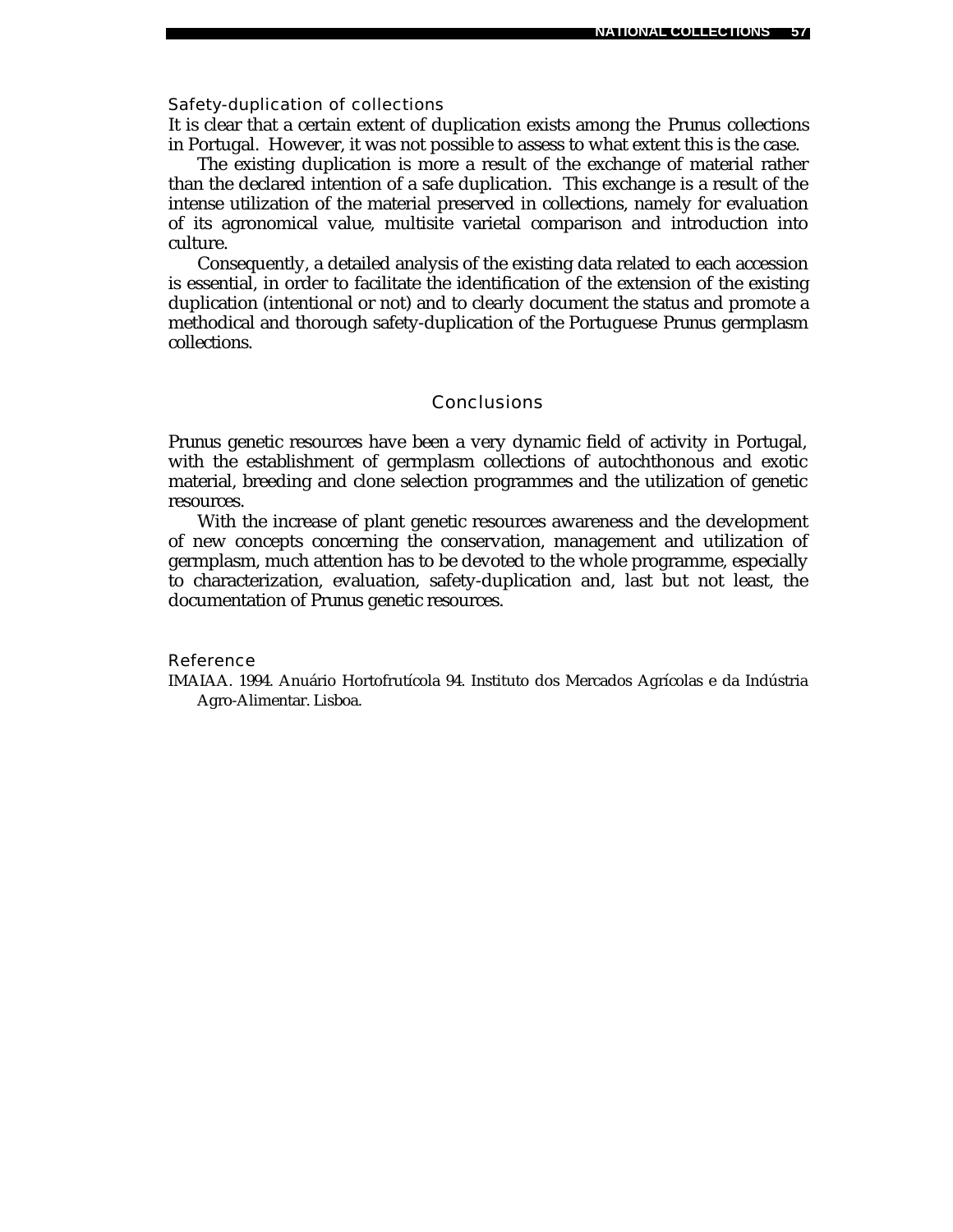### Safety-duplication of collections

It is clear that a certain extent of duplication exists among the Prunus collections in Portugal. However, it was not possible to assess to what extent this is the case.

The existing duplication is more a result of the exchange of material rather than the declared intention of a safe duplication. This exchange is a result of the intense utilization of the material preserved in collections, namely for evaluation of its agronomical value, multisite varietal comparison and introduction into culture.

Consequently, a detailed analysis of the existing data related to each accession is essential, in order to facilitate the identification of the extension of the existing duplication (intentional or not) and to clearly document the status and promote a methodical and thorough safety-duplication of the Portuguese Prunus germplasm collections.

## Conclusions

Prunus genetic resources have been a very dynamic field of activity in Portugal, with the establishment of germplasm collections of autochthonous and exotic material, breeding and clone selection programmes and the utilization of genetic resources.

With the increase of plant genetic resources awareness and the development of new concepts concerning the conservation, management and utilization of germplasm, much attention has to be devoted to the whole programme, especially to characterization, evaluation, safety-duplication and, last but not least, the documentation of Prunus genetic resources.

### Reference

IMAIAA. 1994. Anuário Hortofrutícola 94. Instituto dos Mercados Agrícolas e da Indústria Agro-Alimentar. Lisboa.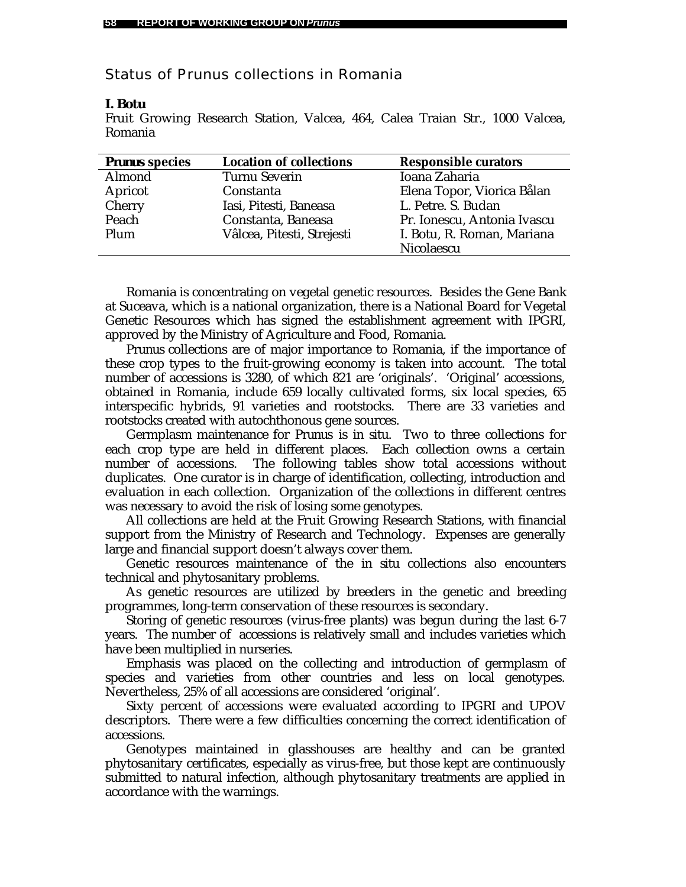## Status of Prunus collections in Romania

**I. Botu**
Fruit Growing Research Station, Valcea, 464, Calea Traian Str., 1000 Valcea, Romania

| ***Prunus* species** | **Location of collections** | **Responsible curators** |
|---|---|---|
| Almond | Turnu Severin | Ioana Zaharia |
| Apricot | Constanta | Elena Topor, Viorica Bålan |
| Cherry | Iasi, Pitesti, Baneasa | L. Petre. S. Budan |
| Peach | Constanta, Baneasa | Pr. Ionescu, Antonia Ivascu |
| Plum | Vâlcea, Pitesti, Strejesti | I. Botu, R. Roman, Mariana Nicolaescu |

Romania is concentrating on vegetal genetic resources. Besides the Gene Bank at Suceava, which is a national organization, there is a National Board for Vegetal Genetic Resources which has signed the establishment agreement with IPGRI, approved by the Ministry of Agriculture and Food, Romania.

Prunus collections are of major importance to Romania, if the importance of these crop types to the fruit-growing economy is taken into account. The total number of accessions is 3280, of which 821 are 'originals'. 'Original' accessions, obtained in Romania, include 659 locally cultivated forms, six local species, 65 interspecific hybrids, 91 varieties and rootstocks. There are 33 varieties and rootstocks created with autochthonous gene sources.

Germplasm maintenance for Prunus is in situ. Two to three collections for each crop type are held in different places. Each collection owns a certain number of accessions. The following tables show total accessions without duplicates. One curator is in charge of identification, collecting, introduction and evaluation in each collection. Organization of the collections in different centres was necessary to avoid the risk of losing some genotypes.

All collections are held at the Fruit Growing Research Stations, with financial support from the Ministry of Research and Technology. Expenses are generally large and financial support doesn't always cover them.

Genetic resources maintenance of the in situ collections also encounters technical and phytosanitary problems.

As genetic resources are utilized by breeders in the genetic and breeding programmes, long-term conservation of these resources is secondary.

Storing of genetic resources (virus-free plants) was begun during the last 6-7 years. The number of accessions is relatively small and includes varieties which have been multiplied in nurseries.

Emphasis was placed on the collecting and introduction of germplasm of species and varieties from other countries and less on local genotypes. Nevertheless, 25% of all accessions are considered 'original'.

Sixty percent of accessions were evaluated according to IPGRI and UPOV descriptors. There were a few difficulties concerning the correct identification of accessions.

Genotypes maintained in glasshouses are healthy and can be granted phytosanitary certificates, especially as virus-free, but those kept are continuously submitted to natural infection, although phytosanitary treatments are applied in accordance with the warnings.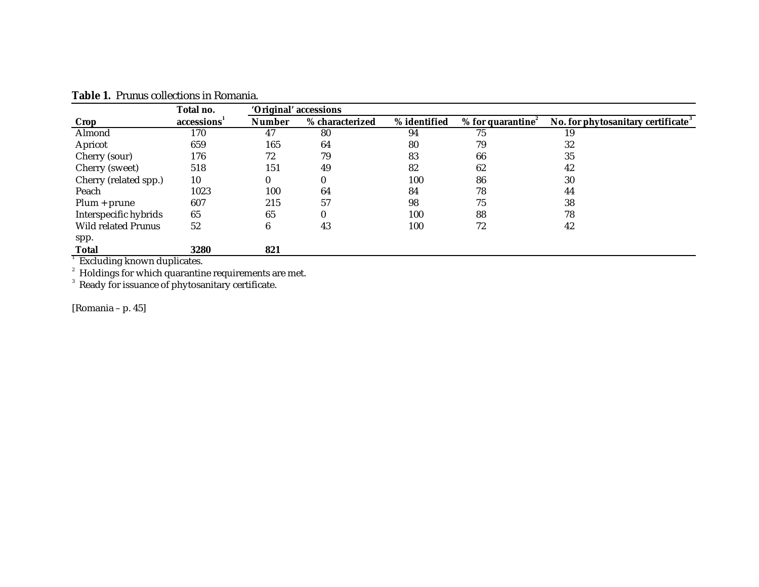**Table 1.** Prunus collections in Romania.

| Crop | Total no. accessions[1] | 'Original' accessions | | | | |
|---|---|---|---|---|---|---|
| | | Number | % characterized | % identified | % for quarantine[2] | No. for phytosanitary certificate[3] |
| Almond | 170 | 47 | 80 | 94 | 75 | 19 |
| Apricot | 659 | 165 | 64 | 80 | 79 | 32 |
| Cherry (sour) | 176 | 72 | 79 | 83 | 66 | 35 |
| Cherry (sweet) | 518 | 151 | 49 | 82 | 62 | 42 |
| Cherry (related spp.) | 10 | 0 | 0 | 100 | 86 | 30 |
| Peach | 1023 | 100 | 64 | 84 | 78 | 44 |
| Plum + prune | 607 | 215 | 57 | 98 | 75 | 38 |
| Interspecific hybrids | 65 | 65 | 0 | 100 | 88 | 78 |
| Wild related Prunus spp. | 52 | 6 | 43 | 100 | 72 | 42 |
| **Total** | **3280** | **821** | | | | |

[1] Excluding known duplicates.
[2] Holdings for which quarantine requirements are met.
[3] Ready for issuance of phytosanitary certificate.

[Romania – p. 45]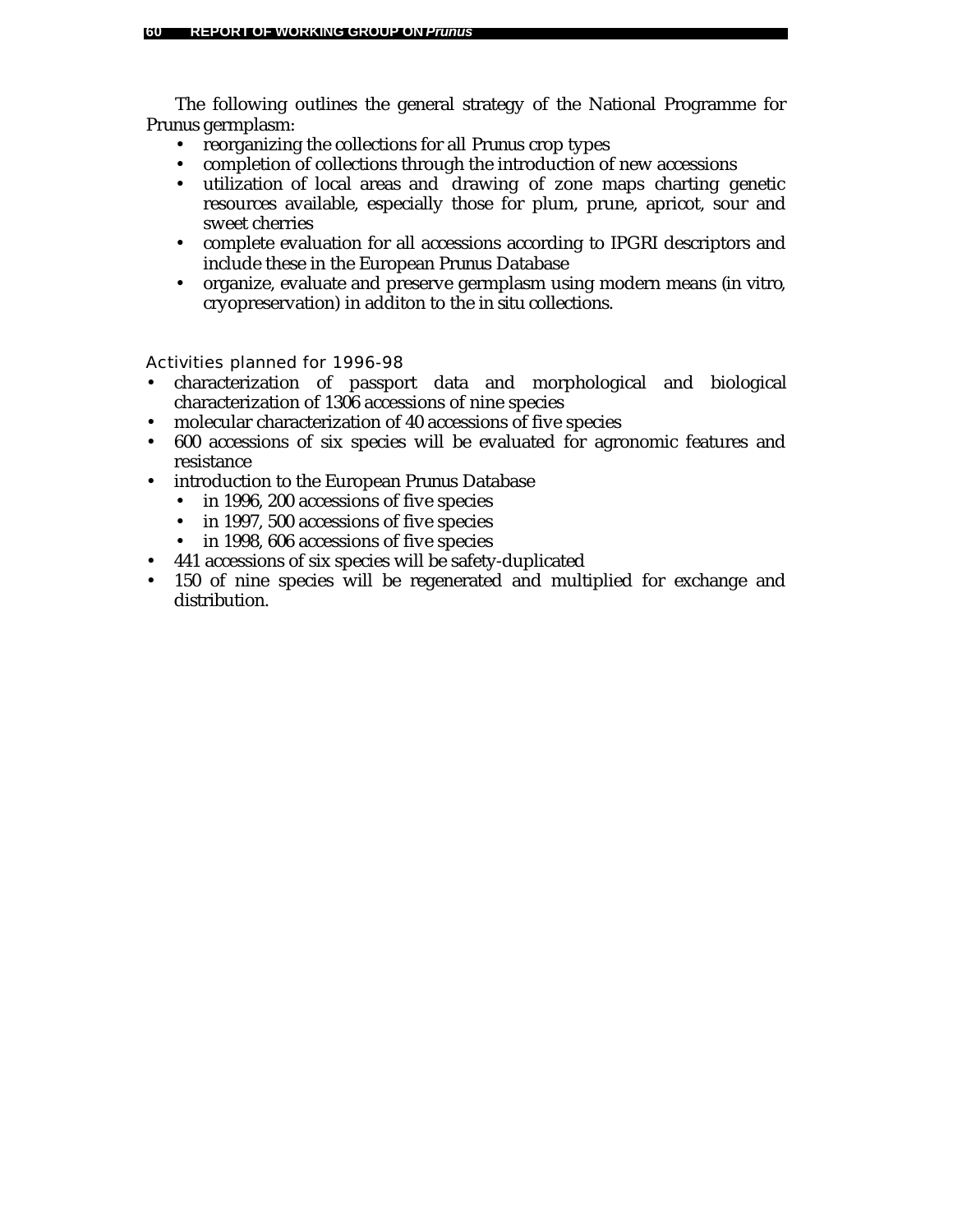The following outlines the general strategy of the National Programme for Prunus germplasm:

- reorganizing the collections for all Prunus crop types
- completion of collections through the introduction of new accessions
- utilization of local areas and drawing of zone maps charting genetic resources available, especially those for plum, prune, apricot, sour and sweet cherries
- complete evaluation for all accessions according to IPGRI descriptors and include these in the European Prunus Database
- organize, evaluate and preserve germplasm using modern means (in vitro, cryopreservation) in additon to the in situ collections.

### Activities planned for 1996-98

- characterization of passport data and morphological and biological characterization of 1306 accessions of nine species
- molecular characterization of 40 accessions of five species
- 600 accessions of six species will be evaluated for agronomic features and resistance
- introduction to the European Prunus Database
  - in 1996, 200 accessions of five species
  - in 1997, 500 accessions of five species
  - in 1998, 606 accessions of five species
- 441 accessions of six species will be safety-duplicated
- 150 of nine species will be regenerated and multiplied for exchange and distribution.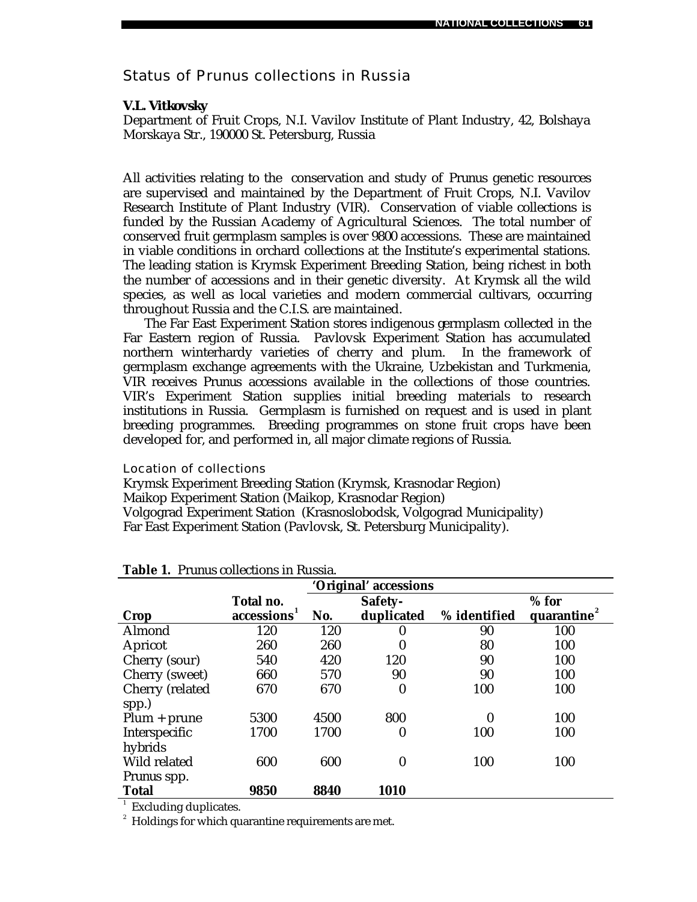## Status of Prunus collections in Russia

**V.L. Vitkovsky**

Department of Fruit Crops, N.I. Vavilov Institute of Plant Industry, 42, Bolshaya Morskaya Str., 190000 St. Petersburg, Russia

All activities relating to the conservation and study of Prunus genetic resources are supervised and maintained by the Department of Fruit Crops, N.I. Vavilov Research Institute of Plant Industry (VIR). Conservation of viable collections is funded by the Russian Academy of Agricultural Sciences. The total number of conserved fruit germplasm samples is over 9800 accessions. These are maintained in viable conditions in orchard collections at the Institute's experimental stations. The leading station is Krymsk Experiment Breeding Station, being richest in both the number of accessions and in their genetic diversity. At Krymsk all the wild species, as well as local varieties and modern commercial cultivars, occurring throughout Russia and the C.I.S. are maintained.

The Far East Experiment Station stores indigenous germplasm collected in the Far Eastern region of Russia. Pavlovsk Experiment Station has accumulated northern winterhardy varieties of cherry and plum. In the framework of germplasm exchange agreements with the Ukraine, Uzbekistan and Turkmenia, VIR receives Prunus accessions available in the collections of those countries. VIR's Experiment Station supplies initial breeding materials to research institutions in Russia. Germplasm is furnished on request and is used in plant breeding programmes. Breeding programmes on stone fruit crops have been developed for, and performed in, all major climate regions of Russia.

### Location of collections

Krymsk Experiment Breeding Station (Krymsk, Krasnodar Region)
Maikop Experiment Station (Maikop, Krasnodar Region)
Volgograd Experiment Station (Krasnoslobodsk, Volgograd Municipality)
Far East Experiment Station (Pavlovsk, St. Petersburg Municipality).

**Table 1.** Prunus collections in Russia.

| | | 'Original' accessions | | | |
|---|---|---|---|---|---|
| **Crop** | **Total no. accessions[1]** | **No.** | **Safety-duplicated** | **% identified** | **% for quarantine[2]** |
| Almond | 120 | 120 | 0 | 90 | 100 |
| Apricot | 260 | 260 | 0 | 80 | 100 |
| Cherry (sour) | 540 | 420 | 120 | 90 | 100 |
| Cherry (sweet) | 660 | 570 | 90 | 90 | 100 |
| Cherry (related spp.) | 670 | 670 | 0 | 100 | 100 |
| Plum + prune | 5300 | 4500 | 800 | 0 | 100 |
| Interspecific hybrids | 1700 | 1700 | 0 | 100 | 100 |
| Wild related Prunus spp. | 600 | 600 | 0 | 100 | 100 |
| **Total** | **9850** | **8840** | **1010** | | |

[1] Excluding duplicates.
[2] Holdings for which quarantine requirements are met.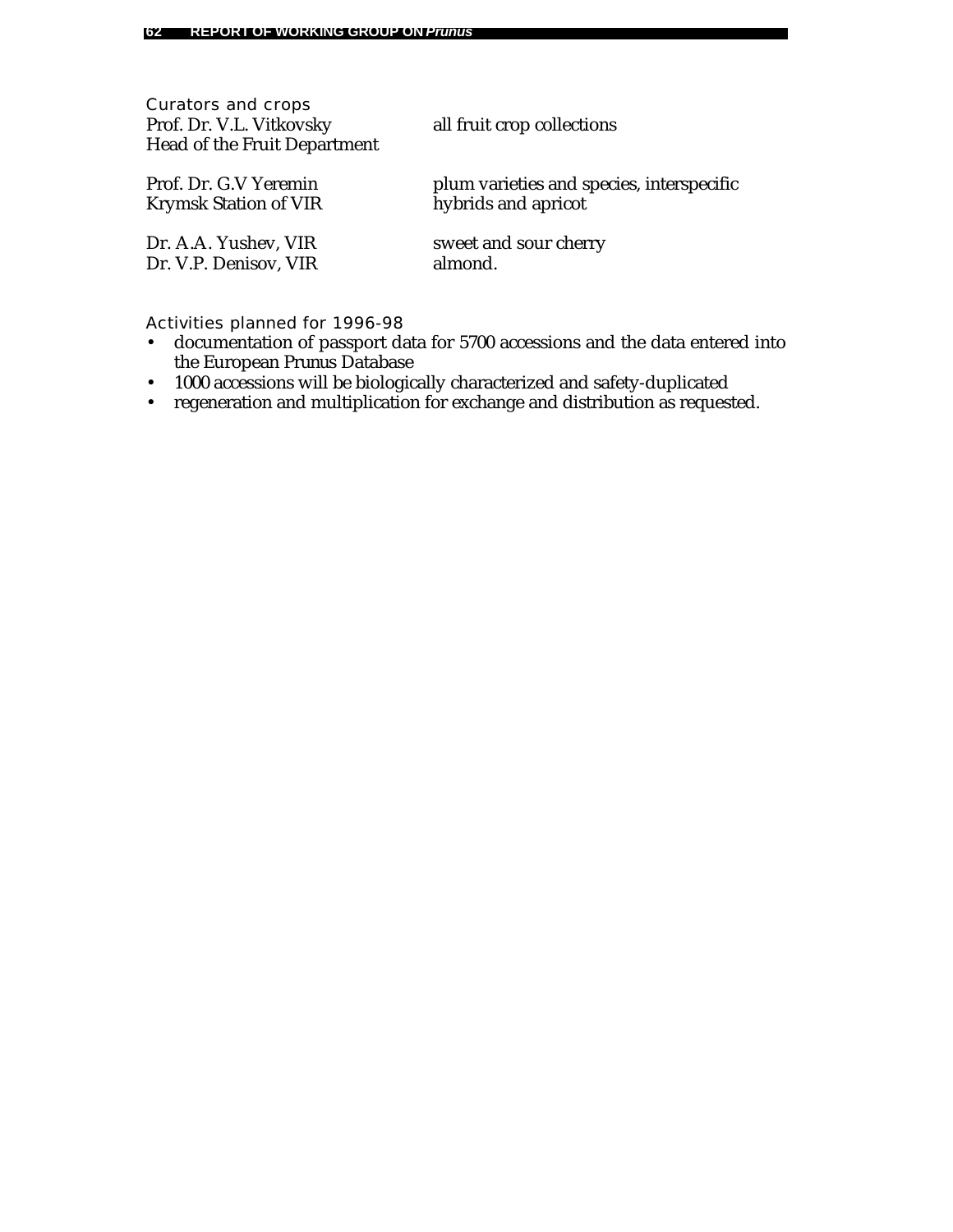### Curators and crops

| | |
|---|---|
| Prof. Dr. V.L. Vitkovsky<br>Head of the Fruit Department | all fruit crop collections |
| Prof. Dr. G.V Yeremin<br>Krymsk Station of VIR | plum varieties and species, interspecific hybrids and apricot |
| Dr. A.A. Yushev, VIR | sweet and sour cherry |
| Dr. V.P. Denisov, VIR | almond. |

### Activities planned for 1996-98

- documentation of passport data for 5700 accessions and the data entered into the European Prunus Database
- 1000 accessions will be biologically characterized and safety-duplicated
- regeneration and multiplication for exchange and distribution as requested.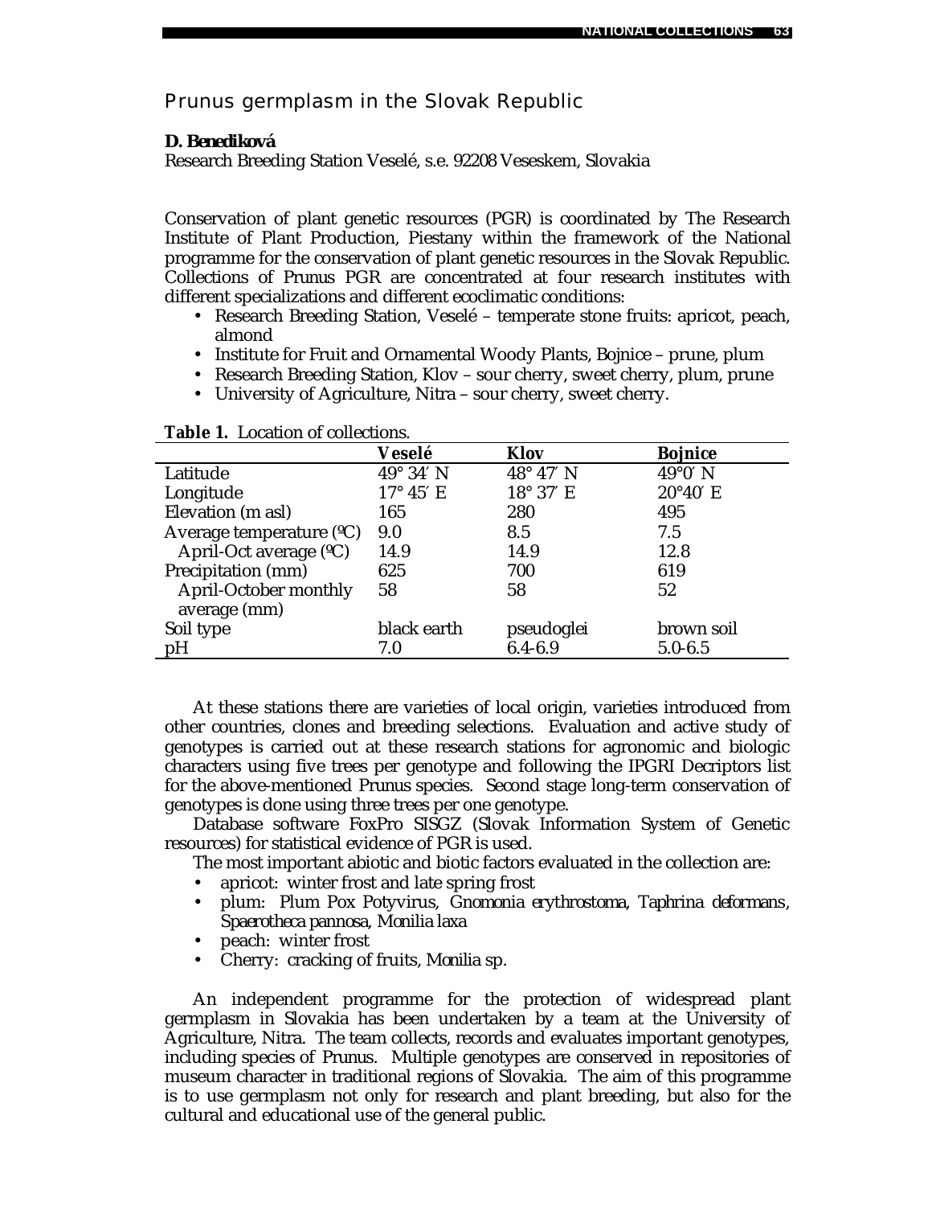# Prunus germplasm in the Slovak Republic

**D. Benediková**

Research Breeding Station Veselé, s.e. 92208 Veseskem, Slovakia

Conservation of plant genetic resources (PGR) is coordinated by The Research Institute of Plant Production, Piestany within the framework of the National programme for the conservation of plant genetic resources in the Slovak Republic. Collections of Prunus PGR are concentrated at four research institutes with different specializations and different ecoclimatic conditions:

- Research Breeding Station, Veselé – temperate stone fruits: apricot, peach, almond
- Institute for Fruit and Ornamental Woody Plants, Bojnice – prune, plum
- Research Breeding Station, Klov – sour cherry, sweet cherry, plum, prune
- University of Agriculture, Nitra – sour cherry, sweet cherry.

**Table 1.** Location of collections.

| | Veselé | Klov | Bojnice |
|---|---|---|---|
| Latitude | 49° 34′ N | 48° 47′ N | 49°0′ N |
| Longitude | 17° 45′ E | 18° 37′ E | 20°40′ E |
| Elevation (m asl) | 165 | 280 | 495 |
| Average temperature (ºC) | 9.0 | 8.5 | 7.5 |
| April-Oct average (ºC) | 14.9 | 14.9 | 12.8 |
| Precipitation (mm) | 625 | 700 | 619 |
| April-October monthly average (mm) | 58 | 58 | 52 |
| Soil type | black earth | pseudoglei | brown soil |
| pH | 7.0 | 6.4-6.9 | 5.0-6.5 |

At these stations there are varieties of local origin, varieties introduced from other countries, clones and breeding selections. Evaluation and active study of genotypes is carried out at these research stations for agronomic and biologic characters using five trees per genotype and following the IPGRI Decriptors list for the above-mentioned Prunus species. Second stage long-term conservation of genotypes is done using three trees per one genotype.

Database software FoxPro SISGZ (Slovak Information System of Genetic resources) for statistical evidence of PGR is used.

The most important abiotic and biotic factors evaluated in the collection are:

- apricot: winter frost and late spring frost
- plum: Plum Pox Potyvirus, *Gnomonia erythrostoma*, *Taphrina deformans*, *Spaerotheca pannosa*, *Monilia laxa*
- peach: winter frost
- Cherry: cracking of fruits, *Monilia* sp.

An independent programme for the protection of widespread plant germplasm in Slovakia has been undertaken by a team at the University of Agriculture, Nitra. The team collects, records and evaluates important genotypes, including species of *Prunus*. Multiple genotypes are conserved in repositories of museum character in traditional regions of Slovakia. The aim of this programme is to use germplasm not only for research and plant breeding, but also for the cultural and educational use of the general public.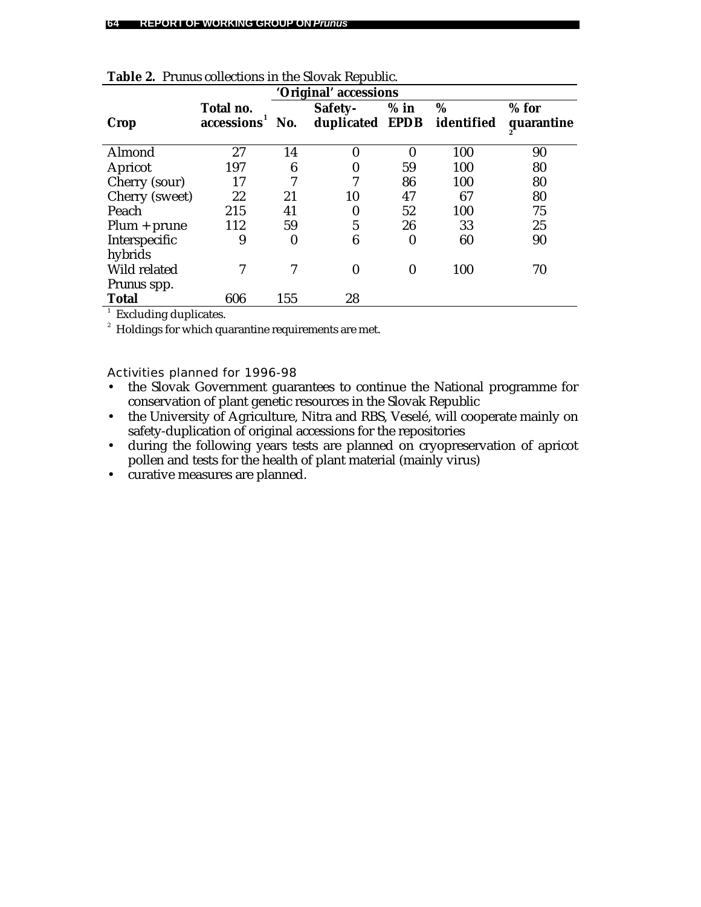**Table 2.** Prunus collections in the Slovak Republic.

| Crop | Total no. accessions[1] | 'Original' accessions | | | | |
|---|---|---|---|---|---|---|
| | | No. | Safety-duplicated | % in EPDB | % identified | % for quarantine[2] |
| Almond | 27 | 14 | 0 | 0 | 100 | 90 |
| Apricot | 197 | 6 | 0 | 59 | 100 | 80 |
| Cherry (sour) | 17 | 7 | 7 | 86 | 100 | 80 |
| Cherry (sweet) | 22 | 21 | 10 | 47 | 67 | 80 |
| Peach | 215 | 41 | 0 | 52 | 100 | 75 |
| Plum + prune | 112 | 59 | 5 | 26 | 33 | 25 |
| Interspecific hybrids | 9 | 0 | 6 | 0 | 60 | 90 |
| Wild related Prunus spp. | 7 | 7 | 0 | 0 | 100 | 70 |
| **Total** | 606 | 155 | 28 | | | |

[1] Excluding duplicates.

[2] Holdings for which quarantine requirements are met.

### Activities planned for 1996-98

- the Slovak Government guarantees to continue the National programme for conservation of plant genetic resources in the Slovak Republic
- the University of Agriculture, Nitra and RBS, Veselé, will cooperate mainly on safety-duplication of original accessions for the repositories
- during the following years tests are planned on cryopreservation of apricot pollen and tests for the health of plant material (mainly virus)
- curative measures are planned.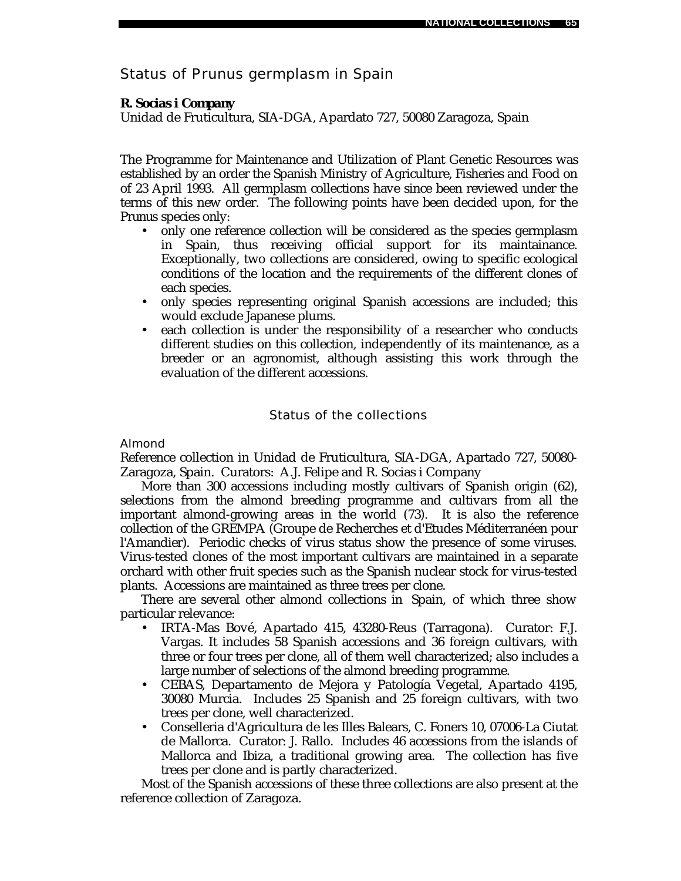## Status of Prunus germplasm in Spain

**R. Socias i Company**
Unidad de Fruticultura, SIA-DGA, Apardato 727, 50080 Zaragoza, Spain

The Programme for Maintenance and Utilization of Plant Genetic Resources was established by an order the Spanish Ministry of Agriculture, Fisheries and Food on of 23 April 1993. All germplasm collections have since been reviewed under the terms of this new order. The following points have been decided upon, for the Prunus species only:

- only one reference collection will be considered as the species germplasm in Spain, thus receiving official support for its maintainance. Exceptionally, two collections are considered, owing to specific ecological conditions of the location and the requirements of the different clones of each species.
- only species representing original Spanish accessions are included; this would exclude Japanese plums.
- each collection is under the responsibility of a researcher who conducts different studies on this collection, independently of its maintenance, as a breeder or an agronomist, although assisting this work through the evaluation of the different accessions.

### Status of the collections

#### Almond

Reference collection in Unidad de Fruticultura, SIA-DGA, Apartado 727, 50080-Zaragoza, Spain. Curators: A.J. Felipe and R. Socias i Company

More than 300 accessions including mostly cultivars of Spanish origin (62), selections from the almond breeding programme and cultivars from all the important almond-growing areas in the world (73). It is also the reference collection of the GREMPA (Groupe de Recherches et d'Etudes Méditerranéen pour l'Amandier). Periodic checks of virus status show the presence of some viruses. Virus-tested clones of the most important cultivars are maintained in a separate orchard with other fruit species such as the Spanish nuclear stock for virus-tested plants. Accessions are maintained as three trees per clone.

There are several other almond collections in Spain, of which three show particular relevance:

- IRTA-Mas Bové, Apartado 415, 43280-Reus (Tarragona). Curator: F.J. Vargas. It includes 58 Spanish accessions and 36 foreign cultivars, with three or four trees per clone, all of them well characterized; also includes a large number of selections of the almond breeding programme.
- CEBAS, Departamento de Mejora y Patología Vegetal, Apartado 4195, 30080 Murcia. Includes 25 Spanish and 25 foreign cultivars, with two trees per clone, well characterized.
- Conselleria d'Agricultura de les Illes Balears, C. Foners 10, 07006-La Ciutat de Mallorca. Curator: J. Rallo. Includes 46 accessions from the islands of Mallorca and Ibiza, a traditional growing area. The collection has five trees per clone and is partly characterized.

Most of the Spanish accessions of these three collections are also present at the reference collection of Zaragoza.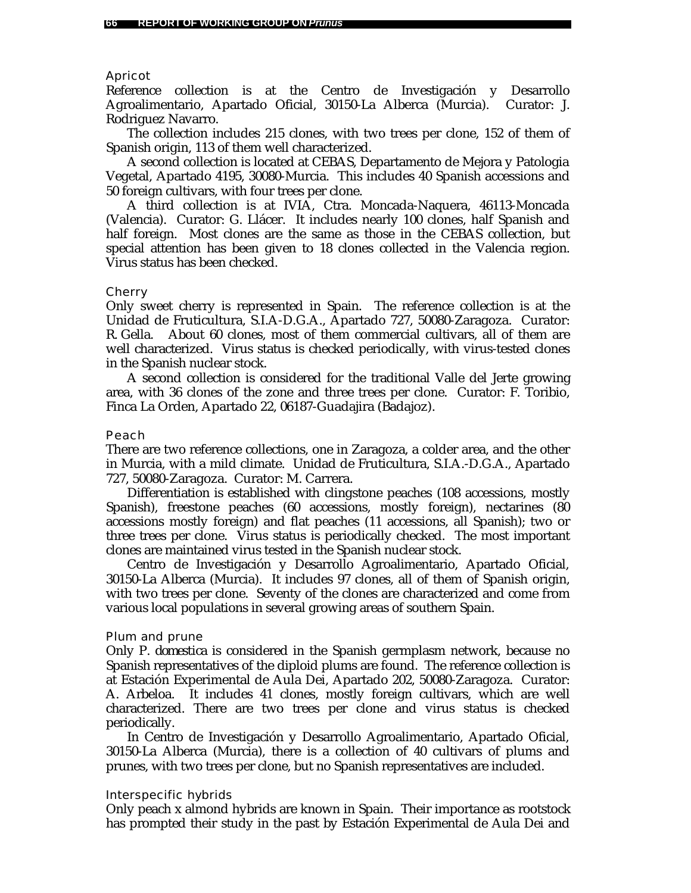### Apricot

Reference collection is at the Centro de Investigación y Desarrollo Agroalimentario, Apartado Oficial, 30150-La Alberca (Murcia). Curator: J. Rodriguez Navarro.

The collection includes 215 clones, with two trees per clone, 152 of them of Spanish origin, 113 of them well characterized.

A second collection is located at CEBAS, Departamento de Mejora y Patologia Vegetal, Apartado 4195, 30080-Murcia. This includes 40 Spanish accessions and 50 foreign cultivars, with four trees per clone.

A third collection is at IVIA, Ctra. Moncada-Naquera, 46113-Moncada (Valencia). Curator: G. Llácer. It includes nearly 100 clones, half Spanish and half foreign. Most clones are the same as those in the CEBAS collection, but special attention has been given to 18 clones collected in the Valencia region. Virus status has been checked.

### Cherry

Only sweet cherry is represented in Spain. The reference collection is at the Unidad de Fruticultura, S.I.A-D.G.A., Apartado 727, 50080-Zaragoza. Curator: R. Gella. About 60 clones, most of them commercial cultivars, all of them are well characterized. Virus status is checked periodically, with virus-tested clones in the Spanish nuclear stock.

A second collection is considered for the traditional Valle del Jerte growing area, with 36 clones of the zone and three trees per clone. Curator: F. Toribio, Finca La Orden, Apartado 22, 06187-Guadajira (Badajoz).

### Peach

There are two reference collections, one in Zaragoza, a colder area, and the other in Murcia, with a mild climate. Unidad de Fruticultura, S.I.A.-D.G.A., Apartado 727, 50080-Zaragoza. Curator: M. Carrera.

Differentiation is established with clingstone peaches (108 accessions, mostly Spanish), freestone peaches (60 accessions, mostly foreign), nectarines (80 accessions mostly foreign) and flat peaches (11 accessions, all Spanish); two or three trees per clone. Virus status is periodically checked. The most important clones are maintained virus tested in the Spanish nuclear stock.

Centro de Investigación y Desarrollo Agroalimentario, Apartado Oficial, 30150-La Alberca (Murcia). It includes 97 clones, all of them of Spanish origin, with two trees per clone. Seventy of the clones are characterized and come from various local populations in several growing areas of southern Spain.

### Plum and prune

Only *P. domestica* is considered in the Spanish germplasm network, because no Spanish representatives of the diploid plums are found. The reference collection is at Estación Experimental de Aula Dei, Apartado 202, 50080-Zaragoza. Curator: A. Arbeloa. It includes 41 clones, mostly foreign cultivars, which are well characterized. There are two trees per clone and virus status is checked periodically.

In Centro de Investigación y Desarrollo Agroalimentario, Apartado Oficial, 30150-La Alberca (Murcia), there is a collection of 40 cultivars of plums and prunes, with two trees per clone, but no Spanish representatives are included.

### Interspecific hybrids

Only peach x almond hybrids are known in Spain. Their importance as rootstock has prompted their study in the past by Estación Experimental de Aula Dei and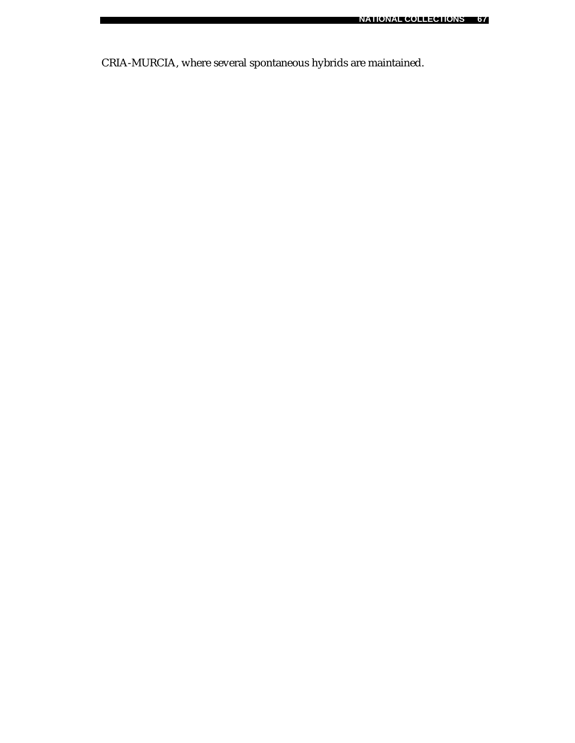CRIA-MURCIA, where several spontaneous hybrids are maintained.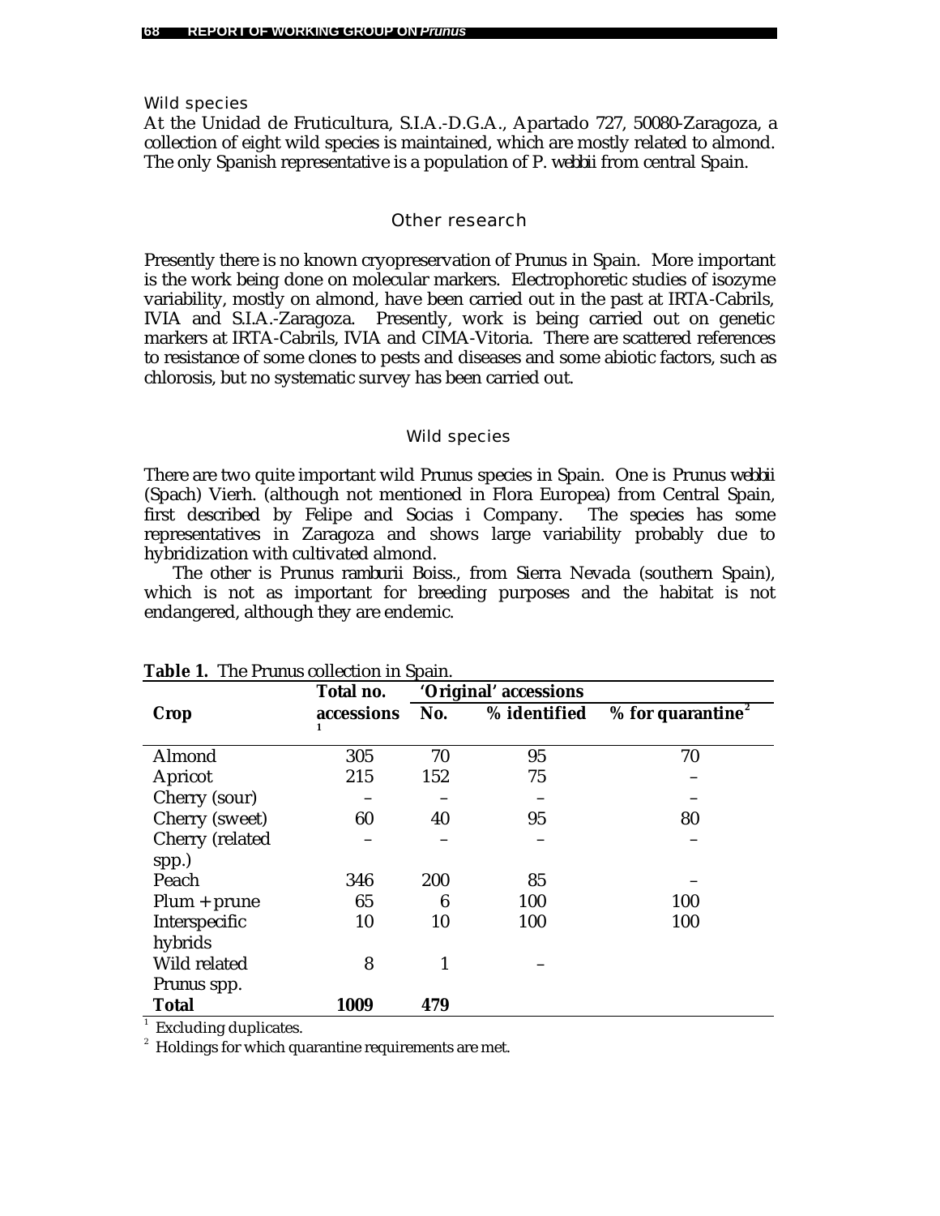#### Wild species

At the Unidad de Fruticultura, S.I.A.-D.G.A., Apartado 727, 50080-Zaragoza, a collection of eight wild species is maintained, which are mostly related to almond. The only Spanish representative is a population of *P. webbii* from central Spain.

### Other research

Presently there is no known cryopreservation of Prunus in Spain. More important is the work being done on molecular markers. Electrophoretic studies of isozyme variability, mostly on almond, have been carried out in the past at IRTA-Cabrils, IVIA and S.I.A.-Zaragoza. Presently, work is being carried out on genetic markers at IRTA-Cabrils, IVIA and CIMA-Vitoria. There are scattered references to resistance of some clones to pests and diseases and some abiotic factors, such as chlorosis, but no systematic survey has been carried out.

### Wild species

There are two quite important wild Prunus species in Spain. One is *Prunus webbii* (Spach) Vierh. (although not mentioned in Flora Europea) from Central Spain, first described by Felipe and Socias i Company. The species has some representatives in Zaragoza and shows large variability probably due to hybridization with cultivated almond.

The other is *Prunus ramburii* Boiss., from Sierra Nevada (southern Spain), which is not as important for breeding purposes and the habitat is not endangered, although they are endemic.

**Table 1.** The Prunus collection in Spain.

| Crop | Total no. accessions [1] | 'Original' accessions | | |
|---|---|---|---|---|
| | | No. | % identified | % for quarantine [2] |
| Almond | 305 | 70 | 95 | 70 |
| Apricot | 215 | 152 | 75 | – |
| Cherry (sour) | – | – | – | – |
| Cherry (sweet) | 60 | 40 | 95 | 80 |
| Cherry (related spp.) | – | – | – | – |
| Peach | 346 | 200 | 85 | – |
| Plum + prune | 65 | 6 | 100 | 100 |
| Interspecific hybrids | 10 | 10 | 100 | 100 |
| Wild related Prunus spp. | 8 | 1 | – | |
| **Total** | **1009** | **479** | | |

[1] Excluding duplicates.

[2] Holdings for which quarantine requirements are met.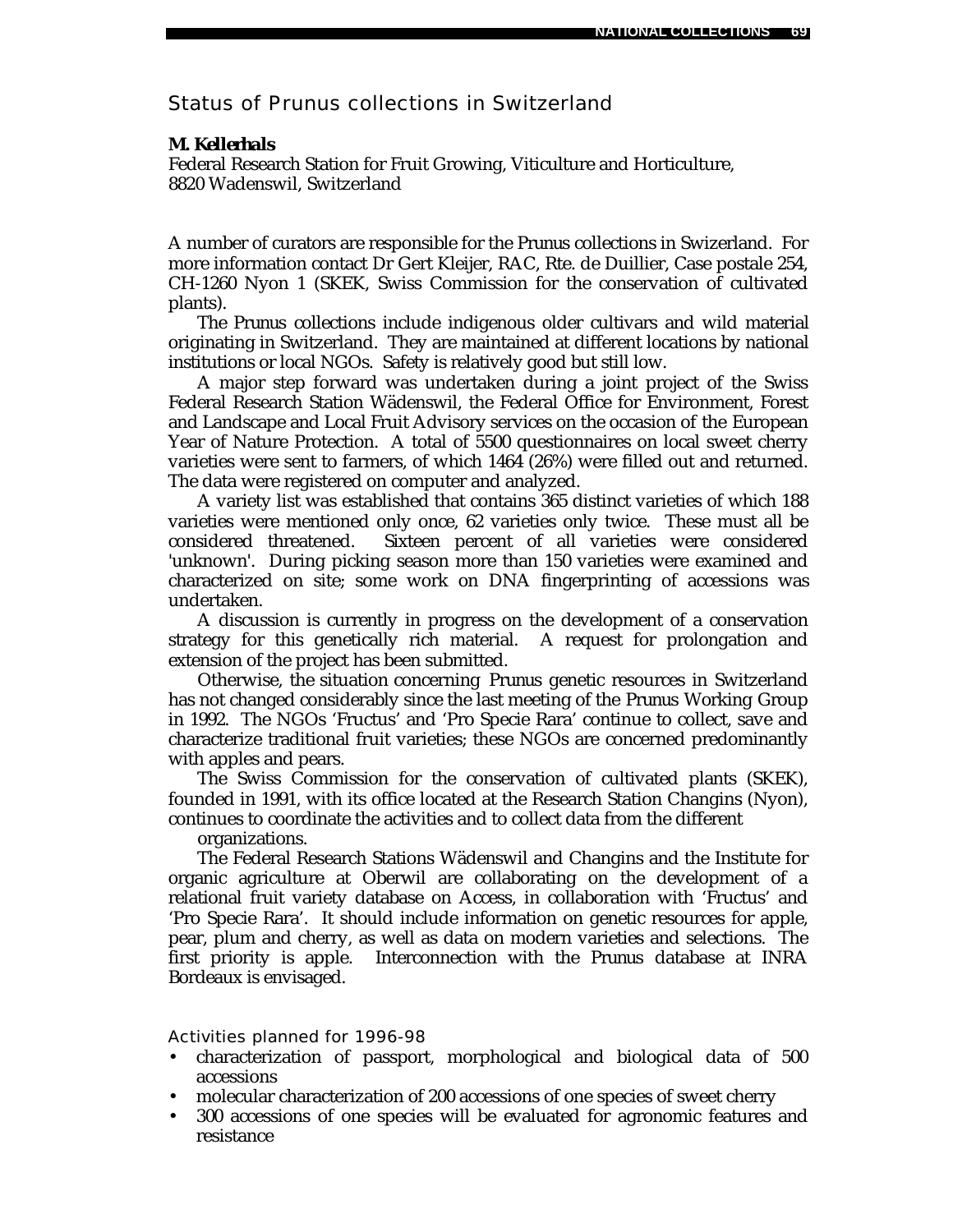## Status of Prunus collections in Switzerland

***M. Kellerhals***
Federal Research Station for Fruit Growing, Viticulture and Horticulture,
8820 Wadenswil, Switzerland

A number of curators are responsible for the Prunus collections in Swizerland. For more information contact Dr Gert Kleijer, RAC, Rte. de Duillier, Case postale 254, CH-1260 Nyon 1 (SKEK, Swiss Commission for the conservation of cultivated plants).

The Prunus collections include indigenous older cultivars and wild material originating in Switzerland. They are maintained at different locations by national institutions or local NGOs. Safety is relatively good but still low.

A major step forward was undertaken during a joint project of the Swiss Federal Research Station Wädenswil, the Federal Office for Environment, Forest and Landscape and Local Fruit Advisory services on the occasion of the European Year of Nature Protection. A total of 5500 questionnaires on local sweet cherry varieties were sent to farmers, of which 1464 (26%) were filled out and returned. The data were registered on computer and analyzed.

A variety list was established that contains 365 distinct varieties of which 188 varieties were mentioned only once, 62 varieties only twice. These must all be considered threatened. Sixteen percent of all varieties were considered 'unknown'. During picking season more than 150 varieties were examined and characterized on site; some work on DNA fingerprinting of accessions was undertaken.

A discussion is currently in progress on the development of a conservation strategy for this genetically rich material. A request for prolongation and extension of the project has been submitted.

Otherwise, the situation concerning Prunus genetic resources in Switzerland has not changed considerably since the last meeting of the Prunus Working Group in 1992. The NGOs 'Fructus' and 'Pro Specie Rara' continue to collect, save and characterize traditional fruit varieties; these NGOs are concerned predominantly with apples and pears.

The Swiss Commission for the conservation of cultivated plants (SKEK), founded in 1991, with its office located at the Research Station Changins (Nyon), continues to coordinate the activities and to collect data from the different organizations.

The Federal Research Stations Wädenswil and Changins and the Institute for organic agriculture at Oberwil are collaborating on the development of a relational fruit variety database on Access, in collaboration with 'Fructus' and 'Pro Specie Rara'. It should include information on genetic resources for apple, pear, plum and cherry, as well as data on modern varieties and selections. The first priority is apple. Interconnection with the Prunus database at INRA Bordeaux is envisaged.

### Activities planned for 1996-98

- characterization of passport, morphological and biological data of 500 accessions
- molecular characterization of 200 accessions of one species of sweet cherry
- 300 accessions of one species will be evaluated for agronomic features and resistance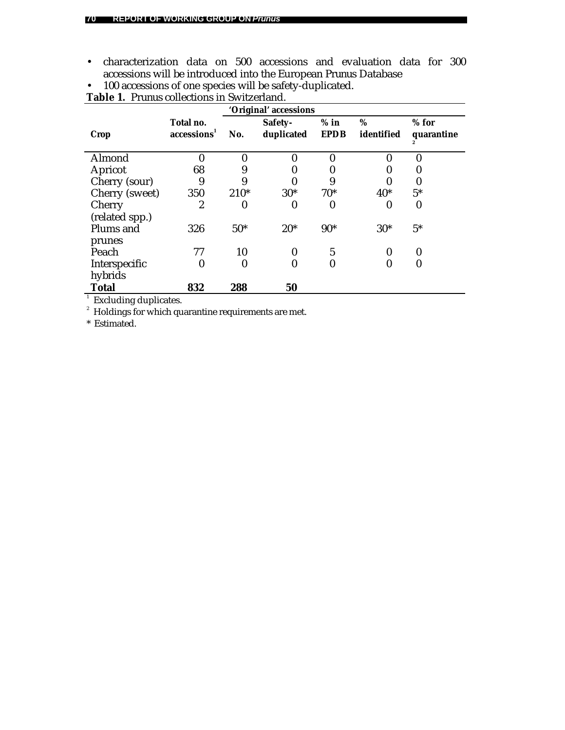- characterization data on 500 accessions and evaluation data for 300 accessions will be introduced into the European Prunus Database
- 100 accessions of one species will be safety-duplicated.

**Table 1.** Prunus collections in Switzerland.

| | | 'Original' accessions | | | | |
|---|---|---|---|---|---|---|
| **Crop** | **Total no. accessions**[1] | **No.** | **Safety-duplicated** | **% in EPDB** | **% identified** | **% for quarantine**[2] |
| Almond | 0 | 0 | 0 | 0 | 0 | 0 |
| Apricot | 68 | 9 | 0 | 0 | 0 | 0 |
| Cherry (sour) | 9 | 9 | 0 | 9 | 0 | 0 |
| Cherry (sweet) | 350 | 210* | 30* | 70* | 40* | 5* |
| Cherry (related spp.) | 2 | 0 | 0 | 0 | 0 | 0 |
| Plums and prunes | 326 | 50* | 20* | 90* | 30* | 5* |
| Peach | 77 | 10 | 0 | 5 | 0 | 0 |
| Interspecific hybrids | 0 | 0 | 0 | 0 | 0 | 0 |
| **Total** | **832** | **288** | **50** | | | |

[1] Excluding duplicates.

[2] Holdings for which quarantine requirements are met.

\* Estimated.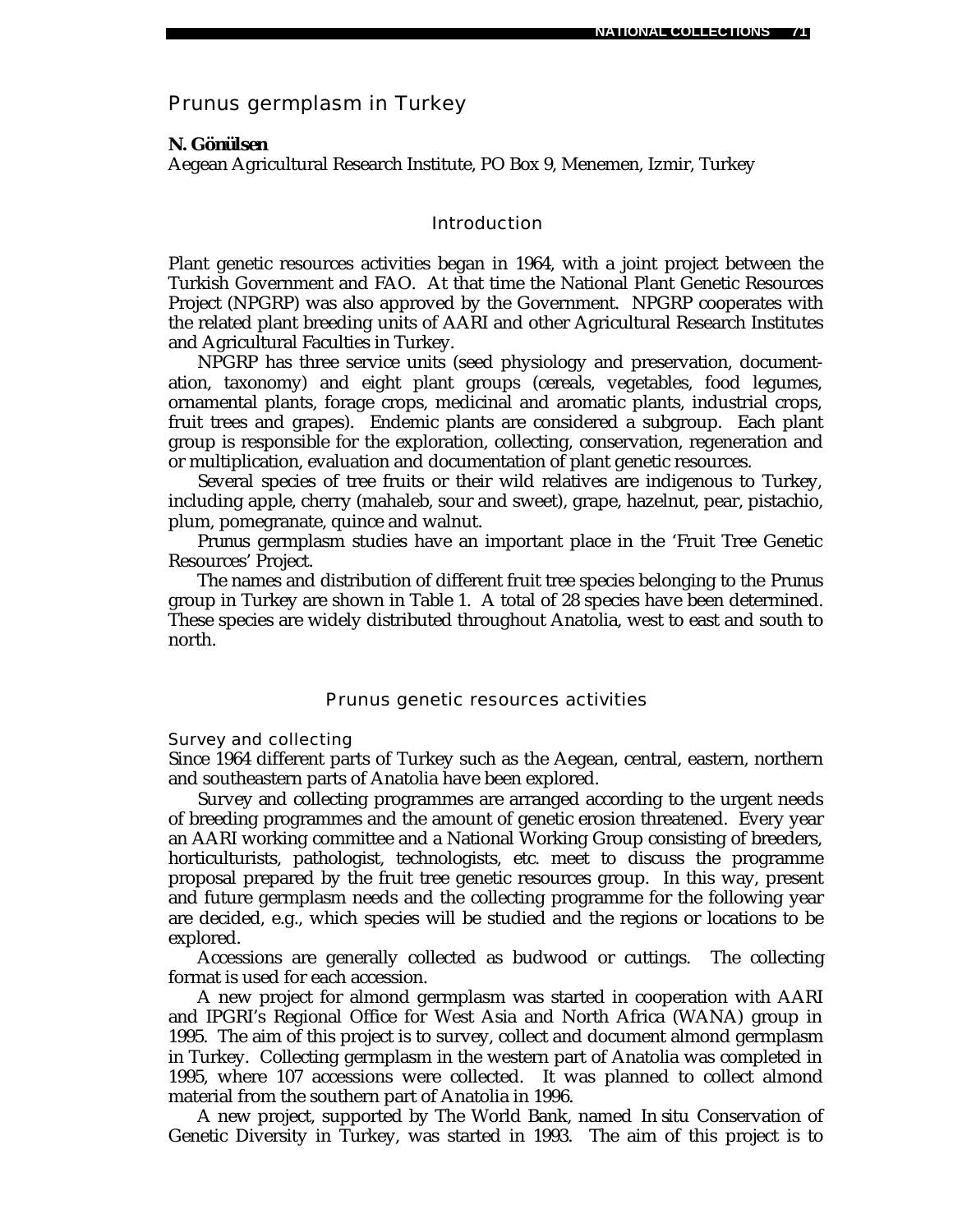# Prunus germplasm in Turkey

**N. Gönülsen**

Aegean Agricultural Research Institute, PO Box 9, Menemen, Izmir, Turkey

## Introduction

Plant genetic resources activities began in 1964, with a joint project between the Turkish Government and FAO. At that time the National Plant Genetic Resources Project (NPGRP) was also approved by the Government. NPGRP cooperates with the related plant breeding units of AARI and other Agricultural Research Institutes and Agricultural Faculties in Turkey.

NPGRP has three service units (seed physiology and preservation, documentation, taxonomy) and eight plant groups (cereals, vegetables, food legumes, ornamental plants, forage crops, medicinal and aromatic plants, industrial crops, fruit trees and grapes). Endemic plants are considered a subgroup. Each plant group is responsible for the exploration, collecting, conservation, regeneration and or multiplication, evaluation and documentation of plant genetic resources.

Several species of tree fruits or their wild relatives are indigenous to Turkey, including apple, cherry (mahaleb, sour and sweet), grape, hazelnut, pear, pistachio, plum, pomegranate, quince and walnut.

*Prunus* germplasm studies have an important place in the 'Fruit Tree Genetic Resources' Project.

The names and distribution of different fruit tree species belonging to the *Prunus* group in Turkey are shown in Table 1. A total of 28 species have been determined. These species are widely distributed throughout Anatolia, west to east and south to north.

## Prunus genetic resources activities

### Survey and collecting

Since 1964 different parts of Turkey such as the Aegean, central, eastern, northern and southeastern parts of Anatolia have been explored.

Survey and collecting programmes are arranged according to the urgent needs of breeding programmes and the amount of genetic erosion threatened. Every year an AARI working committee and a National Working Group consisting of breeders, horticulturists, pathologist, technologists, etc. meet to discuss the programme proposal prepared by the fruit tree genetic resources group. In this way, present and future germplasm needs and the collecting programme for the following year are decided, e.g., which species will be studied and the regions or locations to be explored.

Accessions are generally collected as budwood or cuttings. The collecting format is used for each accession.

A new project for almond germplasm was started in cooperation with AARI and IPGRI's Regional Office for West Asia and North Africa (WANA) group in 1995. The aim of this project is to survey, collect and document almond germplasm in Turkey. Collecting germplasm in the western part of Anatolia was completed in 1995, where 107 accessions were collected. It was planned to collect almond material from the southern part of Anatolia in 1996.

A new project, supported by The World Bank, named *In situ* Conservation of Genetic Diversity in Turkey, was started in 1993. The aim of this project is to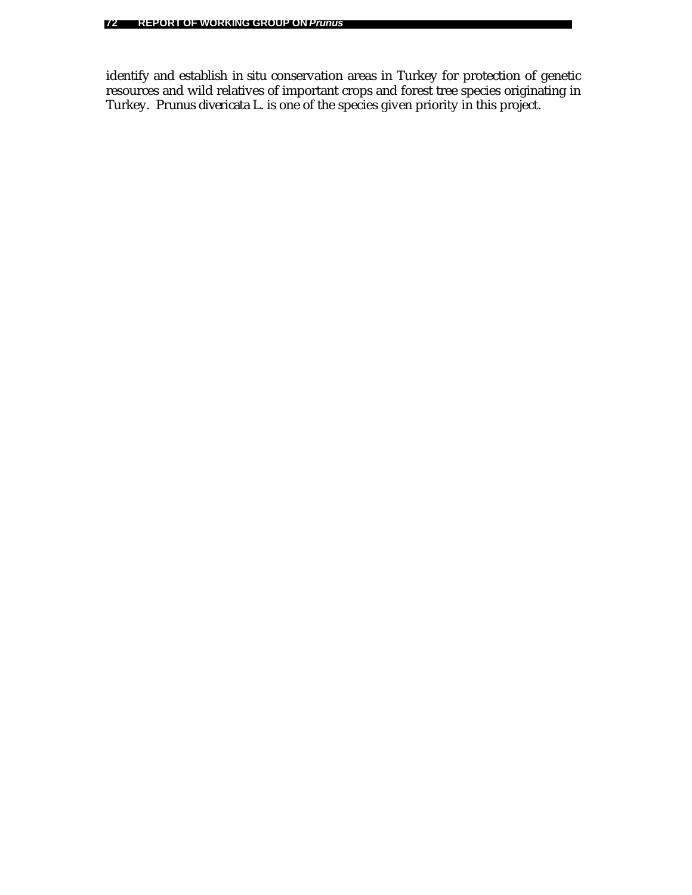identify and establish in situ conservation areas in Turkey for protection of genetic resources and wild relatives of important crops and forest tree species originating in Turkey. *Prunus divericata* L. is one of the species given priority in this project.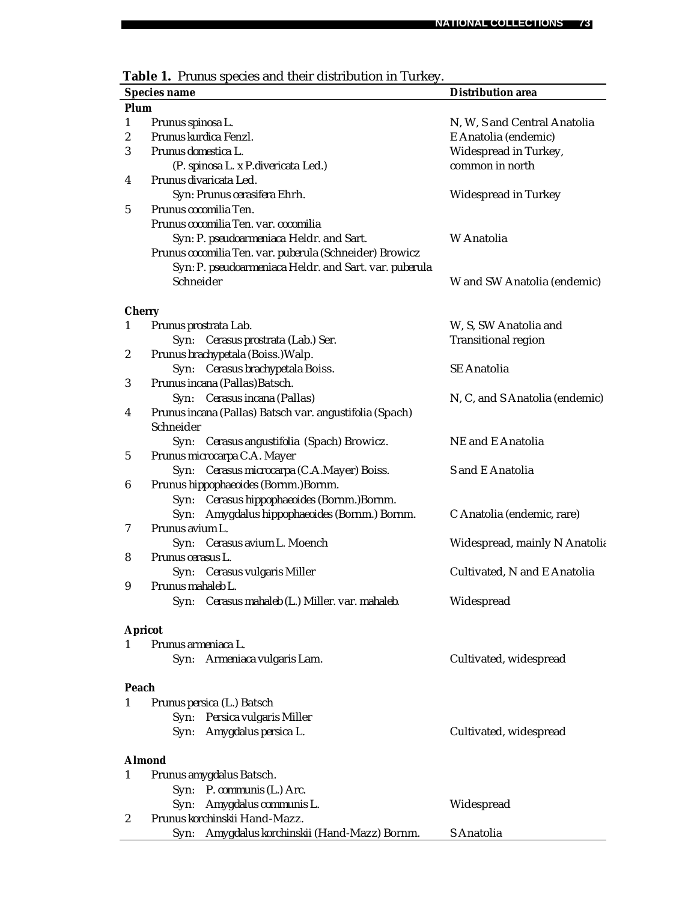**Table 1.** Prunus species and their distribution in Turkey.

| Species name | | Distribution area |
|---|---|---|
| **Plum** | | |
| 1 | *Prunus spinosa* L. | N, W, S and Central Anatolia |
| 2 | *Prunus kurdica* Fenzl. | E Anatolia (endemic) |
| 3 | *Prunus domestica* L. (*P. spinosa* L. x *P.divericata* Led.) | Widespread in Turkey, common in north |
| 4 | *Prunus divaricata* Led. Syn: *Prunus cerasifera* Ehrh. | Widespread in Turkey |
| 5 | *Prunus cocomilia* Ten. | |
| | *Prunus cocomilia* Ten. var. *cocomilia* Syn: *P. pseudoarmeniaca* Heldr. and Sart. | W Anatolia |
| | *Prunus cocomilia* Ten. var. *puberula* (Schneider) Browicz Syn: *P. pseudoarmeniaca* Heldr. and Sart. var. *puberula* Schneider | W and SW Anatolia (endemic) |
| **Cherry** | | |
| 1 | *Prunus prostrata* Lab. Syn: *Cerasus prostrata* (Lab.) Ser. | W, S, SW Anatolia and Transitional region |
| 2 | *Prunus brachypetala* (Boiss.)Walp. Syn: *Cerasus brachypetala* Boiss. | SE Anatolia |
| 3 | *Prunus incana* (Pallas)Batsch. Syn: *Cerasus incana* (Pallas) | N, C, and S Anatolia (endemic) |
| 4 | *Prunus incana* (Pallas) Batsch var. *angustifolia* (Spach) Schneider Syn: *Cerasus angustifolia* (Spach) Browicz. | NE and E Anatolia |
| 5 | *Prunus microcarpa* C.A. Mayer Syn: *Cerasus microcarpa* (C.A.Mayer) Boiss. | S and E Anatolia |
| 6 | *Prunus hippophaeoides* (Bornm.)Bornm. Syn: *Cerasus hippophaeoides* (Bornm.)Bornm. Syn: *Amygdalus hippophaeoides* (Bornm.) Bornm. | C Anatolia (endemic, rare) |
| 7 | *Prunus avium* L. Syn: *Cerasus avium* L. Moench | Widespread, mainly N Anatolia |
| 8 | *Prunus cerasus* L. Syn: *Cerasus vulgaris* Miller | Cultivated, N and E Anatolia |
| 9 | *Prunus mahaleb* L. Syn: *Cerasus mahaleb* (L.) Miller. var. *mahaleb*. | Widespread |
| **Apricot** | | |
| 1 | *Prunus armeniaca* L. Syn: *Armeniaca vulgaris* Lam. | Cultivated, widespread |
| **Peach** | | |
| 1 | *Prunus persica* (L.) Batsch Syn: *Persica vulgaris* Miller Syn: *Amygdalus persica* L. | Cultivated, widespread |
| **Almond** | | |
| 1 | *Prunus amygdalus* Batsch. Syn: *P. communis* (L.) Arc. Syn: *Amygdalus communis* L. | Widespread |
| 2 | *Prunus korchinskii* Hand-Mazz. Syn: *Amygdalus korchinskii* (Hand-Mazz) Bornm. | S Anatolia |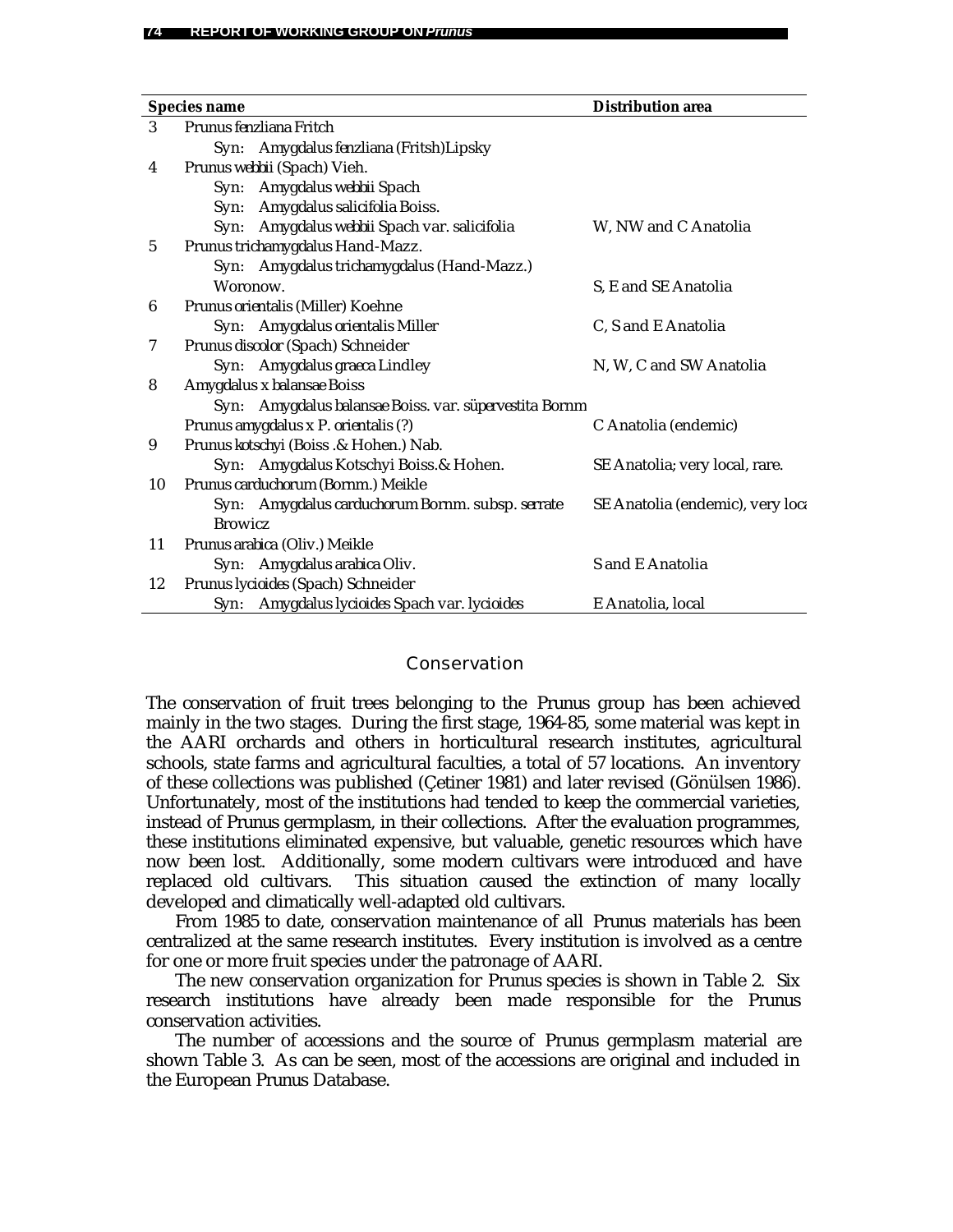| | Species name | Distribution area |
|---|---|---|
| 3 | *Prunus fenzliana* Fritch | |
| | Syn: *Amygdalus fenzliana* (Fritsh)Lipsky | |
| 4 | *Prunus webbii* (Spach) Vieh. | |
| | Syn: *Amygdalus webbii* Spach | |
| | Syn: *Amygdalus salicifolia* Boiss. | |
| | Syn: *Amygdalus webbii* Spach var. *salicifolia* | W, NW and C Anatolia |
| 5 | *Prunus trichamygdalus* Hand-Mazz. | |
| | Syn: *Amygdalus trichamygdalus* (Hand-Mazz.) Woronow. | S, E and SE Anatolia |
| 6 | *Prunus orientalis* (Miller) Koehne | |
| | Syn: *Amygdalus orientalis* Miller | C, S and E Anatolia |
| 7 | *Prunus discolor* (Spach) Schneider | |
| | Syn: *Amygdalus graeca* Lindley | N, W, C and SW Anatolia |
| 8 | *Amygdalus x balansae* Boiss | |
| | Syn: *Amygdalus balansae* Boiss. var. *süpervestita* Bornm | |
| | *Prunus amygdalus x P. orientalis* (?) | C Anatolia (endemic) |
| 9 | *Prunus kotschyi* (Boiss .& Hohen.) Nab. | |
| | Syn: *Amygdalus Kotschyi* Boiss.& Hohen. | SE Anatolia; very local, rare. |
| 10 | *Prunus carduchorum* (Bornm.) Meikle | |
| | Syn: *Amygdalus carduchorum* Bornm. subsp. *serrate* Browicz | SE Anatolia (endemic), very loca |
| 11 | *Prunus arabica* (Oliv.) Meikle | |
| | Syn: *Amygdalus arabica* Oliv. | S and E Anatolia |
| 12 | *Prunus lycioides* (Spach) Schneider | |
| | Syn: *Amygdalus lycioides* Spach var. *lycioides* | E Anatolia, local |

## Conservation

The conservation of fruit trees belonging to the *Prunus* group has been achieved mainly in the two stages. During the first stage, 1964-85, some material was kept in the AARI orchards and others in horticultural research institutes, agricultural schools, state farms and agricultural faculties, a total of 57 locations. An inventory of these collections was published (Çetiner 1981) and later revised (Gönülsen 1986). Unfortunately, most of the institutions had tended to keep the commercial varieties, instead of *Prunus* germplasm, in their collections. After the evaluation programmes, these institutions eliminated expensive, but valuable, genetic resources which have now been lost. Additionally, some modern cultivars were introduced and have replaced old cultivars. This situation caused the extinction of many locally developed and climatically well-adapted old cultivars.

From 1985 to date, conservation maintenance of all *Prunus* materials has been centralized at the same research institutes. Every institution is involved as a centre for one or more fruit species under the patronage of AARI.

The new conservation organization for *Prunus* species is shown in Table 2. Six research institutions have already been made responsible for the *Prunus* conservation activities.

The number of accessions and the source of *Prunus* germplasm material are shown Table 3. As can be seen, most of the accessions are original and included in the European *Prunus* Database.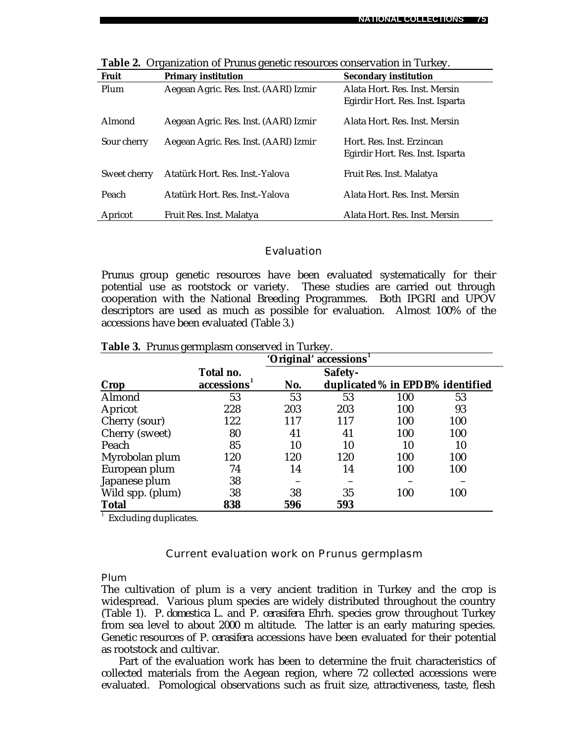**Table 2.** Organization of Prunus genetic resources conservation in Turkey.

| Fruit | Primary institution | Secondary institution |
|---|---|---|
| Plum | Aegean Agric. Res. Inst. (AARI) Izmir | Alata Hort. Res. Inst. Mersin<br>Egirdir Hort. Res. Inst. Isparta |
| Almond | Aegean Agric. Res. Inst. (AARI) Izmir | Alata Hort. Res. Inst. Mersin |
| Sour cherry | Aegean Agric. Res. Inst. (AARI) Izmir | Hort. Res. Inst. Erzincan<br>Egirdir Hort. Res. Inst. Isparta |
| Sweet cherry | Atatürk Hort. Res. Inst.-Yalova | Fruit Res. Inst. Malatya |
| Peach | Atatürk Hort. Res. Inst.-Yalova | Alata Hort. Res. Inst. Mersin |
| Apricot | Fruit Res. Inst. Malatya | Alata Hort. Res. Inst. Mersin |

## Evaluation

Prunus group genetic resources have been evaluated systematically for their potential use as rootstock or variety. These studies are carried out through cooperation with the National Breeding Programmes. Both IPGRI and UPOV descriptors are used as much as possible for evaluation. Almost 100% of the accessions have been evaluated (Table 3.)

**Table 3.** Prunus germplasm conserved in Turkey.

| | | 'Original' accessions[1] | | | |
|---|---|---|---|---|---|
| **Crop** | **Total no. accessions[1]** | **No.** | **Safety-duplicated** | **% in EPDB** | **% identified** |
| Almond | 53 | 53 | 53 | 100 | 53 |
| Apricot | 228 | 203 | 203 | 100 | 93 |
| Cherry (sour) | 122 | 117 | 117 | 100 | 100 |
| Cherry (sweet) | 80 | 41 | 41 | 100 | 100 |
| Peach | 85 | 10 | 10 | 10 | 10 |
| Myrobolan plum | 120 | 120 | 120 | 100 | 100 |
| European plum | 74 | 14 | 14 | 100 | 100 |
| Japanese plum | 38 | – | – | – | – |
| Wild spp. (plum) | 38 | 38 | 35 | 100 | 100 |
| **Total** | **838** | **596** | **593** | | |

[1] Excluding duplicates.

## Current evaluation work on Prunus germplasm

### Plum

The cultivation of plum is a very ancient tradition in Turkey and the crop is widespread. Various plum species are widely distributed throughout the country (Table 1). *P. domestica* L. and *P. cerasifera* Ehrh. species grow throughout Turkey from sea level to about 2000 m altitude. The latter is an early maturing species. Genetic resources of *P. cerasifera* accessions have been evaluated for their potential as rootstock and cultivar.

Part of the evaluation work has been to determine the fruit characteristics of collected materials from the Aegean region, where 72 collected accessions were evaluated. Pomological observations such as fruit size, attractiveness, taste, flesh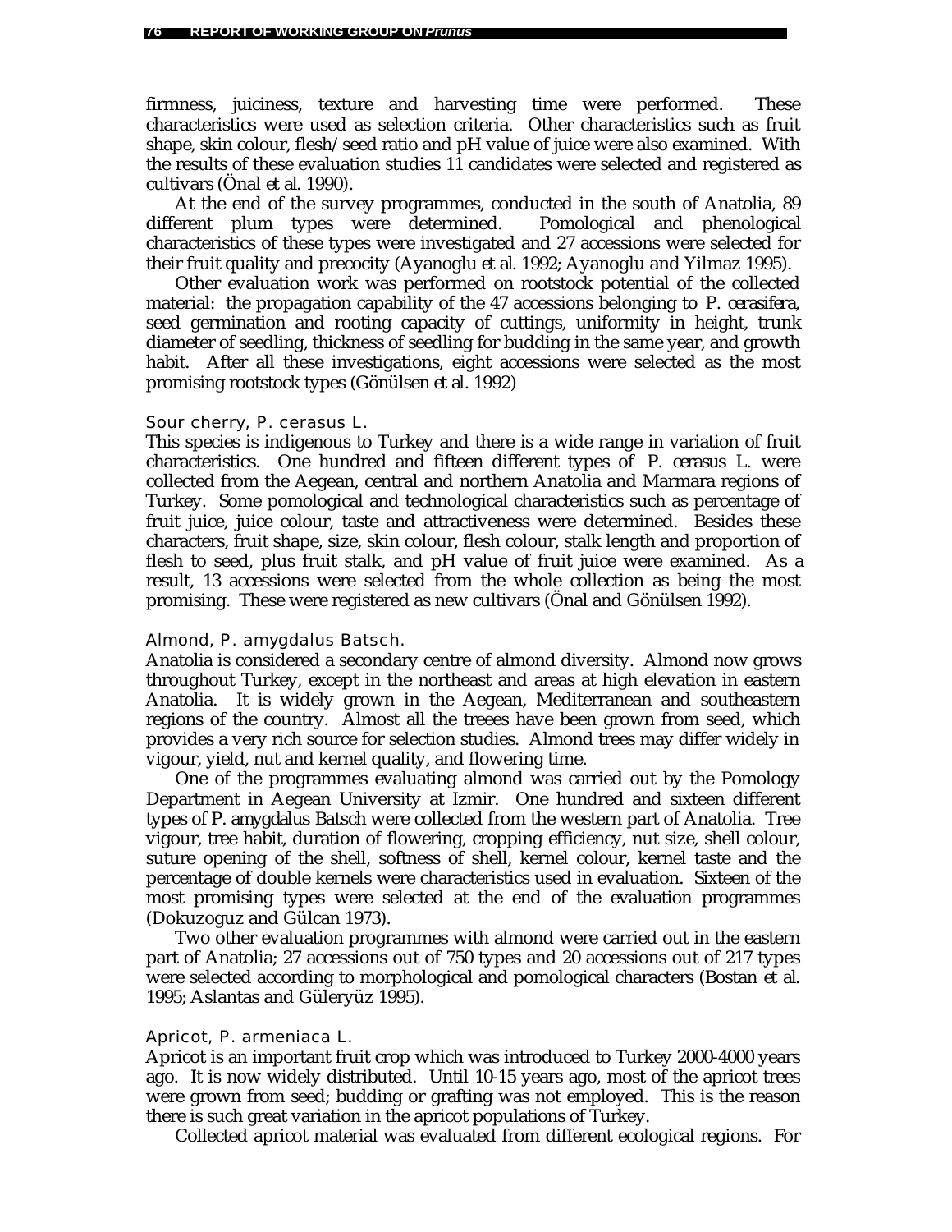firmness, juiciness, texture and harvesting time were performed. These characteristics were used as selection criteria. Other characteristics such as fruit shape, skin colour, flesh/seed ratio and pH value of juice were also examined. With the results of these evaluation studies 11 candidates were selected and registered as cultivars (Önal *et al.* 1990).

At the end of the survey programmes, conducted in the south of Anatolia, 89 different plum types were determined. Pomological and phenological characteristics of these types were investigated and 27 accessions were selected for their fruit quality and precocity (Ayanoglu *et al.* 1992; Ayanoglu and Yilmaz 1995).

Other evaluation work was performed on rootstock potential of the collected material: the propagation capability of the 47 accessions belonging to *P. cerasifera*, seed germination and rooting capacity of cuttings, uniformity in height, trunk diameter of seedling, thickness of seedling for budding in the same year, and growth habit. After all these investigations, eight accessions were selected as the most promising rootstock types (Gönülsen *et al.* 1992)

### Sour cherry, *P. cerasus* L.

This species is indigenous to Turkey and there is a wide range in variation of fruit characteristics. One hundred and fifteen different types of *P. cerasus* L. were collected from the Aegean, central and northern Anatolia and Marmara regions of Turkey. Some pomological and technological characteristics such as percentage of fruit juice, juice colour, taste and attractiveness were determined. Besides these characters, fruit shape, size, skin colour, flesh colour, stalk length and proportion of flesh to seed, plus fruit stalk, and pH value of fruit juice were examined. As a result, 13 accessions were selected from the whole collection as being the most promising. These were registered as new cultivars (Önal and Gönülsen 1992).

### Almond, *P. amygdalus* Batsch.

Anatolia is considered a secondary centre of almond diversity. Almond now grows throughout Turkey, except in the northeast and areas at high elevation in eastern Anatolia. It is widely grown in the Aegean, Mediterranean and southeastern regions of the country. Almost all the treees have been grown from seed, which provides a very rich source for selection studies. Almond trees may differ widely in vigour, yield, nut and kernel quality, and flowering time.

One of the programmes evaluating almond was carried out by the Pomology Department in Aegean University at Izmir. One hundred and sixteen different types of *P. amygdalus* Batsch were collected from the western part of Anatolia. Tree vigour, tree habit, duration of flowering, cropping efficiency, nut size, shell colour, suture opening of the shell, softness of shell, kernel colour, kernel taste and the percentage of double kernels were characteristics used in evaluation. Sixteen of the most promising types were selected at the end of the evaluation programmes (Dokuzoguz and Gülcan 1973).

Two other evaluation programmes with almond were carried out in the eastern part of Anatolia; 27 accessions out of 750 types and 20 accessions out of 217 types were selected according to morphological and pomological characters (Bostan *et al.* 1995; Aslantas and Güleryüz 1995).

### Apricot, *P. armeniaca* L.

Apricot is an important fruit crop which was introduced to Turkey 2000-4000 years ago. It is now widely distributed. Until 10-15 years ago, most of the apricot trees were grown from seed; budding or grafting was not employed. This is the reason there is such great variation in the apricot populations of Turkey.

Collected apricot material was evaluated from different ecological regions. For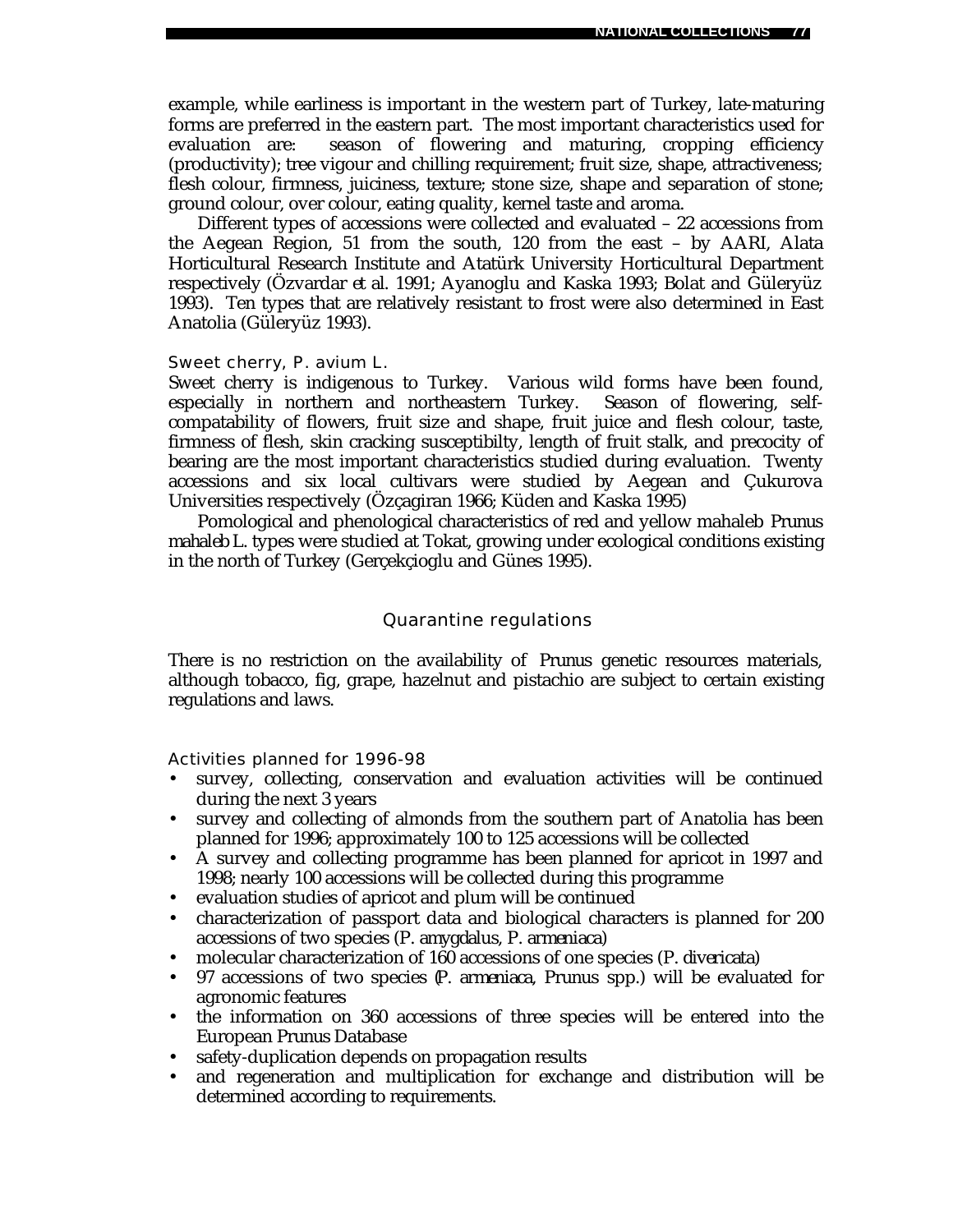example, while earliness is important in the western part of Turkey, late-maturing forms are preferred in the eastern part. The most important characteristics used for evaluation are: season of flowering and maturing, cropping efficiency (productivity); tree vigour and chilling requirement; fruit size, shape, attractiveness; flesh colour, firmness, juiciness, texture; stone size, shape and separation of stone; ground colour, over colour, eating quality, kernel taste and aroma.

Different types of accessions were collected and evaluated – 22 accessions from the Aegean Region, 51 from the south, 120 from the east – by AARI, Alata Horticultural Research Institute and Atatürk University Horticultural Department respectively (Özvardar *et al.* 1991; Ayanoglu and Kaska 1993; Bolat and Güleryüz 1993). Ten types that are relatively resistant to frost were also determined in East Anatolia (Güleryüz 1993).

### Sweet cherry, *P. avium* L.

Sweet cherry is indigenous to Turkey. Various wild forms have been found, especially in northern and northeastern Turkey. Season of flowering, self-compatability of flowers, fruit size and shape, fruit juice and flesh colour, taste, firmness of flesh, skin cracking susceptibilty, length of fruit stalk, and precocity of bearing are the most important characteristics studied during evaluation. Twenty accessions and six local cultivars were studied by Aegean and Çukurova Universities respectively (Özçagiran 1966; Küden and Kaska 1995)

Pomological and phenological characteristics of red and yellow mahaleb *Prunus mahaleb* L. types were studied at Tokat, growing under ecological conditions existing in the north of Turkey (Gerçekçioglu and Günes 1995).

## Quarantine regulations

There is no restriction on the availability of *Prunus* genetic resources materials, although tobacco, fig, grape, hazelnut and pistachio are subject to certain existing regulations and laws.

### Activities planned for 1996-98

- survey, collecting, conservation and evaluation activities will be continued during the next 3 years
- survey and collecting of almonds from the southern part of Anatolia has been planned for 1996; approximately 100 to 125 accessions will be collected
- A survey and collecting programme has been planned for apricot in 1997 and 1998; nearly 100 accessions will be collected during this programme
- evaluation studies of apricot and plum will be continued
- characterization of passport data and biological characters is planned for 200 accessions of two species (*P. amygdalus*, *P. armeniaca*)
- molecular characterization of 160 accessions of one species (*P. divericata*)
- 97 accessions of two species (*P. armeniaca*, *Prunus* spp.) will be evaluated for agronomic features
- the information on 360 accessions of three species will be entered into the European Prunus Database
- safety-duplication depends on propagation results
- and regeneration and multiplication for exchange and distribution will be determined according to requirements.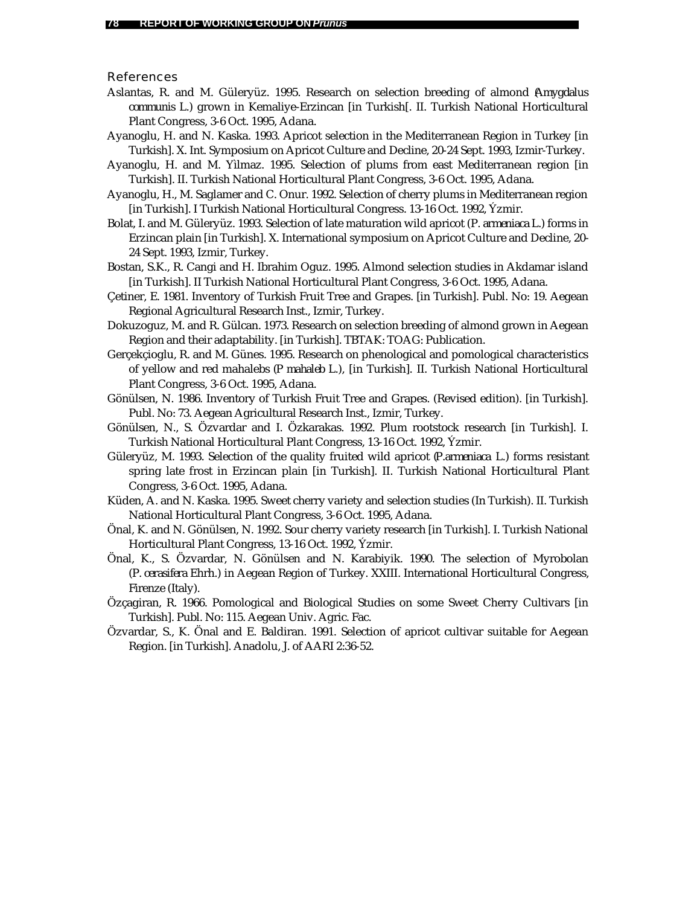## References

Aslantas, R. and M. Güleryüz. 1995. Research on selection breeding of almond (*Amygdalus communis* L.) grown in Kemaliye-Erzincan [in Turkish[. II. Turkish National Horticultural Plant Congress, 3-6 Oct. 1995, Adana.

Ayanoglu, H. and N. Kaska. 1993. Apricot selection in the Mediterranean Region in Turkey [in Turkish]. X. Int. Symposium on Apricot Culture and Decline, 20-24 Sept. 1993, Izmir-Turkey.

Ayanoglu, H. and M. Yìlmaz. 1995. Selection of plums from east Mediterranean region [in Turkish]. II. Turkish National Horticultural Plant Congress, 3-6 Oct. 1995, Adana.

Ayanoglu, H., M. Saglamer and C. Onur. 1992. Selection of cherry plums in Mediterranean region [in Turkish]. I Turkish National Horticultural Congress. 13-16 Oct. 1992, Ýzmir.

Bolat, I. and M. Güleryüz. 1993. Selection of late maturation wild apricot (*P. armeniaca* L.) forms in Erzincan plain [in Turkish]. X. International symposium on Apricot Culture and Decline, 20-24 Sept. 1993, Izmir, Turkey.

Bostan, S.K., R. Cangi and H. Ibrahim Oguz. 1995. Almond selection studies in Akdamar island [in Turkish]. II Turkish National Horticultural Plant Congress, 3-6 Oct. 1995, Adana.

Çetiner, E. 1981. Inventory of Turkish Fruit Tree and Grapes. [in Turkish]. Publ. No: 19. Aegean Regional Agricultural Research Inst., Izmir, Turkey.

Dokuzoguz, M. and R. Gülcan. 1973. Research on selection breeding of almond grown in Aegean Region and their adaptability. [in Turkish]. TBTAK: TOAG: Publication.

Gerçekçioglu, R. and M. Günes. 1995. Research on phenological and pomological characteristics of yellow and red mahalebs (*P mahaleb* L.), [in Turkish]. II. Turkish National Horticultural Plant Congress, 3-6 Oct. 1995, Adana.

Gönülsen, N. 1986. Inventory of Turkish Fruit Tree and Grapes. (Revised edition). [in Turkish]. Publ. No: 73. Aegean Agricultural Research Inst., Izmir, Turkey.

Gönülsen, N., S. Özvardar and I. Özkarakas. 1992. Plum rootstock research [in Turkish]. I. Turkish National Horticultural Plant Congress, 13-16 Oct. 1992, Ýzmir.

Güleryüz, M. 1993. Selection of the quality fruited wild apricot (*P.armeniaca* L.) forms resistant spring late frost in Erzincan plain [in Turkish]. II. Turkish National Horticultural Plant Congress, 3-6 Oct. 1995, Adana.

Küden, A. and N. Kaska. 1995. Sweet cherry variety and selection studies (In Turkish). II. Turkish National Horticultural Plant Congress, 3-6 Oct. 1995, Adana.

Önal, K. and N. Gönülsen, N. 1992. Sour cherry variety research [in Turkish]. I. Turkish National Horticultural Plant Congress, 13-16 Oct. 1992, Ýzmir.

Önal, K., S. Özvardar, N. Gönülsen and N. Karabiyik. 1990. The selection of Myrobolan (*P. cerasifera* Ehrh.) in Aegean Region of Turkey. XXIII. International Horticultural Congress, Firenze (Italy).

Özçagiran, R. 1966. Pomological and Biological Studies on some Sweet Cherry Cultivars [in Turkish]. Publ. No: 115. Aegean Univ. Agric. Fac.

Özvardar, S., K. Önal and E. Baldiran. 1991. Selection of apricot cultivar suitable for Aegean Region. [in Turkish]. Anadolu, J. of AARI 2:36-52.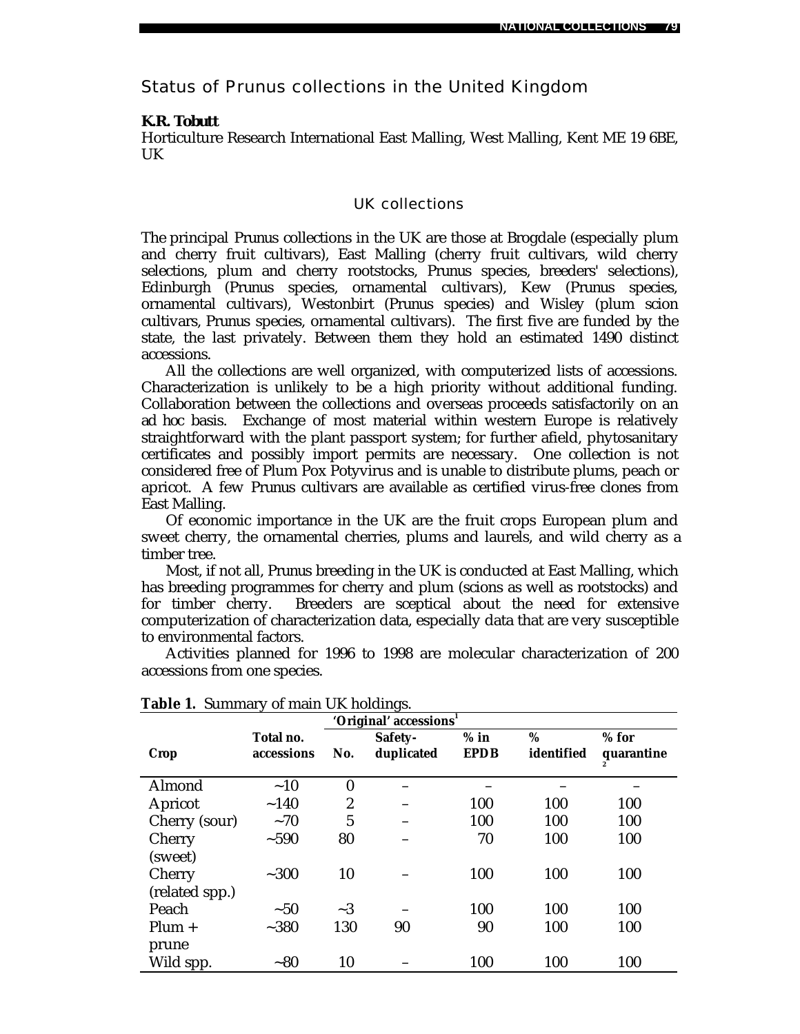# Status of Prunus collections in the United Kingdom

**K.R. Tobutt**
Horticulture Research International East Malling, West Malling, Kent ME 19 6BE, UK

## UK collections

The principal Prunus collections in the UK are those at Brogdale (especially plum and cherry fruit cultivars), East Malling (cherry fruit cultivars, wild cherry selections, plum and cherry rootstocks, Prunus species, breeders' selections), Edinburgh (Prunus species, ornamental cultivars), Kew (Prunus species, ornamental cultivars), Westonbirt (Prunus species) and Wisley (plum scion cultivars, Prunus species, ornamental cultivars). The first five are funded by the state, the last privately. Between them they hold an estimated 1490 distinct accessions.

All the collections are well organized, with computerized lists of accessions. Characterization is unlikely to be a high priority without additional funding. Collaboration between the collections and overseas proceeds satisfactorily on an ad hoc basis. Exchange of most material within western Europe is relatively straightforward with the plant passport system; for further afield, phytosanitary certificates and possibly import permits are necessary. One collection is not considered free of Plum Pox Potyvirus and is unable to distribute plums, peach or apricot. A few Prunus cultivars are available as certified virus-free clones from East Malling.

Of economic importance in the UK are the fruit crops European plum and sweet cherry, the ornamental cherries, plums and laurels, and wild cherry as a timber tree.

Most, if not all, Prunus breeding in the UK is conducted at East Malling, which has breeding programmes for cherry and plum (scions as well as rootstocks) and for timber cherry. Breeders are sceptical about the need for extensive computerization of characterization data, especially data that are very susceptible to environmental factors.

Activities planned for 1996 to 1998 are molecular characterization of 200 accessions from one species.

**Table 1.** Summary of main UK holdings.

| | | 'Original' accessions[1] | | | | |
|---|---|---|---|---|---|---|
| **Crop** | **Total no. accessions** | **No.** | **Safety-duplicated** | **% in EPDB** | **% identified** | **% for quarantine**[2] |
| Almond | ~10 | 0 | – | – | – | – |
| Apricot | ~140 | 2 | – | 100 | 100 | 100 |
| Cherry (sour) | ~70 | 5 | – | 100 | 100 | 100 |
| Cherry (sweet) | ~590 | 80 | – | 70 | 100 | 100 |
| Cherry (related spp.) | ~300 | 10 | – | 100 | 100 | 100 |
| Peach | ~50 | ~3 | – | 100 | 100 | 100 |
| Plum + prune | ~380 | 130 | 90 | 90 | 100 | 100 |
| Wild spp. | ~80 | 10 | – | 100 | 100 | 100 |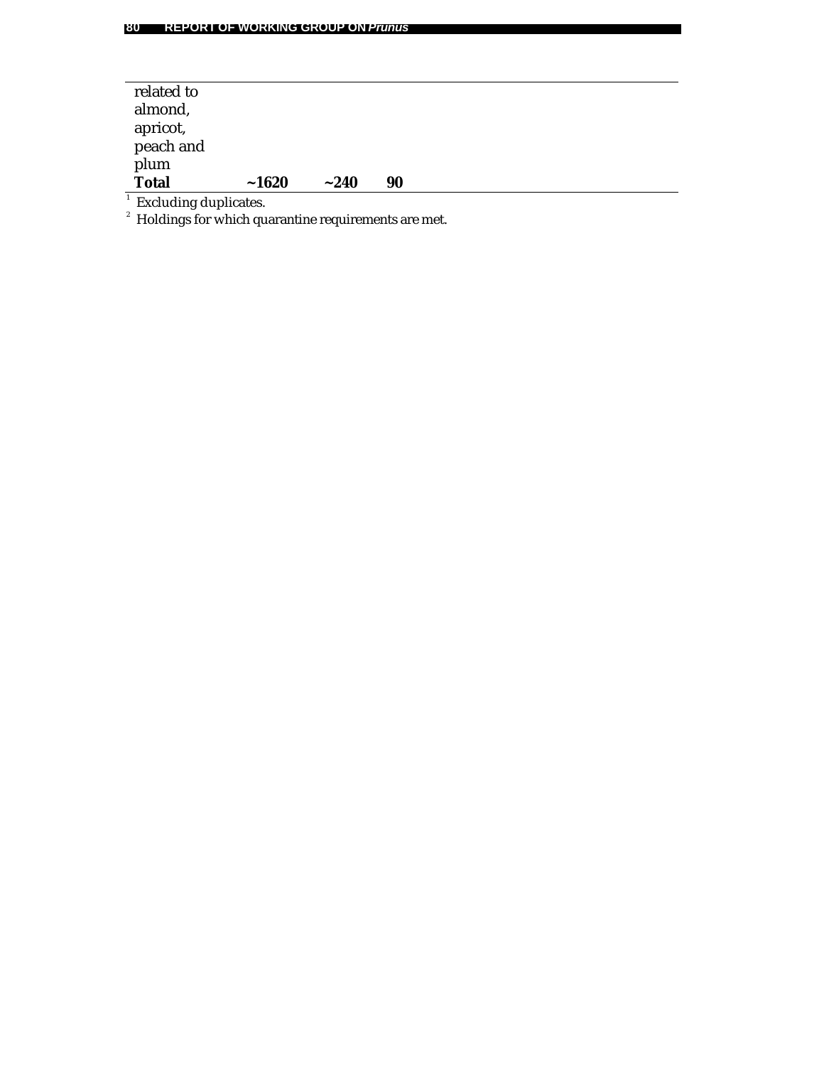| | | | |
|---|---|---|---|
| related to almond, apricot, peach and plum | | | |
| **Total** | **~1620** | **~240** | **90** |

[1] Excluding duplicates.
[2] Holdings for which quarantine requirements are met.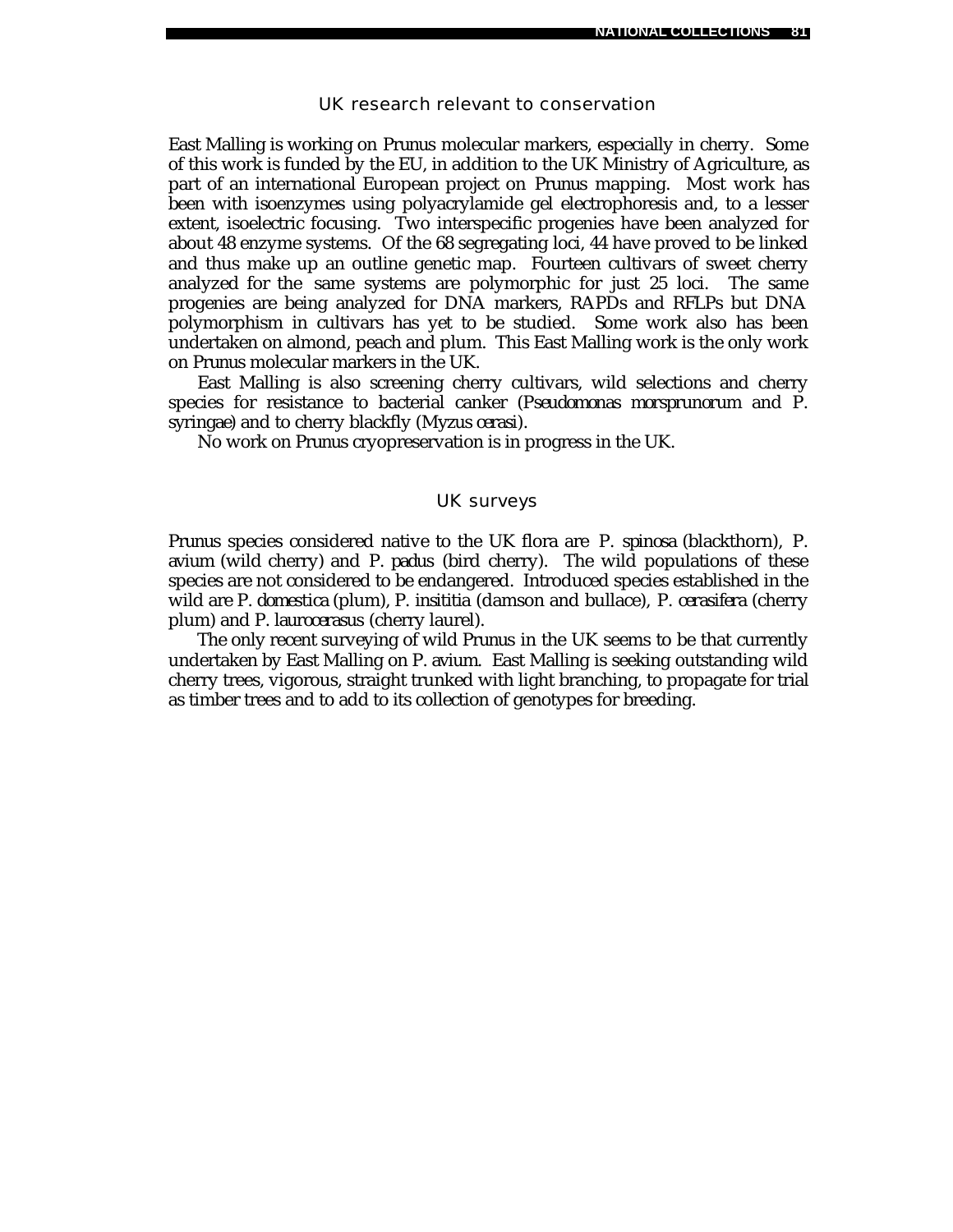## UK research relevant to conservation

East Malling is working on Prunus molecular markers, especially in cherry. Some of this work is funded by the EU, in addition to the UK Ministry of Agriculture, as part of an international European project on Prunus mapping. Most work has been with isoenzymes using polyacrylamide gel electrophoresis and, to a lesser extent, isoelectric focusing. Two interspecific progenies have been analyzed for about 48 enzyme systems. Of the 68 segregating loci, 44 have proved to be linked and thus make up an outline genetic map. Fourteen cultivars of sweet cherry analyzed for the same systems are polymorphic for just 25 loci. The same progenies are being analyzed for DNA markers, RAPDs and RFLPs but DNA polymorphism in cultivars has yet to be studied. Some work also has been undertaken on almond, peach and plum. This East Malling work is the only work on Prunus molecular markers in the UK.

East Malling is also screening cherry cultivars, wild selections and cherry species for resistance to bacterial canker (*Pseudomonas morsprunorum* and *P. syringae*) and to cherry blackfly (*Myzus cerasi*).

No work on Prunus cryopreservation is in progress in the UK.

## UK surveys

Prunus species considered native to the UK flora are *P. spinosa* (blackthorn), *P. avium* (wild cherry) and *P. padus* (bird cherry). The wild populations of these species are not considered to be endangered. Introduced species established in the wild are *P. domestica* (plum), *P. insititia* (damson and bullace), *P. cerasifera* (cherry plum) and *P. laurocerasus* (cherry laurel).

The only recent surveying of wild Prunus in the UK seems to be that currently undertaken by East Malling on *P. avium*. East Malling is seeking outstanding wild cherry trees, vigorous, straight trunked with light branching, to propagate for trial as timber trees and to add to its collection of genotypes for breeding.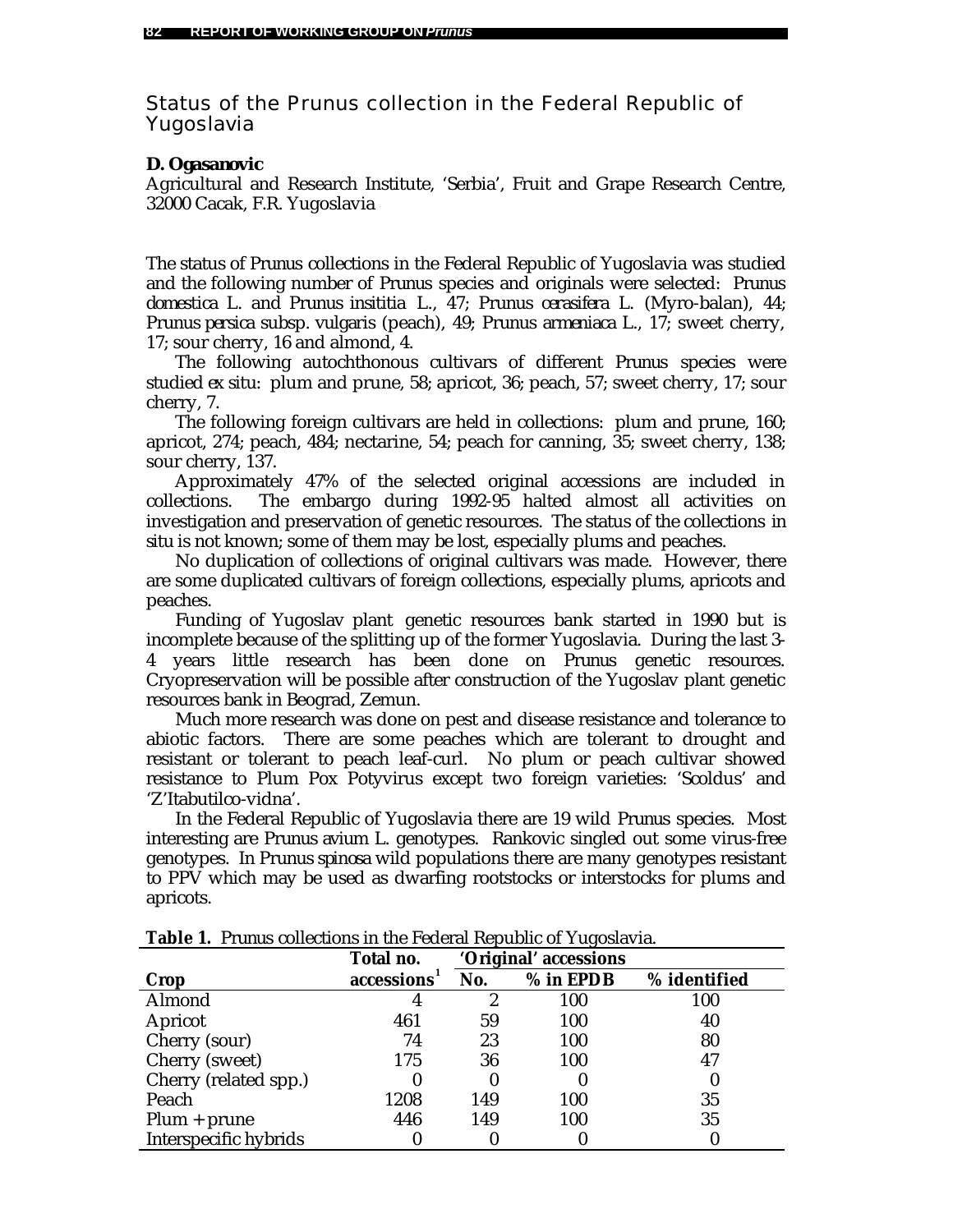## Status of the Prunus collection in the Federal Republic of Yugoslavia

**D. Ogasanovic**

Agricultural and Research Institute, 'Serbia', Fruit and Grape Research Centre, 32000 Cacak, F.R. Yugoslavia

The status of *Prunus* collections in the Federal Republic of Yugoslavia was studied and the following number of *Prunus* species and originals were selected: *Prunus domestica* L. and *Prunus insititia* L., 47; *Prunus cerasifera* L. (Myro-balan), 44; *Prunus persica* subsp. *vulgaris* (peach), 49; *Prunus armeniaca* L., 17; sweet cherry, 17; sour cherry, 16 and almond, 4.

The following autochthonous cultivars of different *Prunus* species were studied *ex situ*: plum and prune, 58; apricot, 36; peach, 57; sweet cherry, 17; sour cherry, 7.

The following foreign cultivars are held in collections: plum and prune, 160; apricot, 274; peach, 484; nectarine, 54; peach for canning, 35; sweet cherry, 138; sour cherry, 137.

Approximately 47% of the selected original accessions are included in collections. The embargo during 1992-95 halted almost all activities on investigation and preservation of genetic resources. The status of the collections *in situ* is not known; some of them may be lost, especially plums and peaches.

No duplication of collections of original cultivars was made. However, there are some duplicated cultivars of foreign collections, especially plums, apricots and peaches.

Funding of Yugoslav plant genetic resources bank started in 1990 but is incomplete because of the splitting up of the former Yugoslavia. During the last 3-4 years little research has been done on *Prunus* genetic resources. Cryopreservation will be possible after construction of the Yugoslav plant genetic resources bank in Beograd, Zemun.

Much more research was done on pest and disease resistance and tolerance to abiotic factors. There are some peaches which are tolerant to drought and resistant or tolerant to peach leaf-curl. No plum or peach cultivar showed resistance to Plum Pox Potyvirus except two foreign varieties: 'Scoldus' and 'Z'Itabutilco-vidna'.

In the Federal Republic of Yugoslavia there are 19 wild *Prunus* species. Most interesting are *Prunus avium* L. genotypes. Rankovic singled out some virus-free genotypes. In *Prunus spinosa* wild populations there are many genotypes resistant to PPV which may be used as dwarfing rootstocks or interstocks for plums and apricots.

**Table 1.** Prunus collections in the Federal Republic of Yugoslavia.

| Crop | Total no. accessions[1] | 'Original' accessions No. | % in EPDB | % identified |
|---|---|---|---|---|
| Almond | 4 | 2 | 100 | 100 |
| Apricot | 461 | 59 | 100 | 40 |
| Cherry (sour) | 74 | 23 | 100 | 80 |
| Cherry (sweet) | 175 | 36 | 100 | 47 |
| Cherry (related spp.) | 0 | 0 | 0 | 0 |
| Peach | 1208 | 149 | 100 | 35 |
| Plum + prune | 446 | 149 | 100 | 35 |
| Interspecific hybrids | 0 | 0 | 0 | 0 |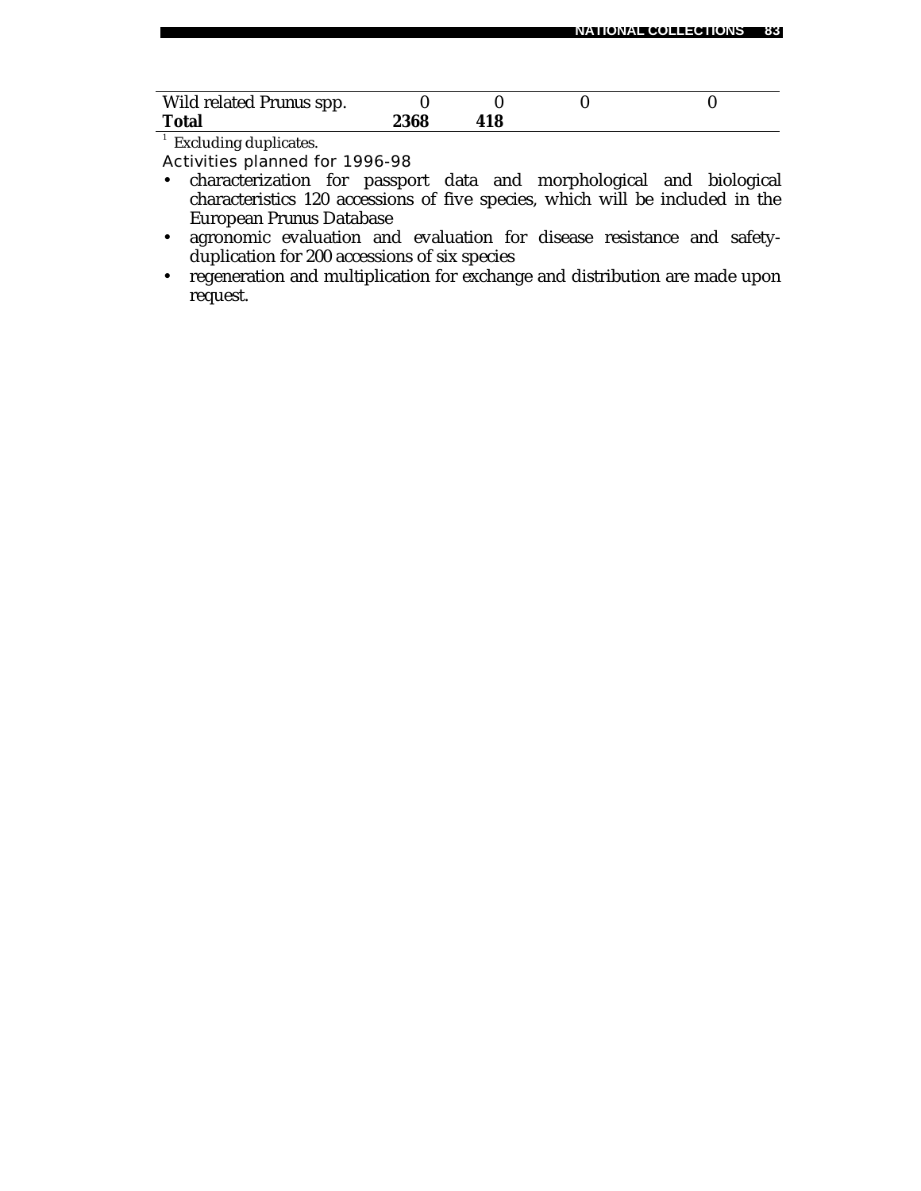| | | | | |
|---|---|---|---|---|
| Wild related Prunus spp. | 0 | 0 | 0 | 0 |
| **Total** | **2368** | **418** | | |

[1] Excluding duplicates.

Activities planned for 1996-98

- characterization for passport data and morphological and biological characteristics 120 accessions of five species, which will be included in the European Prunus Database
- agronomic evaluation and evaluation for disease resistance and safety-duplication for 200 accessions of six species
- regeneration and multiplication for exchange and distribution are made upon request.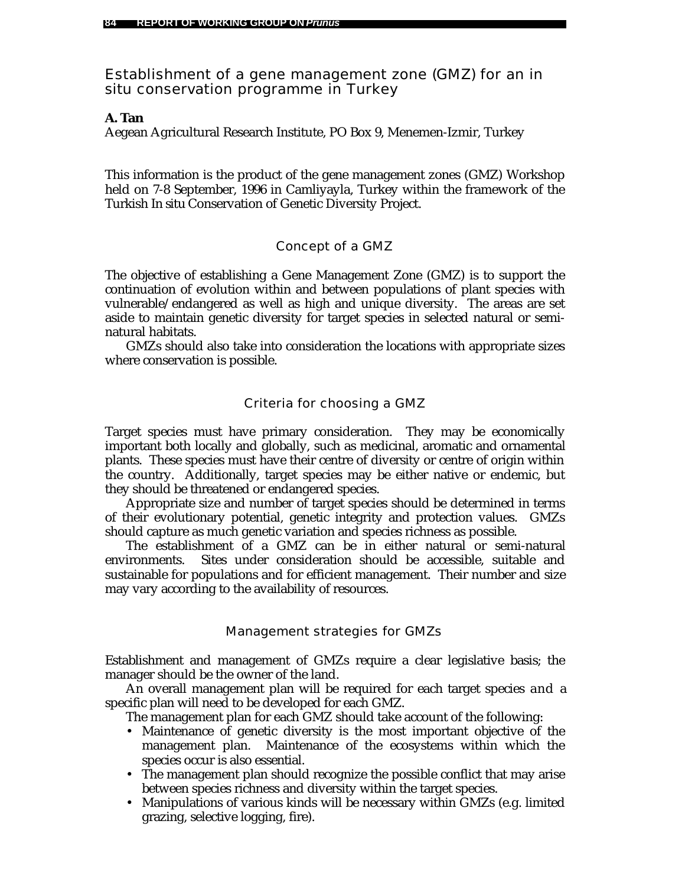# Establishment of a gene management zone (GMZ) for an in situ conservation programme in Turkey

**A. Tan**
Aegean Agricultural Research Institute, PO Box 9, Menemen-Izmir, Turkey

This information is the product of the gene management zones (GMZ) Workshop held on 7-8 September, 1996 in Camliyayla, Turkey within the framework of the Turkish In situ Conservation of Genetic Diversity Project.

## Concept of a GMZ

The objective of establishing a Gene Management Zone (GMZ) is to support the continuation of evolution within and between populations of plant species with vulnerable/endangered as well as high and unique diversity. The areas are set aside to maintain genetic diversity for target species in selected natural or semi-natural habitats.

GMZs should also take into consideration the locations with appropriate sizes where conservation is possible.

## Criteria for choosing a GMZ

Target species must have primary consideration. They may be economically important both locally and globally, such as medicinal, aromatic and ornamental plants. These species must have their centre of diversity or centre of origin within the country. Additionally, target species may be either native or endemic, but they should be threatened or endangered species.

Appropriate size and number of target species should be determined in terms of their evolutionary potential, genetic integrity and protection values. GMZs should capture as much genetic variation and species richness as possible.

The establishment of a GMZ can be in either natural or semi-natural environments. Sites under consideration should be accessible, suitable and sustainable for populations and for efficient management. Their number and size may vary according to the availability of resources.

## Management strategies for GMZs

Establishment and management of GMZs require a clear legislative basis; the manager should be the owner of the land.

An overall management plan will be required for each target species and a specific plan will need to be developed for each GMZ.

The management plan for each GMZ should take account of the following:

- Maintenance of genetic diversity is the most important objective of the management plan. Maintenance of the ecosystems within which the species occur is also essential.
- The management plan should recognize the possible conflict that may arise between species richness and diversity within the target species.
- Manipulations of various kinds will be necessary within GMZs (e.g. limited grazing, selective logging, fire).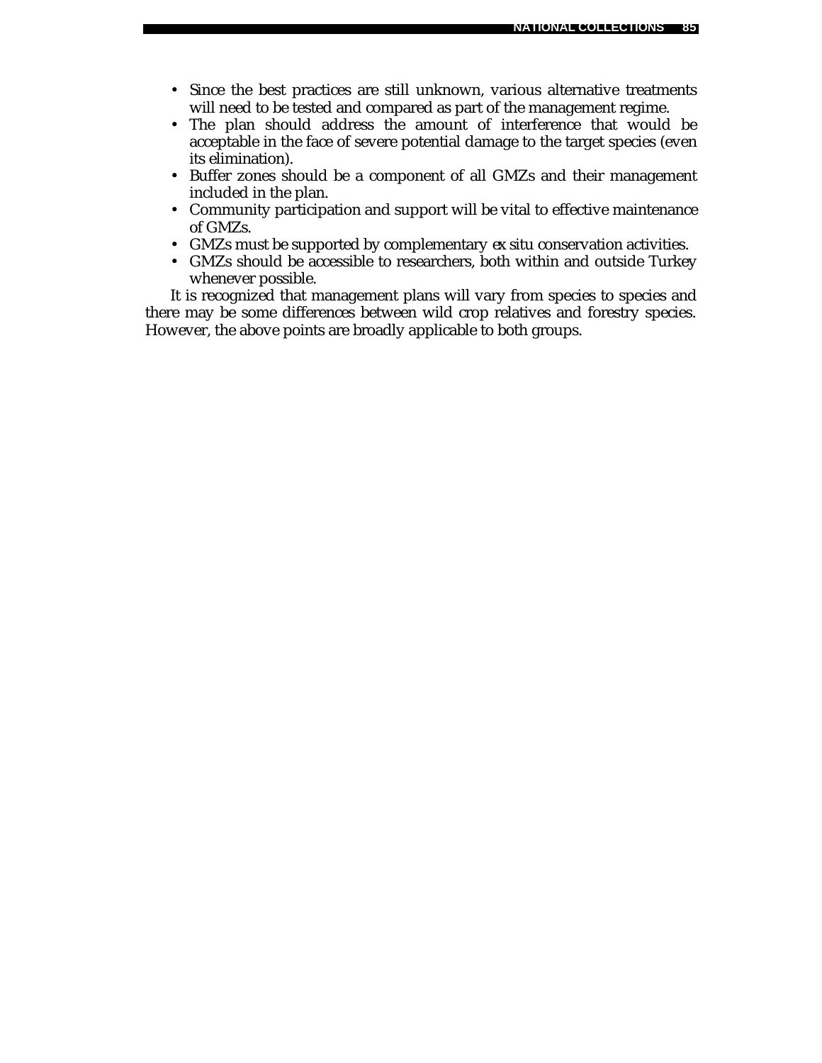- Since the best practices are still unknown, various alternative treatments will need to be tested and compared as part of the management regime.
- The plan should address the amount of interference that would be acceptable in the face of severe potential damage to the target species (even its elimination).
- Buffer zones should be a component of all GMZs and their management included in the plan.
- Community participation and support will be vital to effective maintenance of GMZs.
- GMZs must be supported by complementary *ex situ* conservation activities.
- GMZs should be accessible to researchers, both within and outside Turkey whenever possible.

It is recognized that management plans will vary from species to species and there may be some differences between wild crop relatives and forestry species. However, the above points are broadly applicable to both groups.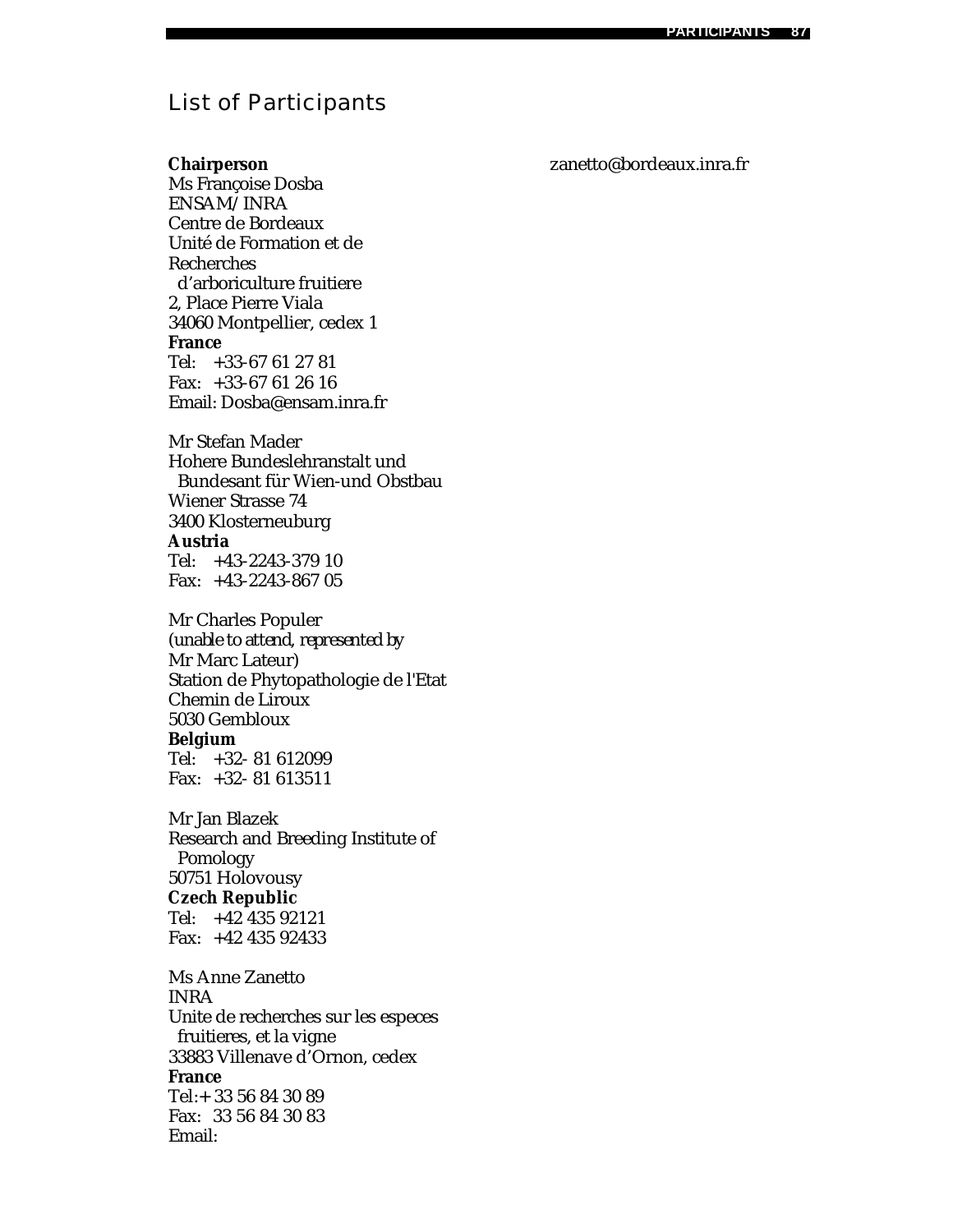# List of Participants

**Chairperson**
Ms Françoise Dosba
ENSAM/INRA
Centre de Bordeaux
Unité de Formation et de Recherches
d'arboriculture fruitiere
2, Place Pierre Viala
34060 Montpellier, cedex 1
**France**
Tel: +33-67 61 27 81
Fax: +33-67 61 26 16
Email: Dosba@ensam.inra.fr

Mr Stefan Mader
Hohere Bundeslehranstalt und
Bundesant für Wien-und Obstbau
Wiener Strasse 74
3400 Klosterneuburg
**Austria**
Tel: +43-2243-379 10
Fax: +43-2243-867 05

Mr Charles Populer
*(unable to attend, represented by*
Mr Marc Lateur)
Station de Phytopathologie de l'Etat
Chemin de Liroux
5030 Gembloux
**Belgium**
Tel: +32- 81 612099
Fax: +32- 81 613511

Mr Jan Blazek
Research and Breeding Institute of
Pomology
50751 Holovousy
**Czech Republic**
Tel: +42 435 92121
Fax: +42 435 92433

Ms Anne Zanetto
INRA
Unite de recherches sur les especes
fruitieres, et la vigne
33883 Villenave d'Ornon, cedex
**France**
Tel:+ 33 56 84 30 89
Fax: 33 56 84 30 83
Email: zanetto@bordeaux.inra.fr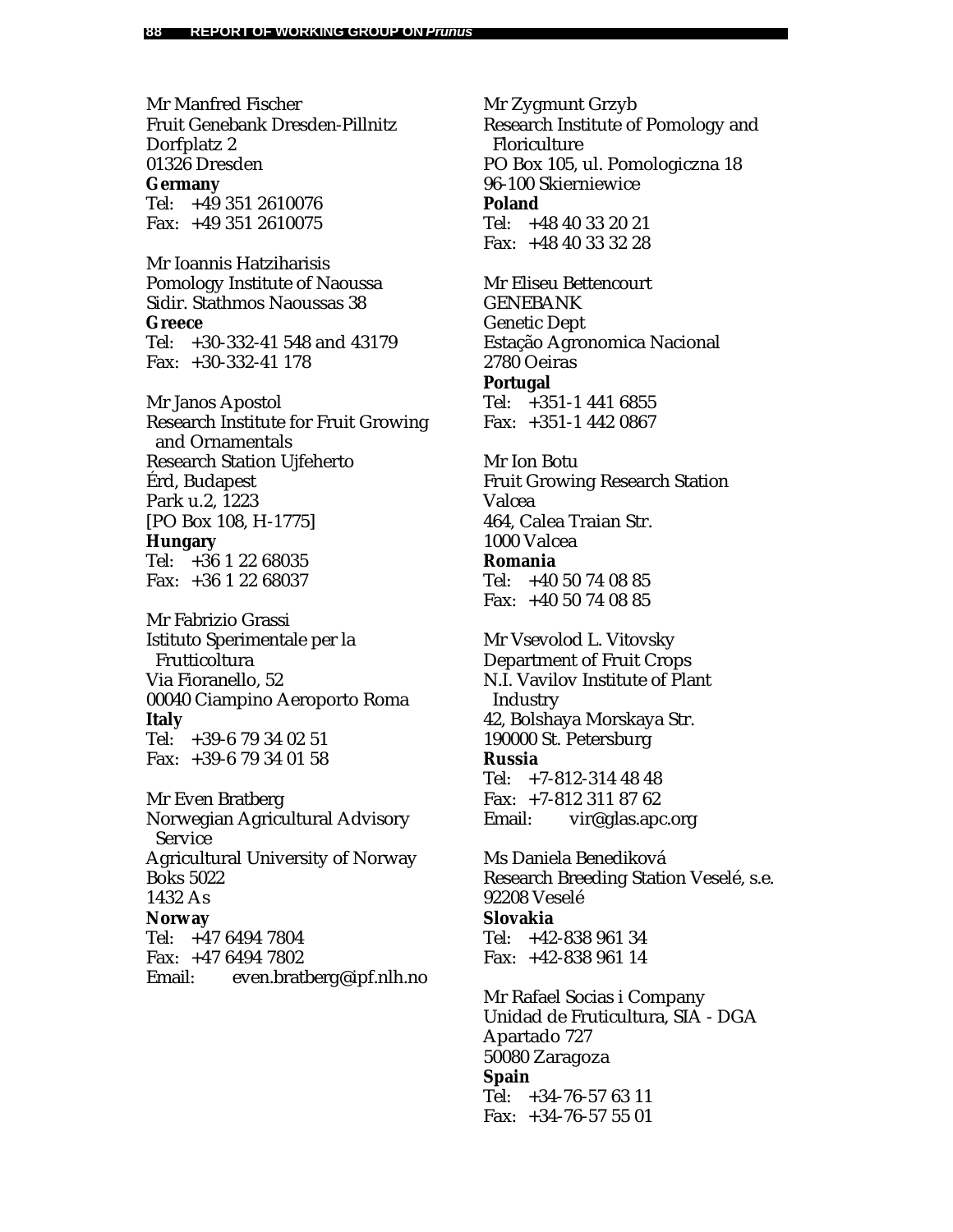Mr Manfred Fischer
Fruit Genebank Dresden-Pillnitz
Dorfplatz 2
01326 Dresden
**Germany**
Tel: +49 351 2610076
Fax: +49 351 2610075

Mr Ioannis Hatziharisis
Pomology Institute of Naoussa
Sidir. Stathmos Naoussas 38
**Greece**
Tel: +30-332-41 548 and 43179
Fax: +30-332-41 178

Mr Janos Apostol
Research Institute for Fruit Growing and Ornamentals
Research Station Ujfeherto
Érd, Budapest
Park u.2, 1223
[PO Box 108, H-1775]
**Hungary**
Tel: +36 1 22 68035
Fax: +36 1 22 68037

Mr Fabrizio Grassi
Istituto Sperimentale per la Frutticoltura
Via Fioranello, 52
00040 Ciampino Aeroporto Roma
**Italy**
Tel: +39-6 79 34 02 51
Fax: +39-6 79 34 01 58

Mr Even Bratberg
Norwegian Agricultural Advisory Service
Agricultural University of Norway
Boks 5022
1432 As
**Norway**
Tel: +47 6494 7804
Fax: +47 6494 7802
Email: even.bratberg@ipf.nlh.no

Mr Zygmunt Grzyb
Research Institute of Pomology and Floriculture
PO Box 105, ul. Pomologiczna 18
96-100 Skierniewice
**Poland**
Tel: +48 40 33 20 21
Fax: +48 40 33 32 28

Mr Eliseu Bettencourt
GENEBANK
Genetic Dept
Estação Agronomica Nacional
2780 Oeiras
**Portugal**
Tel: +351-1 441 6855
Fax: +351-1 442 0867

Mr Ion Botu
Fruit Growing Research Station Valcea
464, Calea Traian Str.
1000 Valcea
**Romania**
Tel: +40 50 74 08 85
Fax: +40 50 74 08 85

Mr Vsevolod L. Vitovsky
Department of Fruit Crops
N.I. Vavilov Institute of Plant Industry
42, Bolshaya Morskaya Str.
190000 St. Petersburg
**Russia**
Tel: +7-812-314 48 48
Fax: +7-812 311 87 62
Email: vir@glas.apc.org

Ms Daniela Benediková
Research Breeding Station Veselé, s.e.
92208 Veselé
**Slovakia**
Tel: +42-838 961 34
Fax: +42-838 961 14

Mr Rafael Socias i Company
Unidad de Fruticultura, SIA - DGA
Apartado 727
50080 Zaragoza
**Spain**
Tel: +34-76-57 63 11
Fax: +34-76-57 55 01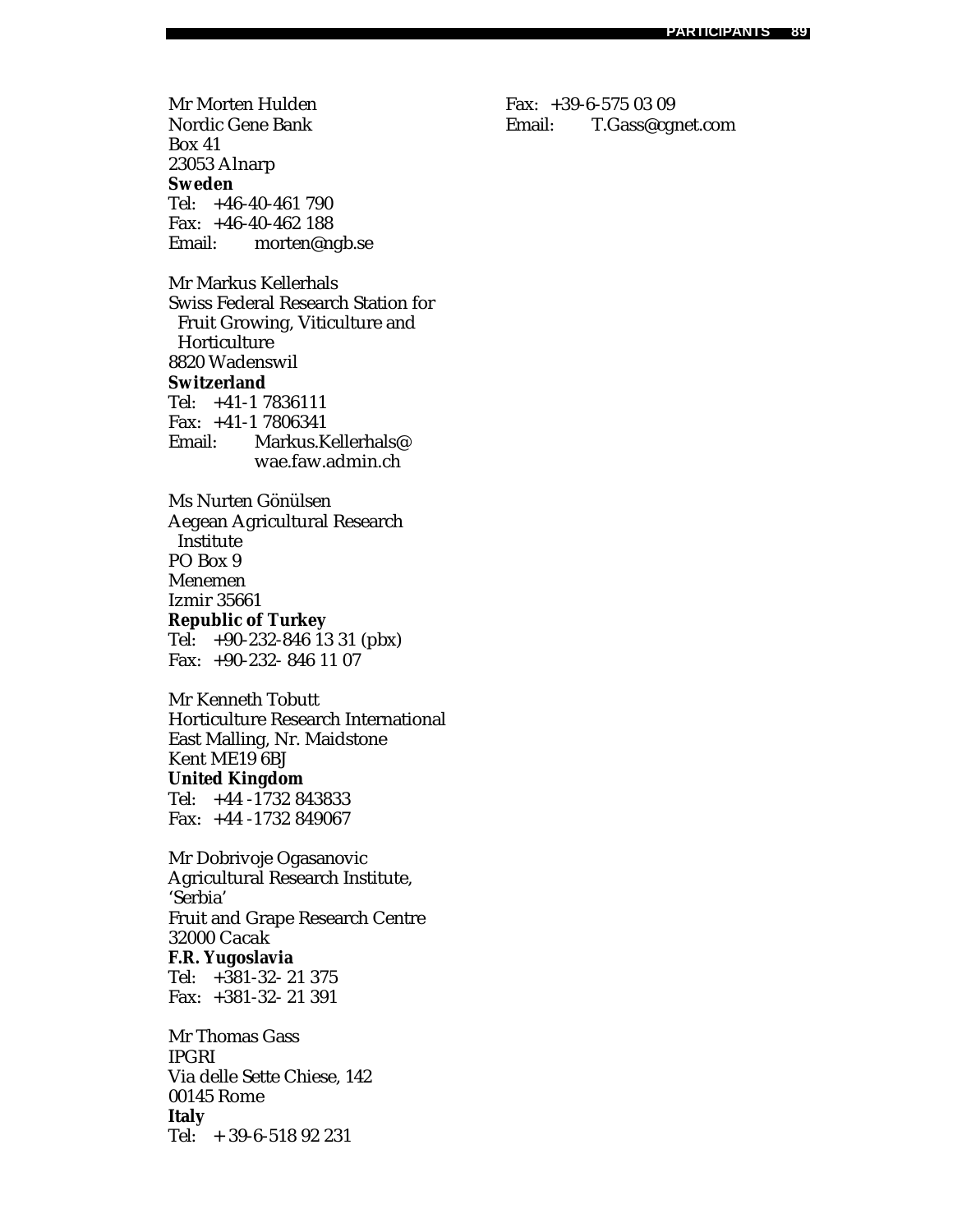Mr Morten Hulden
Nordic Gene Bank
Box 41
23053 Alnarp
**Sweden**
Tel: +46-40-461 790
Fax: +46-40-462 188
Email: morten@ngb.se

Mr Markus Kellerhals
Swiss Federal Research Station for
Fruit Growing, Viticulture and
Horticulture
8820 Wadenswil
**Switzerland**
Tel: +41-1 7836111
Fax: +41-1 7806341
Email: Markus.Kellerhals@
wae.faw.admin.ch

Ms Nurten Gönülsen
Aegean Agricultural Research
Institute
PO Box 9
Menemen
Izmir 35661
**Republic of Turkey**
Tel: +90-232-846 13 31 (pbx)
Fax: +90-232- 846 11 07

Mr Kenneth Tobutt
Horticulture Research International
East Malling, Nr. Maidstone
Kent ME19 6BJ
**United Kingdom**
Tel: +44 -1732 843833
Fax: +44 -1732 849067

Mr Dobrivoje Ogasanovic
Agricultural Research Institute,
'Serbia'
Fruit and Grape Research Centre
32000 Cacak
**F.R. Yugoslavia**
Tel: +381-32- 21 375
Fax: +381-32- 21 391

Mr Thomas Gass
IPGRI
Via delle Sette Chiese, 142
00145 Rome
**Italy**
Tel: + 39-6-518 92 231
Fax: +39-6-575 03 09
Email: T.Gass@cgnet.com